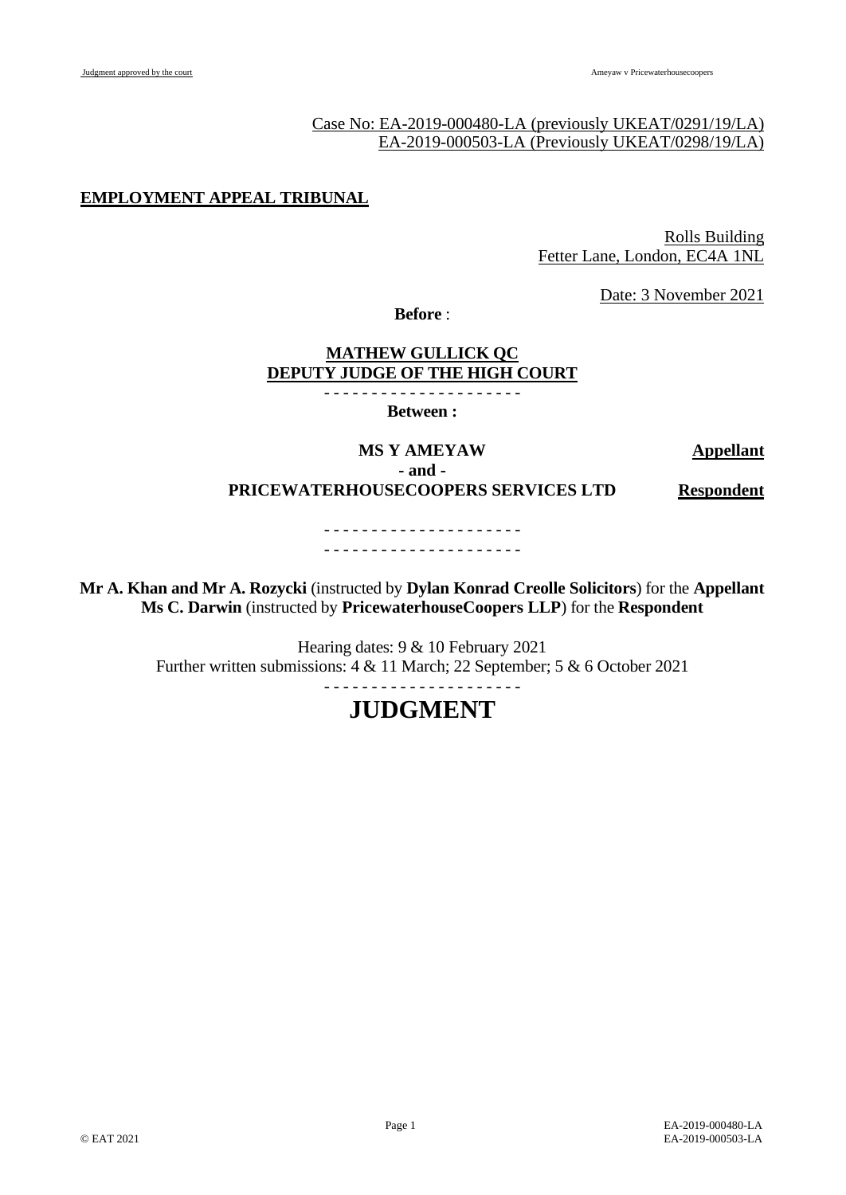Case No: EA-2019-000480-LA (previously UKEAT/0291/19/LA)
EA-2019-000503-LA (Previously UKEAT/0298/19/LA)

**EMPLOYMENT APPEAL TRIBUNAL**

Rolls Building
Fetter Lane, London, EC4A 1NL

Date: 3 November 2021

**Before** :

**MATHEW GULLICK QC**
**DEPUTY JUDGE OF THE HIGH COURT**

- - - - - - - - - - - - - - - - - - - - -

**Between :**

**MS Y AMEYAW** — **Appellant**

**- and -**

**PRICEWATERHOUSECOOPERS SERVICES LTD** — **Respondent**

- - - - - - - - - - - - - - - - - - - - -
- - - - - - - - - - - - - - - - - - - - -

**Mr A. Khan and Mr A. Rozycki** (instructed by **Dylan Konrad Creolle Solicitors**) for the **Appellant**
**Ms C. Darwin** (instructed by **PricewaterhouseCoopers LLP**) for the **Respondent**

Hearing dates: 9 & 10 February 2021
Further written submissions: 4 & 11 March; 22 September; 5 & 6 October 2021

- - - - - - - - - - - - - - - - - - - - -

# JUDGMENT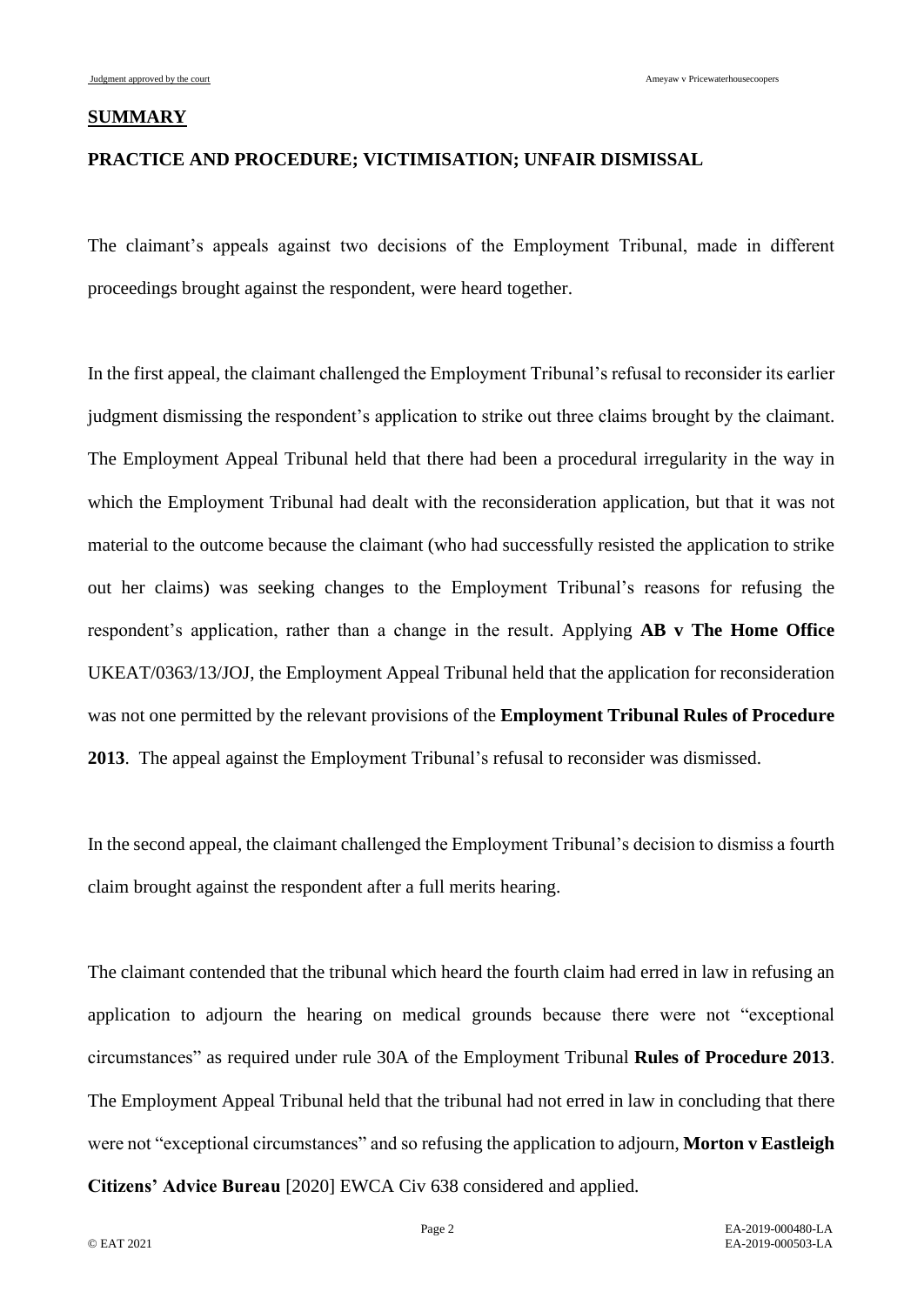## SUMMARY

**PRACTICE AND PROCEDURE; VICTIMISATION; UNFAIR DISMISSAL**

The claimant's appeals against two decisions of the Employment Tribunal, made in different proceedings brought against the respondent, were heard together.

In the first appeal, the claimant challenged the Employment Tribunal's refusal to reconsider its earlier judgment dismissing the respondent's application to strike out three claims brought by the claimant. The Employment Appeal Tribunal held that there had been a procedural irregularity in the way in which the Employment Tribunal had dealt with the reconsideration application, but that it was not material to the outcome because the claimant (who had successfully resisted the application to strike out her claims) was seeking changes to the Employment Tribunal's reasons for refusing the respondent's application, rather than a change in the result. Applying **AB v The Home Office** UKEAT/0363/13/JOJ, the Employment Appeal Tribunal held that the application for reconsideration was not one permitted by the relevant provisions of the **Employment Tribunal Rules of Procedure 2013**. The appeal against the Employment Tribunal's refusal to reconsider was dismissed.

In the second appeal, the claimant challenged the Employment Tribunal's decision to dismiss a fourth claim brought against the respondent after a full merits hearing.

The claimant contended that the tribunal which heard the fourth claim had erred in law in refusing an application to adjourn the hearing on medical grounds because there were not "exceptional circumstances" as required under rule 30A of the Employment Tribunal **Rules of Procedure 2013**. The Employment Appeal Tribunal held that the tribunal had not erred in law in concluding that there were not "exceptional circumstances" and so refusing the application to adjourn, **Morton v Eastleigh Citizens' Advice Bureau** [2020] EWCA Civ 638 considered and applied.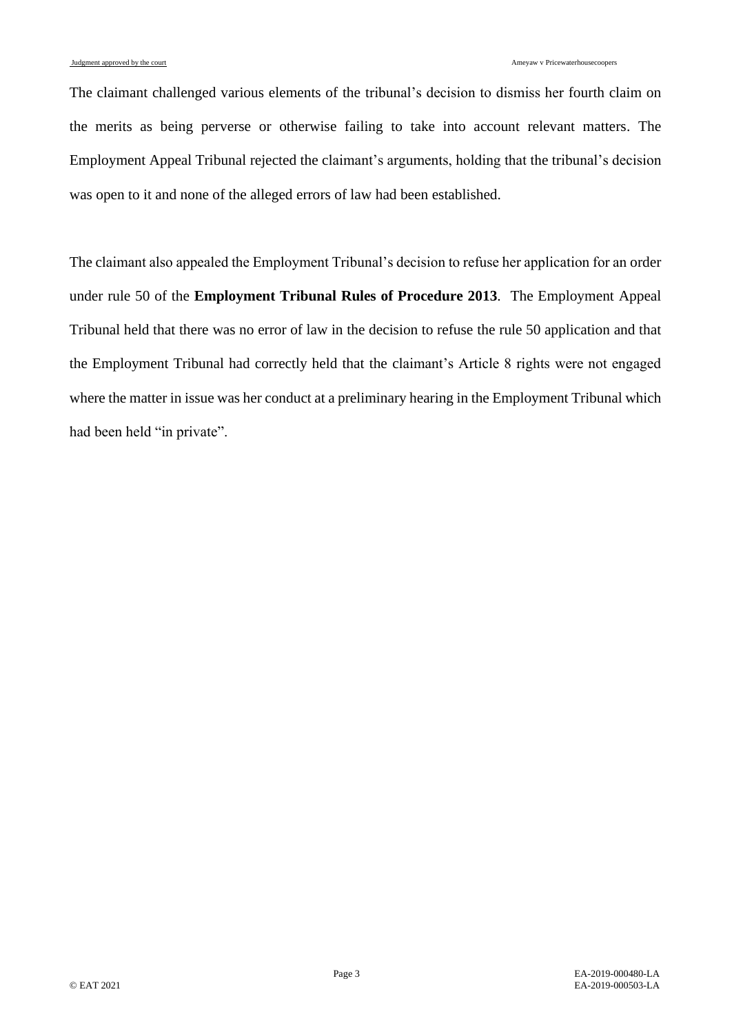The claimant challenged various elements of the tribunal's decision to dismiss her fourth claim on the merits as being perverse or otherwise failing to take into account relevant matters. The Employment Appeal Tribunal rejected the claimant's arguments, holding that the tribunal's decision was open to it and none of the alleged errors of law had been established.

The claimant also appealed the Employment Tribunal's decision to refuse her application for an order under rule 50 of the **Employment Tribunal Rules of Procedure 2013**. The Employment Appeal Tribunal held that there was no error of law in the decision to refuse the rule 50 application and that the Employment Tribunal had correctly held that the claimant's Article 8 rights were not engaged where the matter in issue was her conduct at a preliminary hearing in the Employment Tribunal which had been held "in private".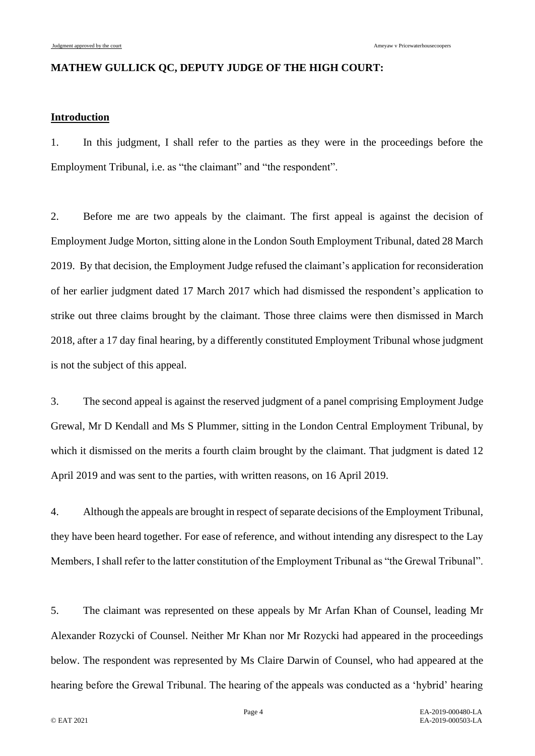**MATHEW GULLICK QC, DEPUTY JUDGE OF THE HIGH COURT:**

**Introduction**

1. In this judgment, I shall refer to the parties as they were in the proceedings before the Employment Tribunal, i.e. as "the claimant" and "the respondent".

2. Before me are two appeals by the claimant. The first appeal is against the decision of Employment Judge Morton, sitting alone in the London South Employment Tribunal, dated 28 March 2019. By that decision, the Employment Judge refused the claimant's application for reconsideration of her earlier judgment dated 17 March 2017 which had dismissed the respondent's application to strike out three claims brought by the claimant. Those three claims were then dismissed in March 2018, after a 17 day final hearing, by a differently constituted Employment Tribunal whose judgment is not the subject of this appeal.

3. The second appeal is against the reserved judgment of a panel comprising Employment Judge Grewal, Mr D Kendall and Ms S Plummer, sitting in the London Central Employment Tribunal, by which it dismissed on the merits a fourth claim brought by the claimant. That judgment is dated 12 April 2019 and was sent to the parties, with written reasons, on 16 April 2019.

4. Although the appeals are brought in respect of separate decisions of the Employment Tribunal, they have been heard together. For ease of reference, and without intending any disrespect to the Lay Members, I shall refer to the latter constitution of the Employment Tribunal as "the Grewal Tribunal".

5. The claimant was represented on these appeals by Mr Arfan Khan of Counsel, leading Mr Alexander Rozycki of Counsel. Neither Mr Khan nor Mr Rozycki had appeared in the proceedings below. The respondent was represented by Ms Claire Darwin of Counsel, who had appeared at the hearing before the Grewal Tribunal. The hearing of the appeals was conducted as a 'hybrid' hearing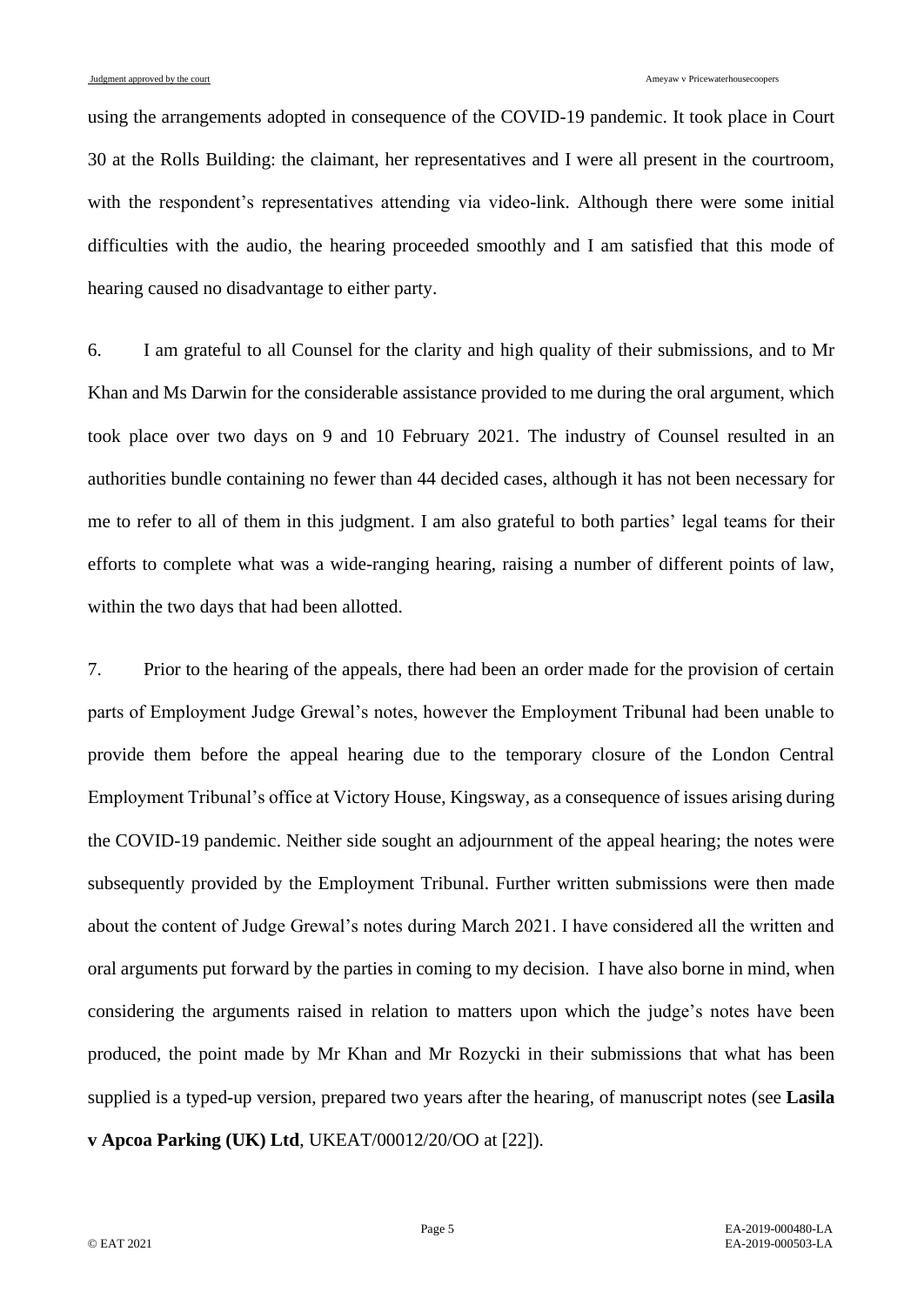using the arrangements adopted in consequence of the COVID-19 pandemic. It took place in Court 30 at the Rolls Building: the claimant, her representatives and I were all present in the courtroom, with the respondent's representatives attending via video-link. Although there were some initial difficulties with the audio, the hearing proceeded smoothly and I am satisfied that this mode of hearing caused no disadvantage to either party.

6. I am grateful to all Counsel for the clarity and high quality of their submissions, and to Mr Khan and Ms Darwin for the considerable assistance provided to me during the oral argument, which took place over two days on 9 and 10 February 2021. The industry of Counsel resulted in an authorities bundle containing no fewer than 44 decided cases, although it has not been necessary for me to refer to all of them in this judgment. I am also grateful to both parties' legal teams for their efforts to complete what was a wide-ranging hearing, raising a number of different points of law, within the two days that had been allotted.

7. Prior to the hearing of the appeals, there had been an order made for the provision of certain parts of Employment Judge Grewal's notes, however the Employment Tribunal had been unable to provide them before the appeal hearing due to the temporary closure of the London Central Employment Tribunal's office at Victory House, Kingsway, as a consequence of issues arising during the COVID-19 pandemic. Neither side sought an adjournment of the appeal hearing; the notes were subsequently provided by the Employment Tribunal. Further written submissions were then made about the content of Judge Grewal's notes during March 2021. I have considered all the written and oral arguments put forward by the parties in coming to my decision. I have also borne in mind, when considering the arguments raised in relation to matters upon which the judge's notes have been produced, the point made by Mr Khan and Mr Rozycki in their submissions that what has been supplied is a typed-up version, prepared two years after the hearing, of manuscript notes (see **Lasila v Apcoa Parking (UK) Ltd**, UKEAT/00012/20/OO at [22]).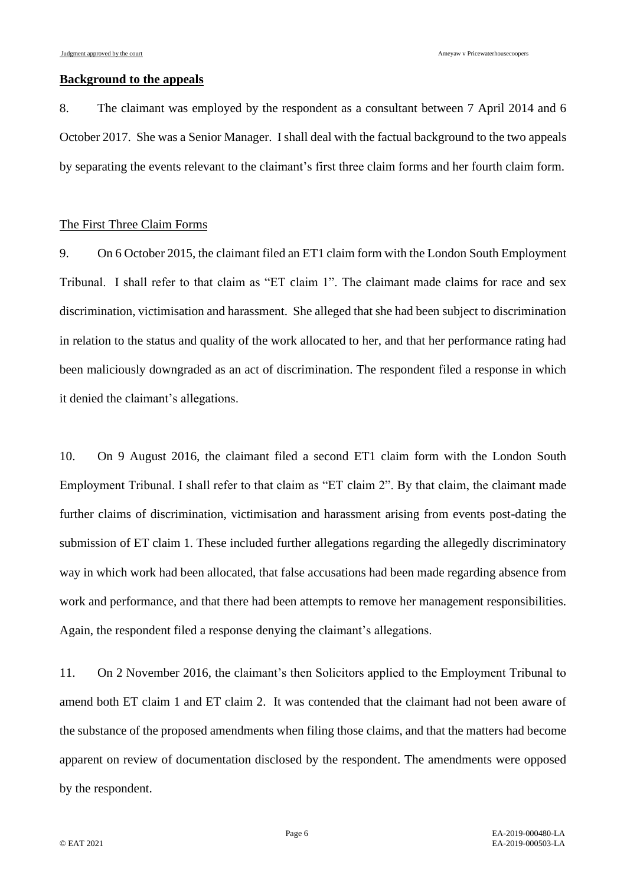**Background to the appeals**

8. The claimant was employed by the respondent as a consultant between 7 April 2014 and 6 October 2017. She was a Senior Manager. I shall deal with the factual background to the two appeals by separating the events relevant to the claimant's first three claim forms and her fourth claim form.

The First Three Claim Forms

9. On 6 October 2015, the claimant filed an ET1 claim form with the London South Employment Tribunal. I shall refer to that claim as "ET claim 1". The claimant made claims for race and sex discrimination, victimisation and harassment. She alleged that she had been subject to discrimination in relation to the status and quality of the work allocated to her, and that her performance rating had been maliciously downgraded as an act of discrimination. The respondent filed a response in which it denied the claimant's allegations.

10. On 9 August 2016, the claimant filed a second ET1 claim form with the London South Employment Tribunal. I shall refer to that claim as "ET claim 2". By that claim, the claimant made further claims of discrimination, victimisation and harassment arising from events post-dating the submission of ET claim 1. These included further allegations regarding the allegedly discriminatory way in which work had been allocated, that false accusations had been made regarding absence from work and performance, and that there had been attempts to remove her management responsibilities. Again, the respondent filed a response denying the claimant's allegations.

11. On 2 November 2016, the claimant's then Solicitors applied to the Employment Tribunal to amend both ET claim 1 and ET claim 2. It was contended that the claimant had not been aware of the substance of the proposed amendments when filing those claims, and that the matters had become apparent on review of documentation disclosed by the respondent. The amendments were opposed by the respondent.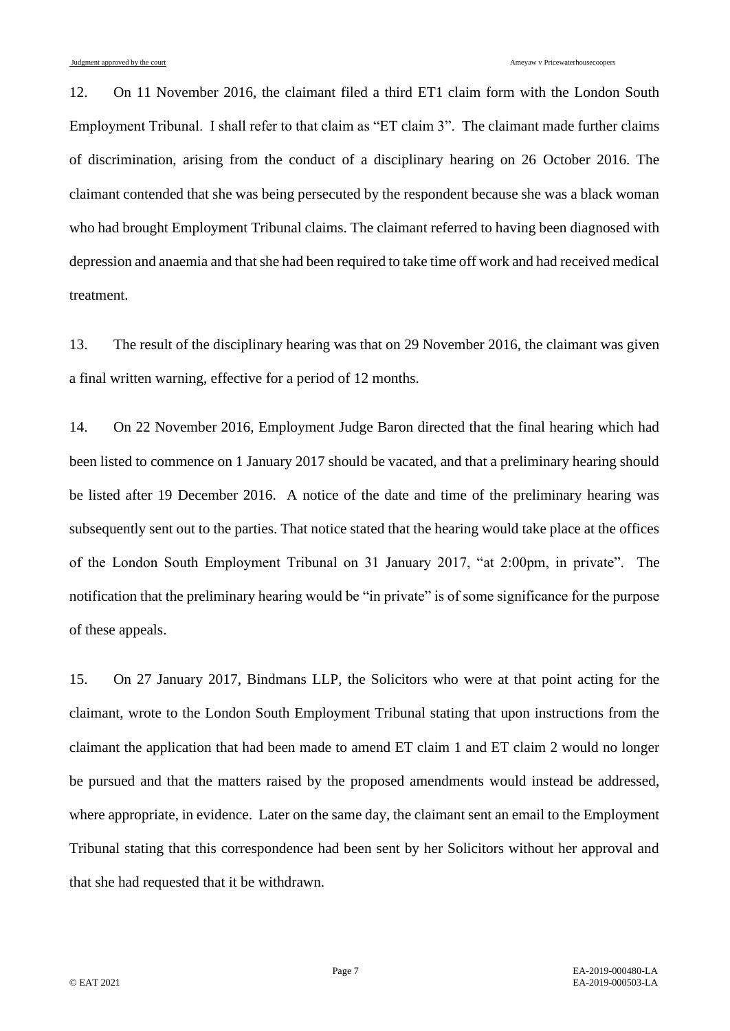12. On 11 November 2016, the claimant filed a third ET1 claim form with the London South Employment Tribunal. I shall refer to that claim as "ET claim 3". The claimant made further claims of discrimination, arising from the conduct of a disciplinary hearing on 26 October 2016. The claimant contended that she was being persecuted by the respondent because she was a black woman who had brought Employment Tribunal claims. The claimant referred to having been diagnosed with depression and anaemia and that she had been required to take time off work and had received medical treatment.

13. The result of the disciplinary hearing was that on 29 November 2016, the claimant was given a final written warning, effective for a period of 12 months.

14. On 22 November 2016, Employment Judge Baron directed that the final hearing which had been listed to commence on 1 January 2017 should be vacated, and that a preliminary hearing should be listed after 19 December 2016. A notice of the date and time of the preliminary hearing was subsequently sent out to the parties. That notice stated that the hearing would take place at the offices of the London South Employment Tribunal on 31 January 2017, "at 2:00pm, in private". The notification that the preliminary hearing would be "in private" is of some significance for the purpose of these appeals.

15. On 27 January 2017, Bindmans LLP, the Solicitors who were at that point acting for the claimant, wrote to the London South Employment Tribunal stating that upon instructions from the claimant the application that had been made to amend ET claim 1 and ET claim 2 would no longer be pursued and that the matters raised by the proposed amendments would instead be addressed, where appropriate, in evidence. Later on the same day, the claimant sent an email to the Employment Tribunal stating that this correspondence had been sent by her Solicitors without her approval and that she had requested that it be withdrawn.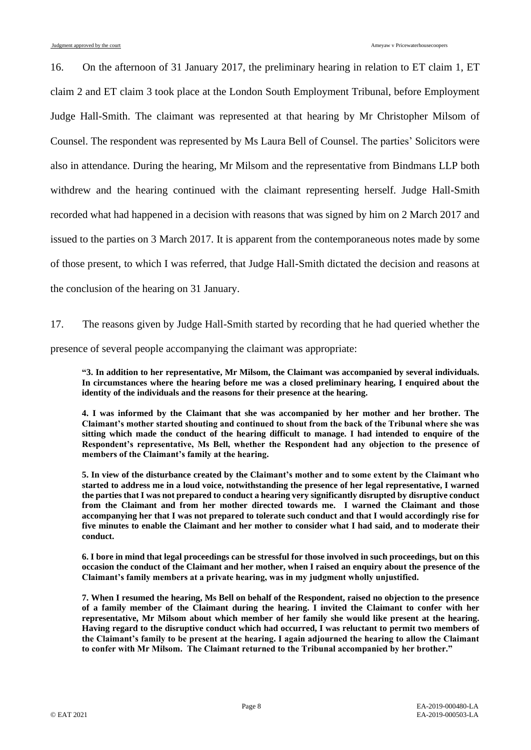16. On the afternoon of 31 January 2017, the preliminary hearing in relation to ET claim 1, ET claim 2 and ET claim 3 took place at the London South Employment Tribunal, before Employment Judge Hall-Smith. The claimant was represented at that hearing by Mr Christopher Milsom of Counsel. The respondent was represented by Ms Laura Bell of Counsel. The parties' Solicitors were also in attendance. During the hearing, Mr Milsom and the representative from Bindmans LLP both withdrew and the hearing continued with the claimant representing herself. Judge Hall-Smith recorded what had happened in a decision with reasons that was signed by him on 2 March 2017 and issued to the parties on 3 March 2017. It is apparent from the contemporaneous notes made by some of those present, to which I was referred, that Judge Hall-Smith dictated the decision and reasons at the conclusion of the hearing on 31 January.

17. The reasons given by Judge Hall-Smith started by recording that he had queried whether the presence of several people accompanying the claimant was appropriate:

> **"3. In addition to her representative, Mr Milsom, the Claimant was accompanied by several individuals. In circumstances where the hearing before me was a closed preliminary hearing, I enquired about the identity of the individuals and the reasons for their presence at the hearing.**
>
> **4. I was informed by the Claimant that she was accompanied by her mother and her brother. The Claimant's mother started shouting and continued to shout from the back of the Tribunal where she was sitting which made the conduct of the hearing difficult to manage. I had intended to enquire of the Respondent's representative, Ms Bell, whether the Respondent had any objection to the presence of members of the Claimant's family at the hearing.**
>
> **5. In view of the disturbance created by the Claimant's mother and to some extent by the Claimant who started to address me in a loud voice, notwithstanding the presence of her legal representative, I warned the parties that I was not prepared to conduct a hearing very significantly disrupted by disruptive conduct from the Claimant and from her mother directed towards me. I warned the Claimant and those accompanying her that I was not prepared to tolerate such conduct and that I would accordingly rise for five minutes to enable the Claimant and her mother to consider what I had said, and to moderate their conduct.**
>
> **6. I bore in mind that legal proceedings can be stressful for those involved in such proceedings, but on this occasion the conduct of the Claimant and her mother, when I raised an enquiry about the presence of the Claimant's family members at a private hearing, was in my judgment wholly unjustified.**
>
> **7. When I resumed the hearing, Ms Bell on behalf of the Respondent, raised no objection to the presence of a family member of the Claimant during the hearing. I invited the Claimant to confer with her representative, Mr Milsom about which member of her family she would like present at the hearing. Having regard to the disruptive conduct which had occurred, I was reluctant to permit two members of the Claimant's family to be present at the hearing. I again adjourned the hearing to allow the Claimant to confer with Mr Milsom. The Claimant returned to the Tribunal accompanied by her brother."**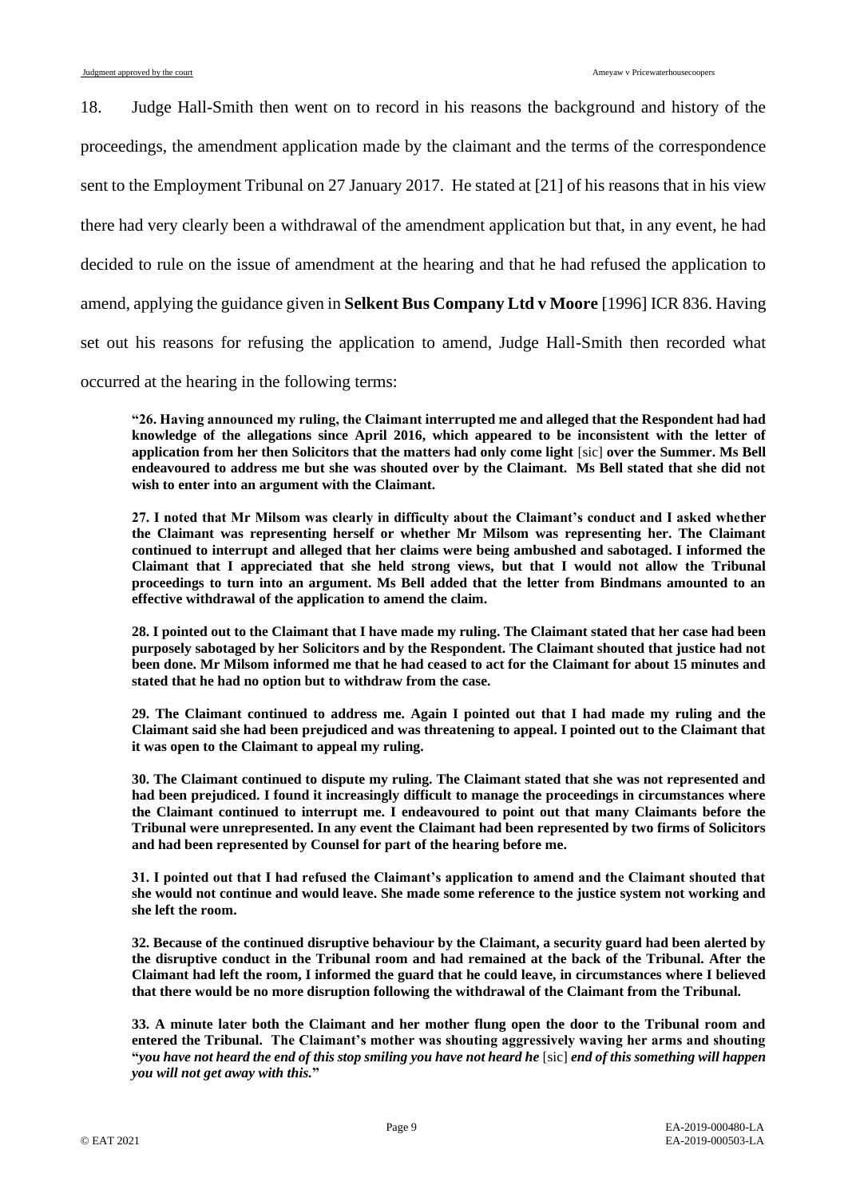18. Judge Hall-Smith then went on to record in his reasons the background and history of the proceedings, the amendment application made by the claimant and the terms of the correspondence sent to the Employment Tribunal on 27 January 2017. He stated at [21] of his reasons that in his view there had very clearly been a withdrawal of the amendment application but that, in any event, he had decided to rule on the issue of amendment at the hearing and that he had refused the application to amend, applying the guidance given in **Selkent Bus Company Ltd v Moore** [1996] ICR 836. Having set out his reasons for refusing the application to amend, Judge Hall-Smith then recorded what occurred at the hearing in the following terms:

> **"26. Having announced my ruling, the Claimant interrupted me and alleged that the Respondent had had knowledge of the allegations since April 2016, which appeared to be inconsistent with the letter of application from her then Solicitors that the matters had only come light** [sic] **over the Summer. Ms Bell endeavoured to address me but she was shouted over by the Claimant. Ms Bell stated that she did not wish to enter into an argument with the Claimant.**
>
> **27. I noted that Mr Milsom was clearly in difficulty about the Claimant's conduct and I asked whether the Claimant was representing herself or whether Mr Milsom was representing her. The Claimant continued to interrupt and alleged that her claims were being ambushed and sabotaged. I informed the Claimant that I appreciated that she held strong views, but that I would not allow the Tribunal proceedings to turn into an argument. Ms Bell added that the letter from Bindmans amounted to an effective withdrawal of the application to amend the claim.**
>
> **28. I pointed out to the Claimant that I have made my ruling. The Claimant stated that her case had been purposely sabotaged by her Solicitors and by the Respondent. The Claimant shouted that justice had not been done. Mr Milsom informed me that he had ceased to act for the Claimant for about 15 minutes and stated that he had no option but to withdraw from the case.**
>
> **29. The Claimant continued to address me. Again I pointed out that I had made my ruling and the Claimant said she had been prejudiced and was threatening to appeal. I pointed out to the Claimant that it was open to the Claimant to appeal my ruling.**
>
> **30. The Claimant continued to dispute my ruling. The Claimant stated that she was not represented and had been prejudiced. I found it increasingly difficult to manage the proceedings in circumstances where the Claimant continued to interrupt me. I endeavoured to point out that many Claimants before the Tribunal were unrepresented. In any event the Claimant had been represented by two firms of Solicitors and had been represented by Counsel for part of the hearing before me.**
>
> **31. I pointed out that I had refused the Claimant's application to amend and the Claimant shouted that she would not continue and would leave. She made some reference to the justice system not working and she left the room.**
>
> **32. Because of the continued disruptive behaviour by the Claimant, a security guard had been alerted by the disruptive conduct in the Tribunal room and had remained at the back of the Tribunal. After the Claimant had left the room, I informed the guard that he could leave, in circumstances where I believed that there would be no more disruption following the withdrawal of the Claimant from the Tribunal.**
>
> **33. A minute later both the Claimant and her mother flung open the door to the Tribunal room and entered the Tribunal. The Claimant's mother was shouting aggressively waving her arms and shouting "*you have not heard the end of this stop smiling you have not heard he* [sic] *end of this something will happen you will not get away with this.*"**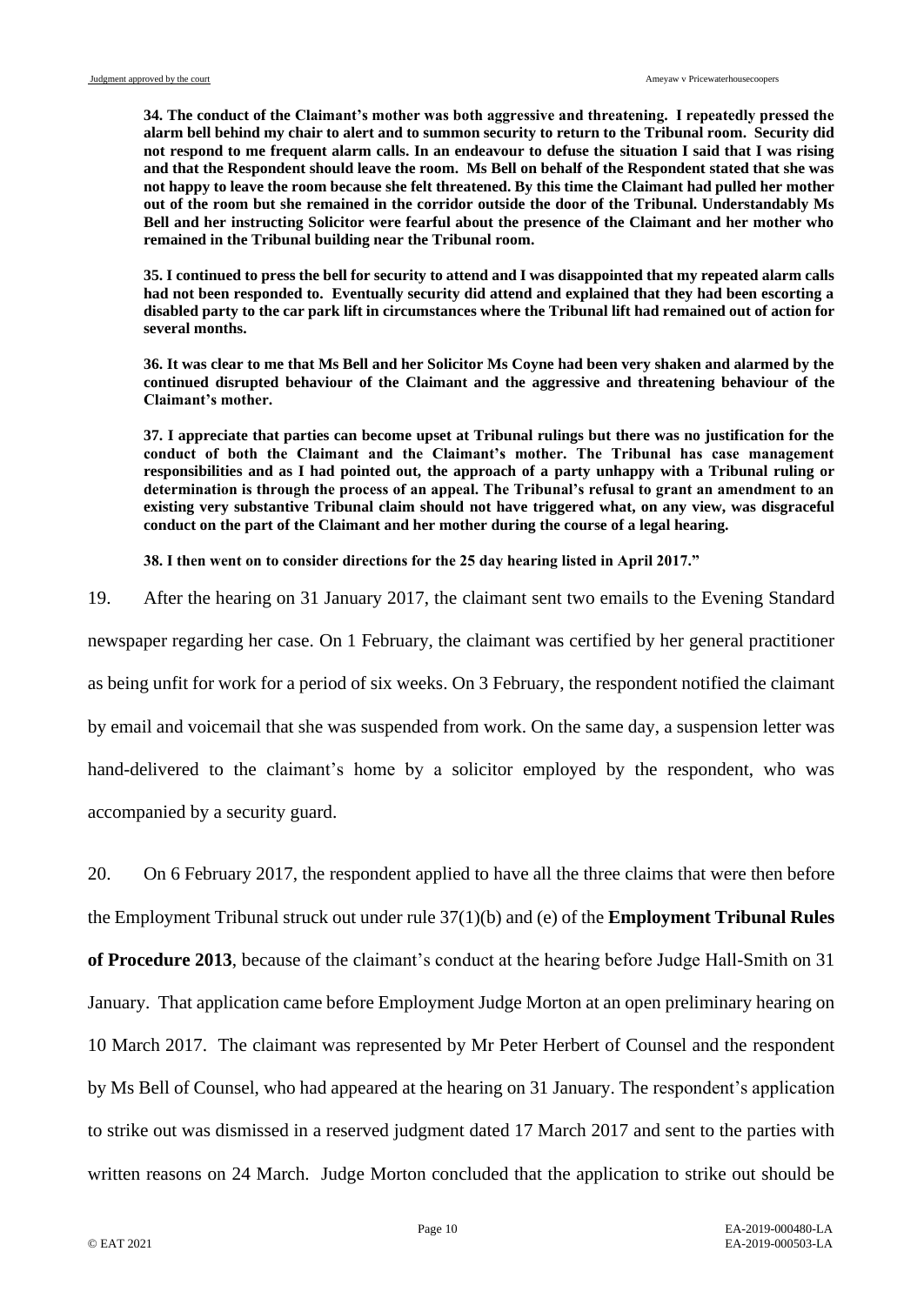**34. The conduct of the Claimant's mother was both aggressive and threatening. I repeatedly pressed the alarm bell behind my chair to alert and to summon security to return to the Tribunal room. Security did not respond to me frequent alarm calls. In an endeavour to defuse the situation I said that I was rising and that the Respondent should leave the room. Ms Bell on behalf of the Respondent stated that she was not happy to leave the room because she felt threatened. By this time the Claimant had pulled her mother out of the room but she remained in the corridor outside the door of the Tribunal. Understandably Ms Bell and her instructing Solicitor were fearful about the presence of the Claimant and her mother who remained in the Tribunal building near the Tribunal room.**

**35. I continued to press the bell for security to attend and I was disappointed that my repeated alarm calls had not been responded to. Eventually security did attend and explained that they had been escorting a disabled party to the car park lift in circumstances where the Tribunal lift had remained out of action for several months.**

**36. It was clear to me that Ms Bell and her Solicitor Ms Coyne had been very shaken and alarmed by the continued disrupted behaviour of the Claimant and the aggressive and threatening behaviour of the Claimant's mother.**

**37. I appreciate that parties can become upset at Tribunal rulings but there was no justification for the conduct of both the Claimant and the Claimant's mother. The Tribunal has case management responsibilities and as I had pointed out, the approach of a party unhappy with a Tribunal ruling or determination is through the process of an appeal. The Tribunal's refusal to grant an amendment to an existing very substantive Tribunal claim should not have triggered what, on any view, was disgraceful conduct on the part of the Claimant and her mother during the course of a legal hearing.**

**38. I then went on to consider directions for the 25 day hearing listed in April 2017."**

19. After the hearing on 31 January 2017, the claimant sent two emails to the Evening Standard newspaper regarding her case. On 1 February, the claimant was certified by her general practitioner as being unfit for work for a period of six weeks. On 3 February, the respondent notified the claimant by email and voicemail that she was suspended from work. On the same day, a suspension letter was hand-delivered to the claimant's home by a solicitor employed by the respondent, who was accompanied by a security guard.

20. On 6 February 2017, the respondent applied to have all the three claims that were then before the Employment Tribunal struck out under rule 37(1)(b) and (e) of the **Employment Tribunal Rules of Procedure 2013**, because of the claimant's conduct at the hearing before Judge Hall-Smith on 31 January. That application came before Employment Judge Morton at an open preliminary hearing on 10 March 2017. The claimant was represented by Mr Peter Herbert of Counsel and the respondent by Ms Bell of Counsel, who had appeared at the hearing on 31 January. The respondent's application to strike out was dismissed in a reserved judgment dated 17 March 2017 and sent to the parties with written reasons on 24 March. Judge Morton concluded that the application to strike out should be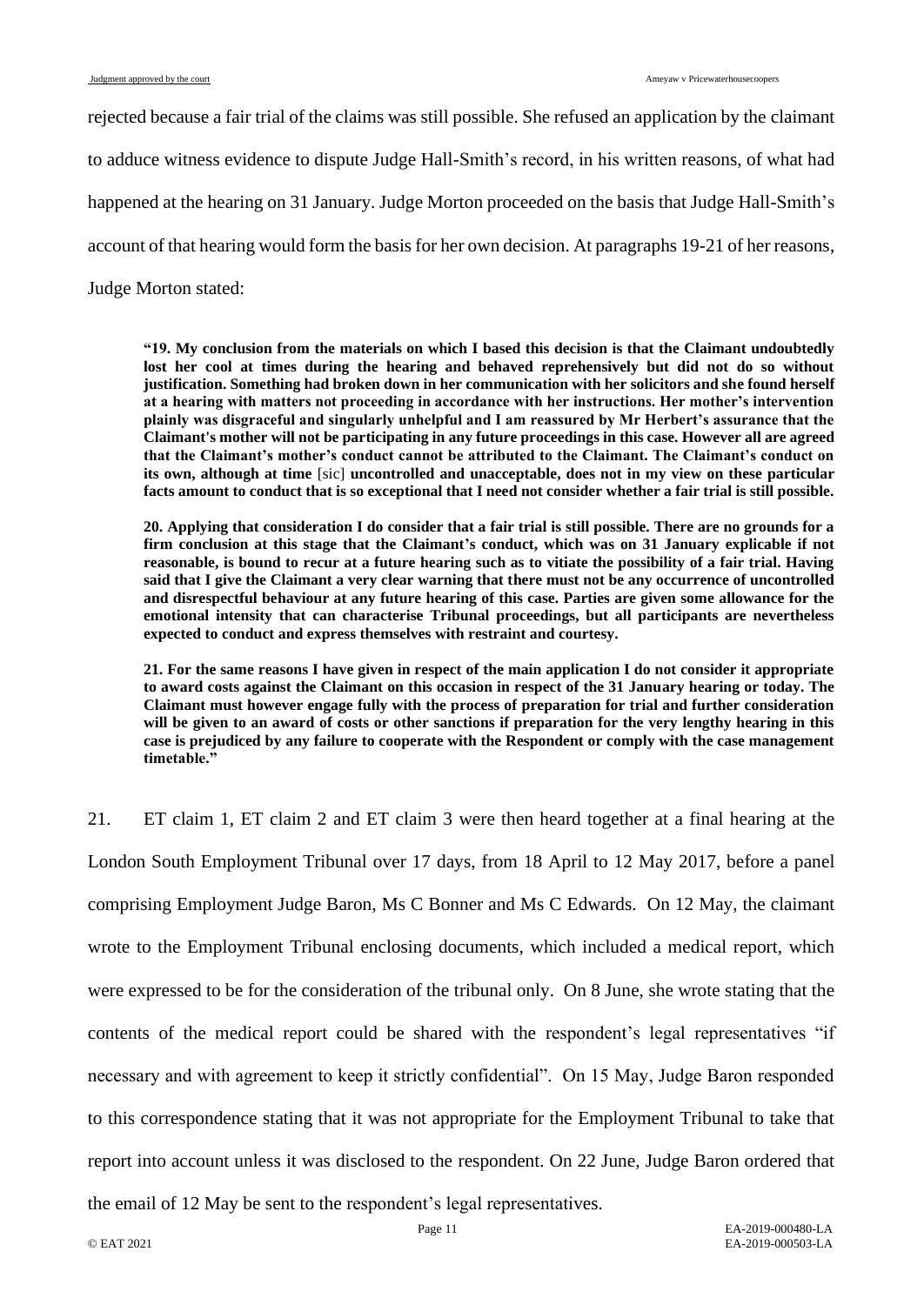rejected because a fair trial of the claims was still possible. She refused an application by the claimant to adduce witness evidence to dispute Judge Hall-Smith's record, in his written reasons, of what had happened at the hearing on 31 January. Judge Morton proceeded on the basis that Judge Hall-Smith's account of that hearing would form the basis for her own decision. At paragraphs 19-21 of her reasons, Judge Morton stated:

> **"19. My conclusion from the materials on which I based this decision is that the Claimant undoubtedly lost her cool at times during the hearing and behaved reprehensively but did not do so without justification. Something had broken down in her communication with her solicitors and she found herself at a hearing with matters not proceeding in accordance with her instructions. Her mother's intervention plainly was disgraceful and singularly unhelpful and I am reassured by Mr Herbert's assurance that the Claimant's mother will not be participating in any future proceedings in this case. However all are agreed that the Claimant's mother's conduct cannot be attributed to the Claimant. The Claimant's conduct on its own, although at time** [sic] **uncontrolled and unacceptable, does not in my view on these particular facts amount to conduct that is so exceptional that I need not consider whether a fair trial is still possible.**
>
> **20. Applying that consideration I do consider that a fair trial is still possible. There are no grounds for a firm conclusion at this stage that the Claimant's conduct, which was on 31 January explicable if not reasonable, is bound to recur at a future hearing such as to vitiate the possibility of a fair trial. Having said that I give the Claimant a very clear warning that there must not be any occurrence of uncontrolled and disrespectful behaviour at any future hearing of this case. Parties are given some allowance for the emotional intensity that can characterise Tribunal proceedings, but all participants are nevertheless expected to conduct and express themselves with restraint and courtesy.**
>
> **21. For the same reasons I have given in respect of the main application I do not consider it appropriate to award costs against the Claimant on this occasion in respect of the 31 January hearing or today. The Claimant must however engage fully with the process of preparation for trial and further consideration will be given to an award of costs or other sanctions if preparation for the very lengthy hearing in this case is prejudiced by any failure to cooperate with the Respondent or comply with the case management timetable."**

21. ET claim 1, ET claim 2 and ET claim 3 were then heard together at a final hearing at the London South Employment Tribunal over 17 days, from 18 April to 12 May 2017, before a panel comprising Employment Judge Baron, Ms C Bonner and Ms C Edwards. On 12 May, the claimant wrote to the Employment Tribunal enclosing documents, which included a medical report, which were expressed to be for the consideration of the tribunal only. On 8 June, she wrote stating that the contents of the medical report could be shared with the respondent's legal representatives "if necessary and with agreement to keep it strictly confidential". On 15 May, Judge Baron responded to this correspondence stating that it was not appropriate for the Employment Tribunal to take that report into account unless it was disclosed to the respondent. On 22 June, Judge Baron ordered that the email of 12 May be sent to the respondent's legal representatives.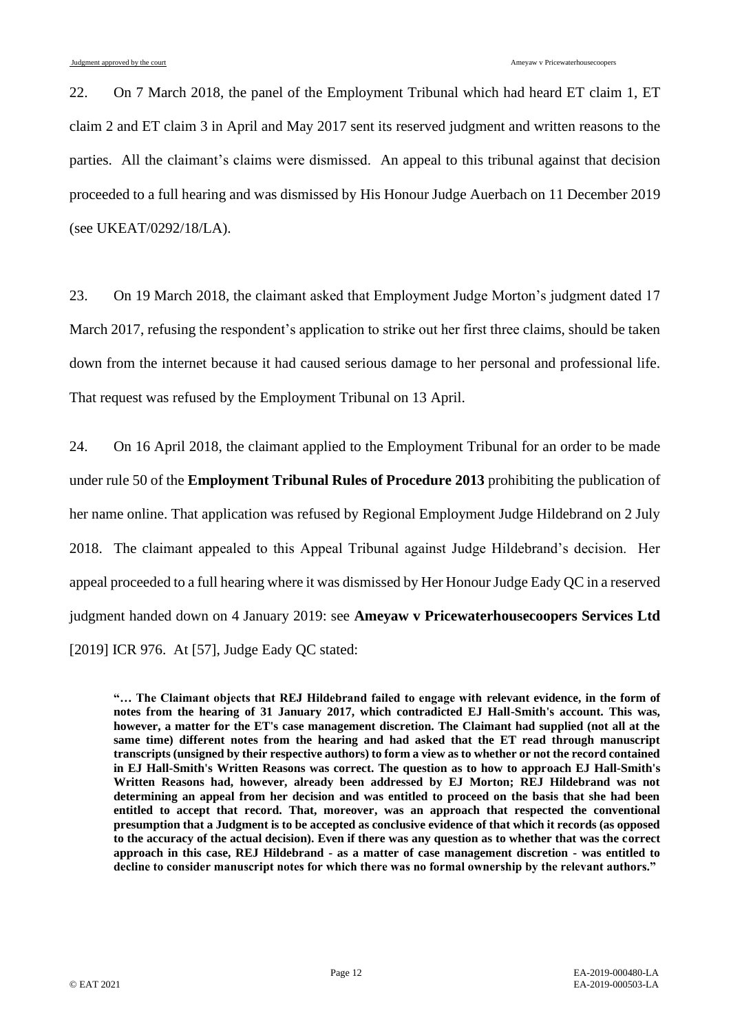22. On 7 March 2018, the panel of the Employment Tribunal which had heard ET claim 1, ET claim 2 and ET claim 3 in April and May 2017 sent its reserved judgment and written reasons to the parties. All the claimant's claims were dismissed. An appeal to this tribunal against that decision proceeded to a full hearing and was dismissed by His Honour Judge Auerbach on 11 December 2019 (see UKEAT/0292/18/LA).

23. On 19 March 2018, the claimant asked that Employment Judge Morton's judgment dated 17 March 2017, refusing the respondent's application to strike out her first three claims, should be taken down from the internet because it had caused serious damage to her personal and professional life. That request was refused by the Employment Tribunal on 13 April.

24. On 16 April 2018, the claimant applied to the Employment Tribunal for an order to be made under rule 50 of the **Employment Tribunal Rules of Procedure 2013** prohibiting the publication of her name online. That application was refused by Regional Employment Judge Hildebrand on 2 July 2018. The claimant appealed to this Appeal Tribunal against Judge Hildebrand's decision. Her appeal proceeded to a full hearing where it was dismissed by Her Honour Judge Eady QC in a reserved judgment handed down on 4 January 2019: see **Ameyaw v Pricewaterhousecoopers Services Ltd** [2019] ICR 976. At [57], Judge Eady QC stated:

> **"… The Claimant objects that REJ Hildebrand failed to engage with relevant evidence, in the form of notes from the hearing of 31 January 2017, which contradicted EJ Hall-Smith's account. This was, however, a matter for the ET's case management discretion. The Claimant had supplied (not all at the same time) different notes from the hearing and had asked that the ET read through manuscript transcripts (unsigned by their respective authors) to form a view as to whether or not the record contained in EJ Hall-Smith's Written Reasons was correct. The question as to how to approach EJ Hall-Smith's Written Reasons had, however, already been addressed by EJ Morton; REJ Hildebrand was not determining an appeal from her decision and was entitled to proceed on the basis that she had been entitled to accept that record. That, moreover, was an approach that respected the conventional presumption that a Judgment is to be accepted as conclusive evidence of that which it records (as opposed to the accuracy of the actual decision). Even if there was any question as to whether that was the correct approach in this case, REJ Hildebrand - as a matter of case management discretion - was entitled to decline to consider manuscript notes for which there was no formal ownership by the relevant authors."**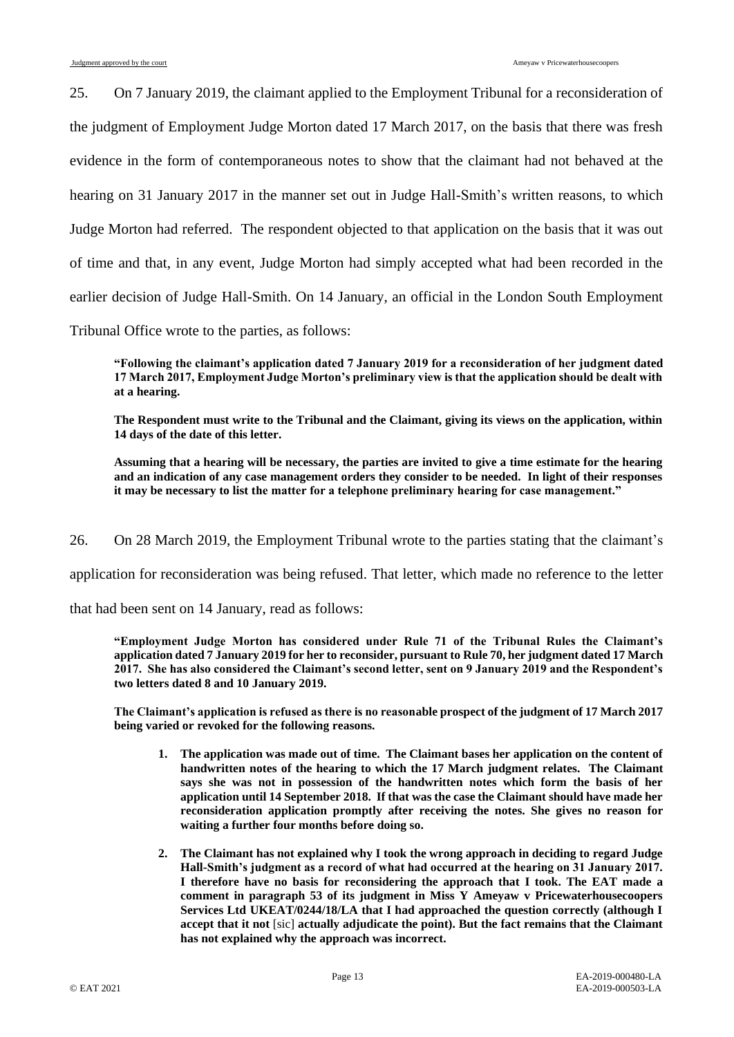25. On 7 January 2019, the claimant applied to the Employment Tribunal for a reconsideration of the judgment of Employment Judge Morton dated 17 March 2017, on the basis that there was fresh evidence in the form of contemporaneous notes to show that the claimant had not behaved at the hearing on 31 January 2017 in the manner set out in Judge Hall-Smith's written reasons, to which Judge Morton had referred. The respondent objected to that application on the basis that it was out of time and that, in any event, Judge Morton had simply accepted what had been recorded in the earlier decision of Judge Hall-Smith. On 14 January, an official in the London South Employment Tribunal Office wrote to the parties, as follows:

> **"Following the claimant's application dated 7 January 2019 for a reconsideration of her judgment dated 17 March 2017, Employment Judge Morton's preliminary view is that the application should be dealt with at a hearing.**
>
> **The Respondent must write to the Tribunal and the Claimant, giving its views on the application, within 14 days of the date of this letter.**
>
> **Assuming that a hearing will be necessary, the parties are invited to give a time estimate for the hearing and an indication of any case management orders they consider to be needed. In light of their responses it may be necessary to list the matter for a telephone preliminary hearing for case management."**

26. On 28 March 2019, the Employment Tribunal wrote to the parties stating that the claimant's application for reconsideration was being refused. That letter, which made no reference to the letter that had been sent on 14 January, read as follows:

> **"Employment Judge Morton has considered under Rule 71 of the Tribunal Rules the Claimant's application dated 7 January 2019 for her to reconsider, pursuant to Rule 70, her judgment dated 17 March 2017. She has also considered the Claimant's second letter, sent on 9 January 2019 and the Respondent's two letters dated 8 and 10 January 2019.**
>
> **The Claimant's application is refused as there is no reasonable prospect of the judgment of 17 March 2017 being varied or revoked for the following reasons.**
>
> 1. **The application was made out of time. The Claimant bases her application on the content of handwritten notes of the hearing to which the 17 March judgment relates. The Claimant says she was not in possession of the handwritten notes which form the basis of her application until 14 September 2018. If that was the case the Claimant should have made her reconsideration application promptly after receiving the notes. She gives no reason for waiting a further four months before doing so.**
>
> 2. **The Claimant has not explained why I took the wrong approach in deciding to regard Judge Hall-Smith's judgment as a record of what had occurred at the hearing on 31 January 2017. I therefore have no basis for reconsidering the approach that I took. The EAT made a comment in paragraph 53 of its judgment in Miss Y Ameyaw v Pricewaterhousecoopers Services Ltd UKEAT/0244/18/LA that I had approached the question correctly (although I accept that it not** [sic] **actually adjudicate the point). But the fact remains that the Claimant has not explained why the approach was incorrect.**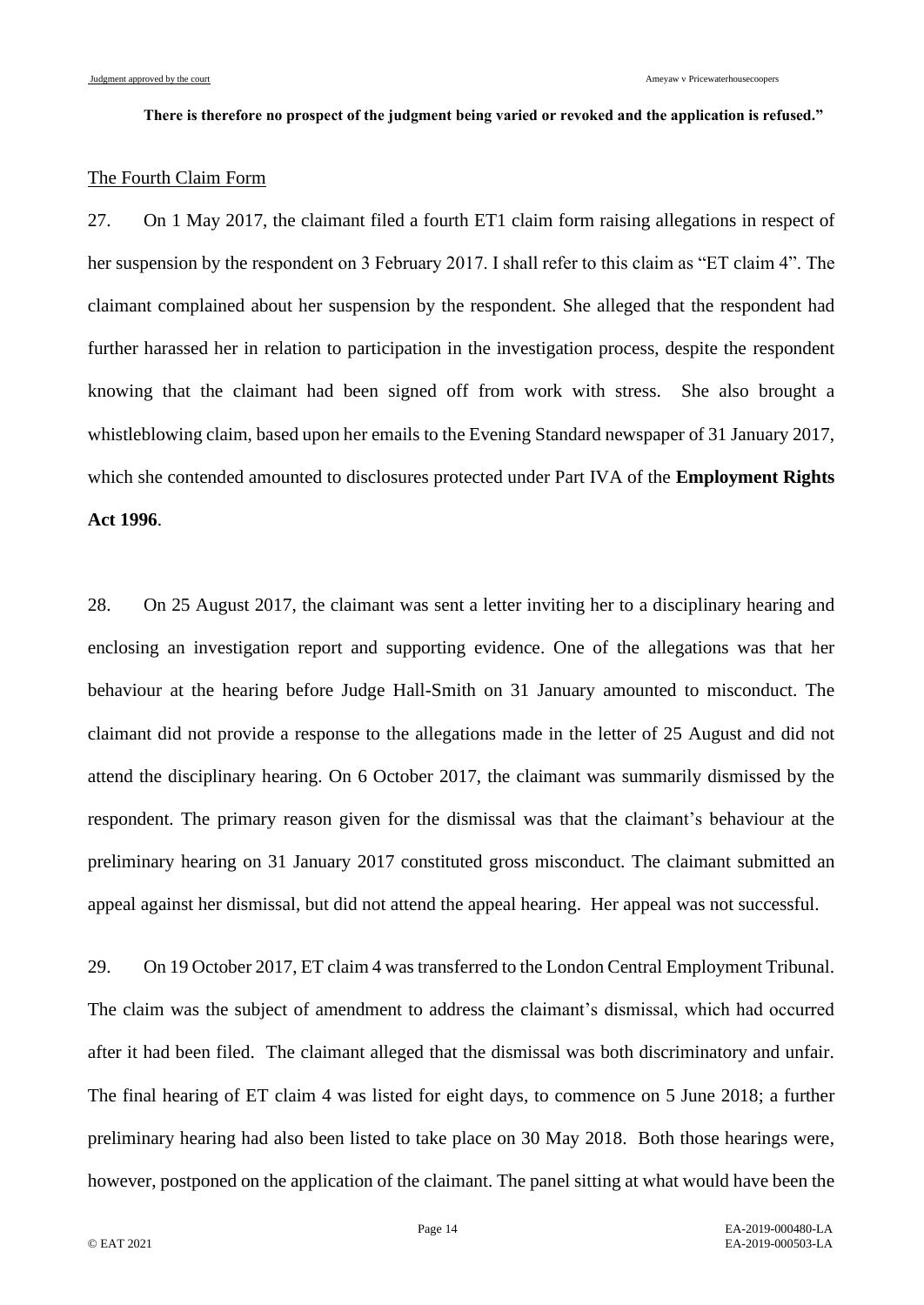**There is therefore no prospect of the judgment being varied or revoked and the application is refused."**

The Fourth Claim Form

27. On 1 May 2017, the claimant filed a fourth ET1 claim form raising allegations in respect of her suspension by the respondent on 3 February 2017. I shall refer to this claim as "ET claim 4". The claimant complained about her suspension by the respondent. She alleged that the respondent had further harassed her in relation to participation in the investigation process, despite the respondent knowing that the claimant had been signed off from work with stress. She also brought a whistleblowing claim, based upon her emails to the Evening Standard newspaper of 31 January 2017, which she contended amounted to disclosures protected under Part IVA of the **Employment Rights Act 1996**.

28. On 25 August 2017, the claimant was sent a letter inviting her to a disciplinary hearing and enclosing an investigation report and supporting evidence. One of the allegations was that her behaviour at the hearing before Judge Hall-Smith on 31 January amounted to misconduct. The claimant did not provide a response to the allegations made in the letter of 25 August and did not attend the disciplinary hearing. On 6 October 2017, the claimant was summarily dismissed by the respondent. The primary reason given for the dismissal was that the claimant's behaviour at the preliminary hearing on 31 January 2017 constituted gross misconduct. The claimant submitted an appeal against her dismissal, but did not attend the appeal hearing. Her appeal was not successful.

29. On 19 October 2017, ET claim 4 was transferred to the London Central Employment Tribunal. The claim was the subject of amendment to address the claimant's dismissal, which had occurred after it had been filed. The claimant alleged that the dismissal was both discriminatory and unfair. The final hearing of ET claim 4 was listed for eight days, to commence on 5 June 2018; a further preliminary hearing had also been listed to take place on 30 May 2018. Both those hearings were, however, postponed on the application of the claimant. The panel sitting at what would have been the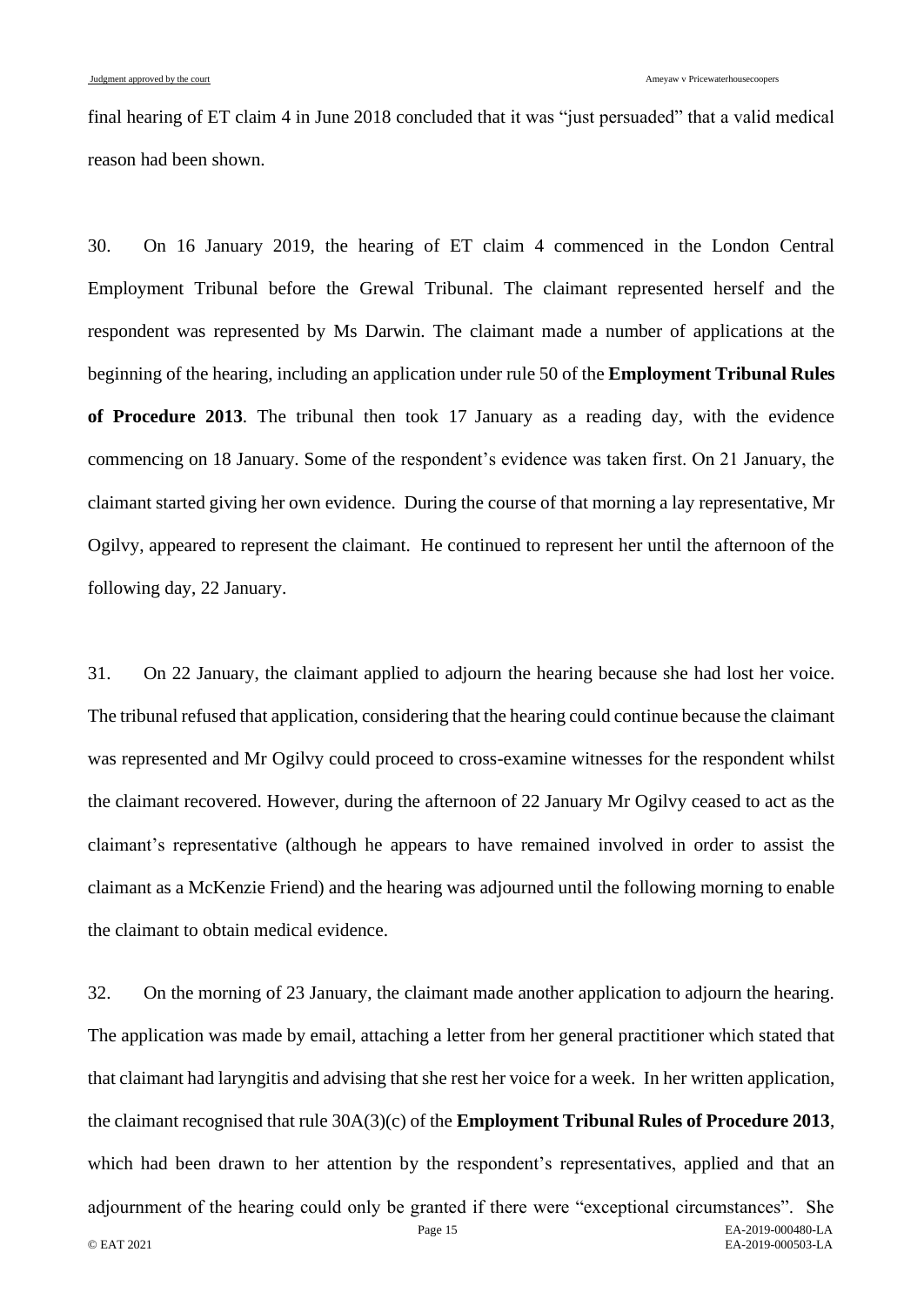final hearing of ET claim 4 in June 2018 concluded that it was "just persuaded" that a valid medical reason had been shown.

30. On 16 January 2019, the hearing of ET claim 4 commenced in the London Central Employment Tribunal before the Grewal Tribunal. The claimant represented herself and the respondent was represented by Ms Darwin. The claimant made a number of applications at the beginning of the hearing, including an application under rule 50 of the **Employment Tribunal Rules of Procedure 2013**. The tribunal then took 17 January as a reading day, with the evidence commencing on 18 January. Some of the respondent's evidence was taken first. On 21 January, the claimant started giving her own evidence. During the course of that morning a lay representative, Mr Ogilvy, appeared to represent the claimant. He continued to represent her until the afternoon of the following day, 22 January.

31. On 22 January, the claimant applied to adjourn the hearing because she had lost her voice. The tribunal refused that application, considering that the hearing could continue because the claimant was represented and Mr Ogilvy could proceed to cross-examine witnesses for the respondent whilst the claimant recovered. However, during the afternoon of 22 January Mr Ogilvy ceased to act as the claimant's representative (although he appears to have remained involved in order to assist the claimant as a McKenzie Friend) and the hearing was adjourned until the following morning to enable the claimant to obtain medical evidence.

32. On the morning of 23 January, the claimant made another application to adjourn the hearing. The application was made by email, attaching a letter from her general practitioner which stated that that claimant had laryngitis and advising that she rest her voice for a week. In her written application, the claimant recognised that rule 30A(3)(c) of the **Employment Tribunal Rules of Procedure 2013**, which had been drawn to her attention by the respondent's representatives, applied and that an adjournment of the hearing could only be granted if there were "exceptional circumstances". She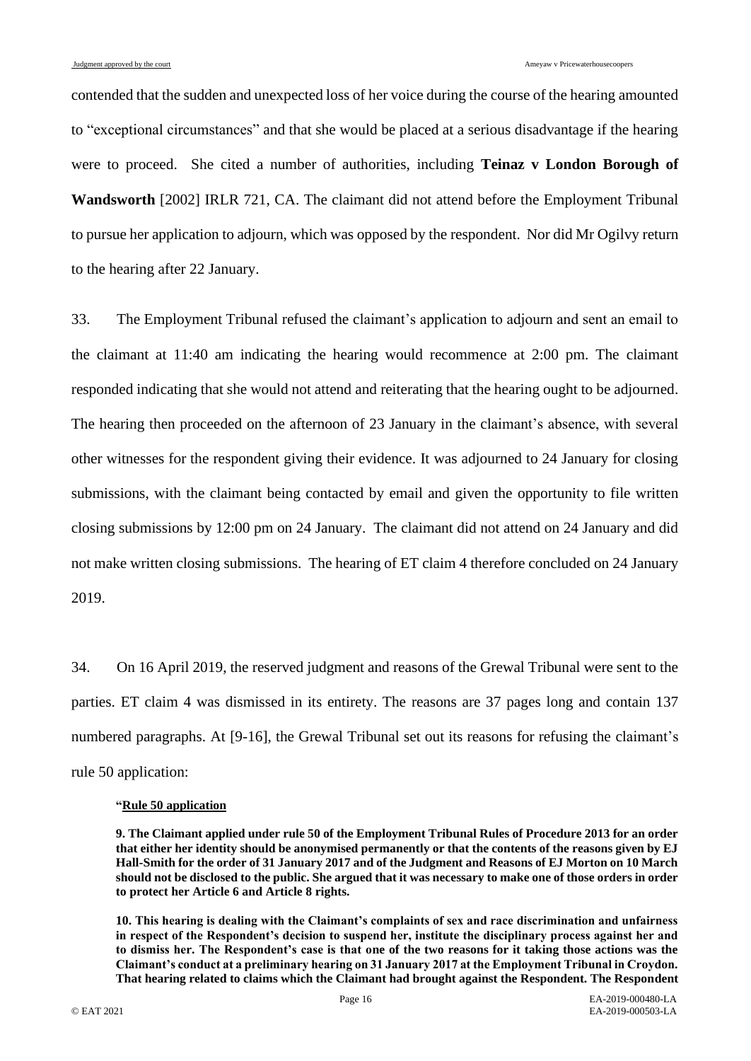contended that the sudden and unexpected loss of her voice during the course of the hearing amounted to "exceptional circumstances" and that she would be placed at a serious disadvantage if the hearing were to proceed. She cited a number of authorities, including **Teinaz v London Borough of Wandsworth** [2002] IRLR 721, CA. The claimant did not attend before the Employment Tribunal to pursue her application to adjourn, which was opposed by the respondent. Nor did Mr Ogilvy return to the hearing after 22 January.

33. The Employment Tribunal refused the claimant's application to adjourn and sent an email to the claimant at 11:40 am indicating the hearing would recommence at 2:00 pm. The claimant responded indicating that she would not attend and reiterating that the hearing ought to be adjourned. The hearing then proceeded on the afternoon of 23 January in the claimant's absence, with several other witnesses for the respondent giving their evidence. It was adjourned to 24 January for closing submissions, with the claimant being contacted by email and given the opportunity to file written closing submissions by 12:00 pm on 24 January. The claimant did not attend on 24 January and did not make written closing submissions. The hearing of ET claim 4 therefore concluded on 24 January 2019.

34. On 16 April 2019, the reserved judgment and reasons of the Grewal Tribunal were sent to the parties. ET claim 4 was dismissed in its entirety. The reasons are 37 pages long and contain 137 numbered paragraphs. At [9-16], the Grewal Tribunal set out its reasons for refusing the claimant's rule 50 application:

> **"<u>Rule 50 application</u>**
>
> **9. The Claimant applied under rule 50 of the Employment Tribunal Rules of Procedure 2013 for an order that either her identity should be anonymised permanently or that the contents of the reasons given by EJ Hall-Smith for the order of 31 January 2017 and of the Judgment and Reasons of EJ Morton on 10 March should not be disclosed to the public. She argued that it was necessary to make one of those orders in order to protect her Article 6 and Article 8 rights.**
>
> **10. This hearing is dealing with the Claimant's complaints of sex and race discrimination and unfairness in respect of the Respondent's decision to suspend her, institute the disciplinary process against her and to dismiss her. The Respondent's case is that one of the two reasons for it taking those actions was the Claimant's conduct at a preliminary hearing on 31 January 2017 at the Employment Tribunal in Croydon. That hearing related to claims which the Claimant had brought against the Respondent. The Respondent**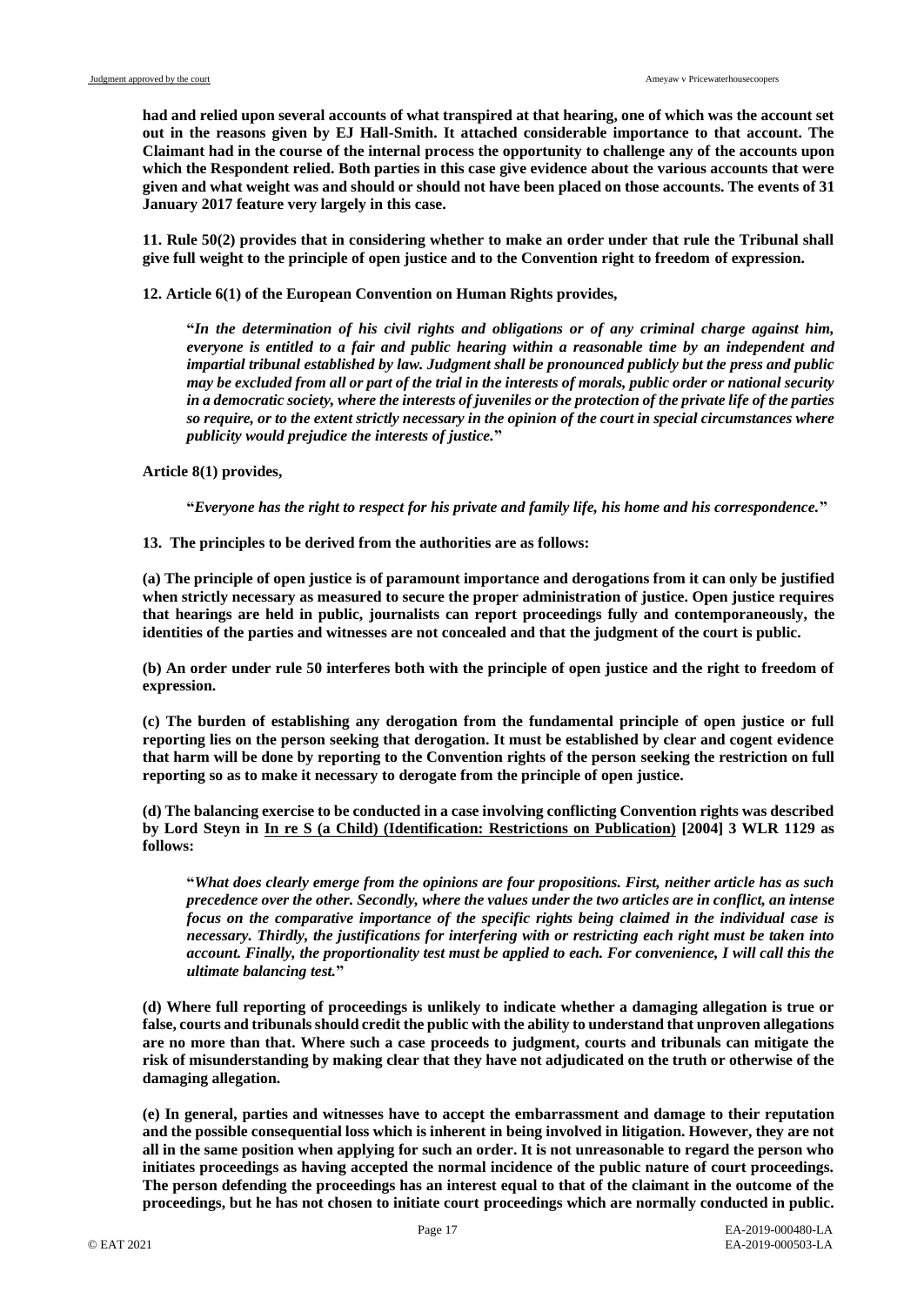**had and relied upon several accounts of what transpired at that hearing, one of which was the account set out in the reasons given by EJ Hall-Smith. It attached considerable importance to that account. The Claimant had in the course of the internal process the opportunity to challenge any of the accounts upon which the Respondent relied. Both parties in this case give evidence about the various accounts that were given and what weight was and should or should not have been placed on those accounts. The events of 31 January 2017 feature very largely in this case.**

**11. Rule 50(2) provides that in considering whether to make an order under that rule the Tribunal shall give full weight to the principle of open justice and to the Convention right to freedom of expression.**

**12. Article 6(1) of the European Convention on Human Rights provides,**

> **"*In the determination of his civil rights and obligations or of any criminal charge against him, everyone is entitled to a fair and public hearing within a reasonable time by an independent and impartial tribunal established by law. Judgment shall be pronounced publicly but the press and public may be excluded from all or part of the trial in the interests of morals, public order or national security in a democratic society, where the interests of juveniles or the protection of the private life of the parties so require, or to the extent strictly necessary in the opinion of the court in special circumstances where publicity would prejudice the interests of justice.*"**

**Article 8(1) provides,**

> **"*Everyone has the right to respect for his private and family life, his home and his correspondence.*"**

**13. The principles to be derived from the authorities are as follows:**

**(a) The principle of open justice is of paramount importance and derogations from it can only be justified when strictly necessary as measured to secure the proper administration of justice. Open justice requires that hearings are held in public, journalists can report proceedings fully and contemporaneously, the identities of the parties and witnesses are not concealed and that the judgment of the court is public.**

**(b) An order under rule 50 interferes both with the principle of open justice and the right to freedom of expression.**

**(c) The burden of establishing any derogation from the fundamental principle of open justice or full reporting lies on the person seeking that derogation. It must be established by clear and cogent evidence that harm will be done by reporting to the Convention rights of the person seeking the restriction on full reporting so as to make it necessary to derogate from the principle of open justice.**

**(d) The balancing exercise to be conducted in a case involving conflicting Convention rights was described by Lord Steyn in <u>In re S (a Child) (Identification: Restrictions on Publication)</u> [2004] 3 WLR 1129 as follows:**

> **"*What does clearly emerge from the opinions are four propositions. First, neither article has as such precedence over the other. Secondly, where the values under the two articles are in conflict, an intense focus on the comparative importance of the specific rights being claimed in the individual case is necessary. Thirdly, the justifications for interfering with or restricting each right must be taken into account. Finally, the proportionality test must be applied to each. For convenience, I will call this the ultimate balancing test.*"**

**(d) Where full reporting of proceedings is unlikely to indicate whether a damaging allegation is true or false, courts and tribunals should credit the public with the ability to understand that unproven allegations are no more than that. Where such a case proceeds to judgment, courts and tribunals can mitigate the risk of misunderstanding by making clear that they have not adjudicated on the truth or otherwise of the damaging allegation.**

**(e) In general, parties and witnesses have to accept the embarrassment and damage to their reputation and the possible consequential loss which is inherent in being involved in litigation. However, they are not all in the same position when applying for such an order. It is not unreasonable to regard the person who initiates proceedings as having accepted the normal incidence of the public nature of court proceedings. The person defending the proceedings has an interest equal to that of the claimant in the outcome of the proceedings, but he has not chosen to initiate court proceedings which are normally conducted in public.**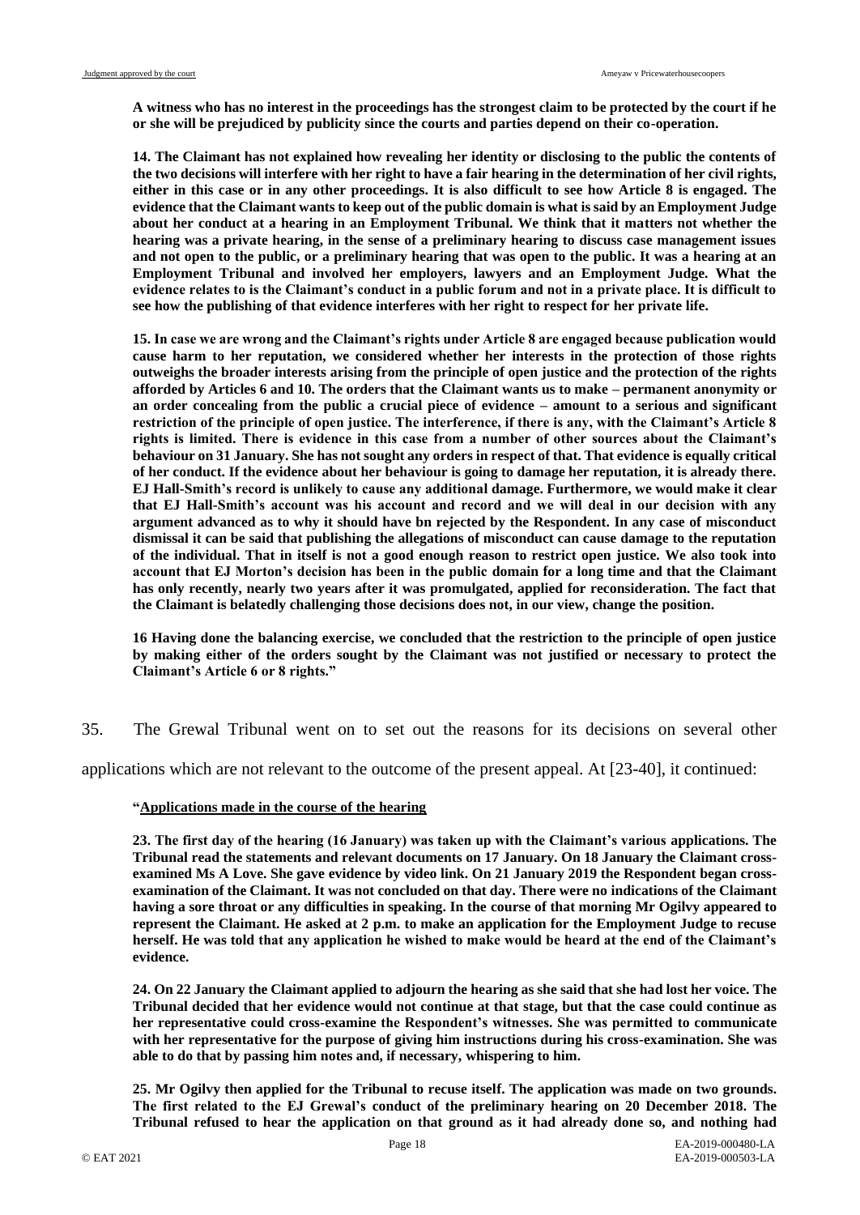**A witness who has no interest in the proceedings has the strongest claim to be protected by the court if he or she will be prejudiced by publicity since the courts and parties depend on their co-operation.**

**14. The Claimant has not explained how revealing her identity or disclosing to the public the contents of the two decisions will interfere with her right to have a fair hearing in the determination of her civil rights, either in this case or in any other proceedings. It is also difficult to see how Article 8 is engaged. The evidence that the Claimant wants to keep out of the public domain is what is said by an Employment Judge about her conduct at a hearing in an Employment Tribunal. We think that it matters not whether the hearing was a private hearing, in the sense of a preliminary hearing to discuss case management issues and not open to the public, or a preliminary hearing that was open to the public. It was a hearing at an Employment Tribunal and involved her employers, lawyers and an Employment Judge. What the evidence relates to is the Claimant's conduct in a public forum and not in a private place. It is difficult to see how the publishing of that evidence interferes with her right to respect for her private life.**

**15. In case we are wrong and the Claimant's rights under Article 8 are engaged because publication would cause harm to her reputation, we considered whether her interests in the protection of those rights outweighs the broader interests arising from the principle of open justice and the protection of the rights afforded by Articles 6 and 10. The orders that the Claimant wants us to make – permanent anonymity or an order concealing from the public a crucial piece of evidence – amount to a serious and significant restriction of the principle of open justice. The interference, if there is any, with the Claimant's Article 8 rights is limited. There is evidence in this case from a number of other sources about the Claimant's behaviour on 31 January. She has not sought any orders in respect of that. That evidence is equally critical of her conduct. If the evidence about her behaviour is going to damage her reputation, it is already there. EJ Hall-Smith's record is unlikely to cause any additional damage. Furthermore, we would make it clear that EJ Hall-Smith's account was his account and record and we will deal in our decision with any argument advanced as to why it should have bn rejected by the Respondent. In any case of misconduct dismissal it can be said that publishing the allegations of misconduct can cause damage to the reputation of the individual. That in itself is not a good enough reason to restrict open justice. We also took into account that EJ Morton's decision has been in the public domain for a long time and that the Claimant has only recently, nearly two years after it was promulgated, applied for reconsideration. The fact that the Claimant is belatedly challenging those decisions does not, in our view, change the position.**

**16 Having done the balancing exercise, we concluded that the restriction to the principle of open justice by making either of the orders sought by the Claimant was not justified or necessary to protect the Claimant's Article 6 or 8 rights."**

35. The Grewal Tribunal went on to set out the reasons for its decisions on several other applications which are not relevant to the outcome of the present appeal. At [23-40], it continued:

**"<u>Applications made in the course of the hearing</u>**

**23. The first day of the hearing (16 January) was taken up with the Claimant's various applications. The Tribunal read the statements and relevant documents on 17 January. On 18 January the Claimant cross-examined Ms A Love. She gave evidence by video link. On 21 January 2019 the Respondent began cross-examination of the Claimant. It was not concluded on that day. There were no indications of the Claimant having a sore throat or any difficulties in speaking. In the course of that morning Mr Ogilvy appeared to represent the Claimant. He asked at 2 p.m. to make an application for the Employment Judge to recuse herself. He was told that any application he wished to make would be heard at the end of the Claimant's evidence.**

**24. On 22 January the Claimant applied to adjourn the hearing as she said that she had lost her voice. The Tribunal decided that her evidence would not continue at that stage, but that the case could continue as her representative could cross-examine the Respondent's witnesses. She was permitted to communicate with her representative for the purpose of giving him instructions during his cross-examination. She was able to do that by passing him notes and, if necessary, whispering to him.**

**25. Mr Ogilvy then applied for the Tribunal to recuse itself. The application was made on two grounds. The first related to the EJ Grewal's conduct of the preliminary hearing on 20 December 2018. The Tribunal refused to hear the application on that ground as it had already done so, and nothing had**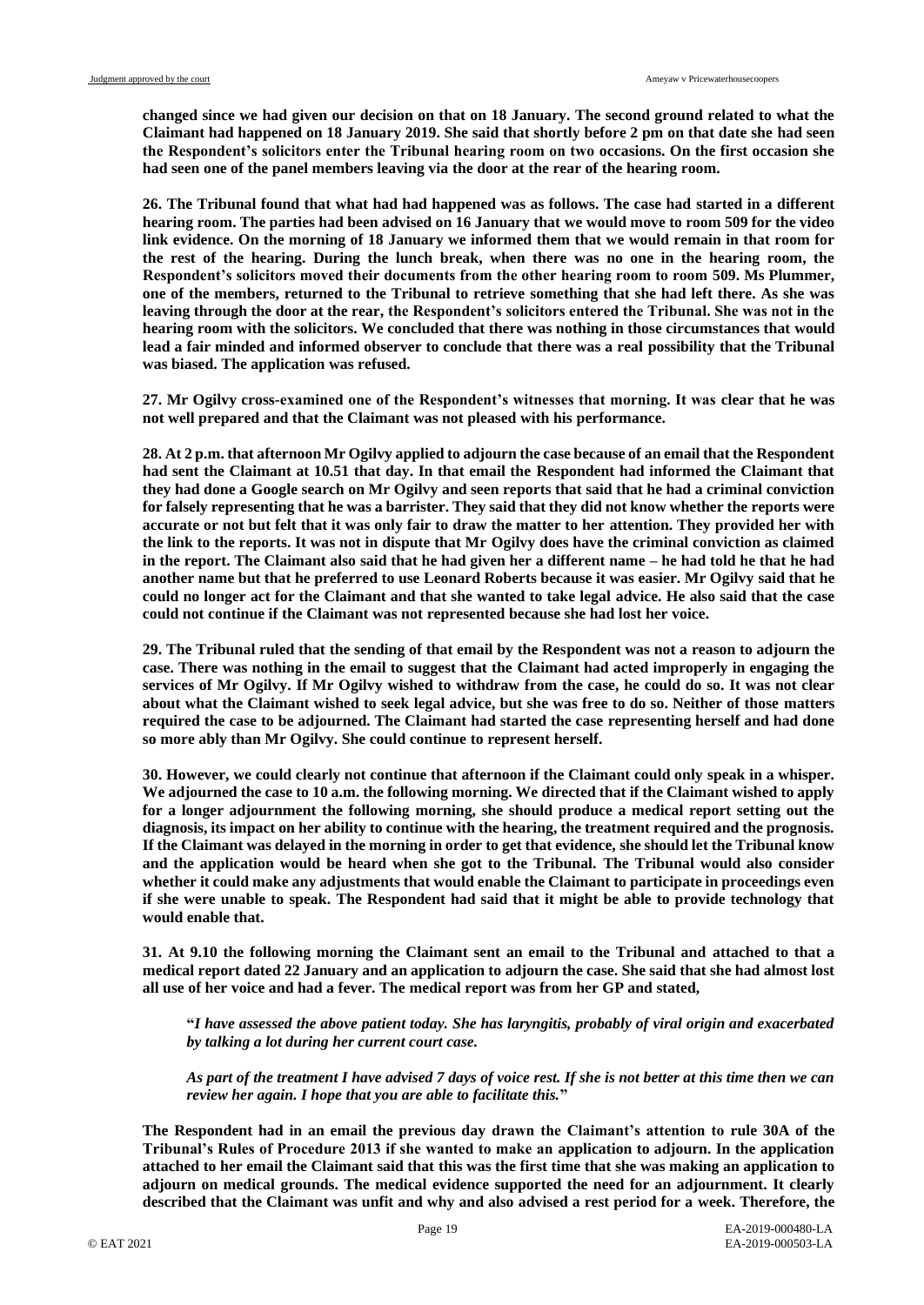**changed since we had given our decision on that on 18 January. The second ground related to what the Claimant had happened on 18 January 2019. She said that shortly before 2 pm on that date she had seen the Respondent's solicitors enter the Tribunal hearing room on two occasions. On the first occasion she had seen one of the panel members leaving via the door at the rear of the hearing room.**

**26. The Tribunal found that what had had happened was as follows. The case had started in a different hearing room. The parties had been advised on 16 January that we would move to room 509 for the video link evidence. On the morning of 18 January we informed them that we would remain in that room for the rest of the hearing. During the lunch break, when there was no one in the hearing room, the Respondent's solicitors moved their documents from the other hearing room to room 509. Ms Plummer, one of the members, returned to the Tribunal to retrieve something that she had left there. As she was leaving through the door at the rear, the Respondent's solicitors entered the Tribunal. She was not in the hearing room with the solicitors. We concluded that there was nothing in those circumstances that would lead a fair minded and informed observer to conclude that there was a real possibility that the Tribunal was biased. The application was refused.**

**27. Mr Ogilvy cross-examined one of the Respondent's witnesses that morning. It was clear that he was not well prepared and that the Claimant was not pleased with his performance.**

**28. At 2 p.m. that afternoon Mr Ogilvy applied to adjourn the case because of an email that the Respondent had sent the Claimant at 10.51 that day. In that email the Respondent had informed the Claimant that they had done a Google search on Mr Ogilvy and seen reports that said that he had a criminal conviction for falsely representing that he was a barrister. They said that they did not know whether the reports were accurate or not but felt that it was only fair to draw the matter to her attention. They provided her with the link to the reports. It was not in dispute that Mr Ogilvy does have the criminal conviction as claimed in the report. The Claimant also said that he had given her a different name – he had told he that he had another name but that he preferred to use Leonard Roberts because it was easier. Mr Ogilvy said that he could no longer act for the Claimant and that she wanted to take legal advice. He also said that the case could not continue if the Claimant was not represented because she had lost her voice.**

**29. The Tribunal ruled that the sending of that email by the Respondent was not a reason to adjourn the case. There was nothing in the email to suggest that the Claimant had acted improperly in engaging the services of Mr Ogilvy. If Mr Ogilvy wished to withdraw from the case, he could do so. It was not clear about what the Claimant wished to seek legal advice, but she was free to do so. Neither of those matters required the case to be adjourned. The Claimant had started the case representing herself and had done so more ably than Mr Ogilvy. She could continue to represent herself.**

**30. However, we could clearly not continue that afternoon if the Claimant could only speak in a whisper. We adjourned the case to 10 a.m. the following morning. We directed that if the Claimant wished to apply for a longer adjournment the following morning, she should produce a medical report setting out the diagnosis, its impact on her ability to continue with the hearing, the treatment required and the prognosis. If the Claimant was delayed in the morning in order to get that evidence, she should let the Tribunal know and the application would be heard when she got to the Tribunal. The Tribunal would also consider whether it could make any adjustments that would enable the Claimant to participate in proceedings even if she were unable to speak. The Respondent had said that it might be able to provide technology that would enable that.**

**31. At 9.10 the following morning the Claimant sent an email to the Tribunal and attached to that a medical report dated 22 January and an application to adjourn the case. She said that she had almost lost all use of her voice and had a fever. The medical report was from her GP and stated,**

> **"*I have assessed the above patient today. She has laryngitis, probably of viral origin and exacerbated by talking a lot during her current court case.***
>
> ***As part of the treatment I have advised 7 days of voice rest. If she is not better at this time then we can review her again. I hope that you are able to facilitate this.*"**

**The Respondent had in an email the previous day drawn the Claimant's attention to rule 30A of the Tribunal's Rules of Procedure 2013 if she wanted to make an application to adjourn. In the application attached to her email the Claimant said that this was the first time that she was making an application to adjourn on medical grounds. The medical evidence supported the need for an adjournment. It clearly described that the Claimant was unfit and why and also advised a rest period for a week. Therefore, the**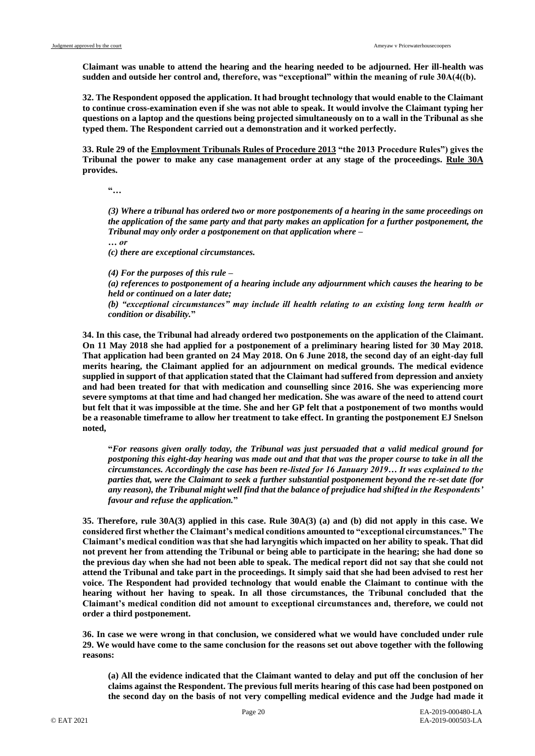**Claimant was unable to attend the hearing and the hearing needed to be adjourned. Her ill-health was sudden and outside her control and, therefore, was "exceptional" within the meaning of rule 30A(4((b).**

**32. The Respondent opposed the application. It had brought technology that would enable to the Claimant to continue cross-examination even if she was not able to speak. It would involve the Claimant typing her questions on a laptop and the questions being projected simultaneously on to a wall in the Tribunal as she typed them. The Respondent carried out a demonstration and it worked perfectly.**

**33. Rule 29 of the Employment Tribunals Rules of Procedure 2013 "the 2013 Procedure Rules") gives the Tribunal the power to make any case management order at any stage of the proceedings. Rule 30A provides.**

> **"…**
>
> ***(3) Where a tribunal has ordered two or more postponements of a hearing in the same proceedings on the application of the same party and that party makes an application for a further postponement, the Tribunal may only order a postponement on that application where –***
>
> ***… or***
>
> ***(c) there are exceptional circumstances.***
>
> ***(4) For the purposes of this rule –***
>
> ***(a) references to postponement of a hearing include any adjournment which causes the hearing to be held or continued on a later date;***
>
> ***(b) "exceptional circumstances" may include ill health relating to an existing long term health or condition or disability.*"**

**34. In this case, the Tribunal had already ordered two postponements on the application of the Claimant. On 11 May 2018 she had applied for a postponement of a preliminary hearing listed for 30 May 2018. That application had been granted on 24 May 2018. On 6 June 2018, the second day of an eight-day full merits hearing, the Claimant applied for an adjournment on medical grounds. The medical evidence supplied in support of that application stated that the Claimant had suffered from depression and anxiety and had been treated for that with medication and counselling since 2016. She was experiencing more severe symptoms at that time and had changed her medication. She was aware of the need to attend court but felt that it was impossible at the time. She and her GP felt that a postponement of two months would be a reasonable timeframe to allow her treatment to take effect. In granting the postponement EJ Snelson noted,**

> **"*For reasons given orally today, the Tribunal was just persuaded that a valid medical ground for postponing this eight-day hearing was made out and that that was the proper course to take in all the circumstances. Accordingly the case has been re-listed for 16 January 2019… It was explained to the parties that, were the Claimant to seek a further substantial postponement beyond the re-set date (for any reason), the Tribunal might well find that the balance of prejudice had shifted in the Respondents' favour and refuse the application.*"**

**35. Therefore, rule 30A(3) applied in this case. Rule 30A(3) (a) and (b) did not apply in this case. We considered first whether the Claimant's medical conditions amounted to "exceptional circumstances." The Claimant's medical condition was that she had laryngitis which impacted on her ability to speak. That did not prevent her from attending the Tribunal or being able to participate in the hearing; she had done so the previous day when she had not been able to speak. The medical report did not say that she could not attend the Tribunal and take part in the proceedings. It simply said that she had been advised to rest her voice. The Respondent had provided technology that would enable the Claimant to continue with the hearing without her having to speak. In all those circumstances, the Tribunal concluded that the Claimant's medical condition did not amount to exceptional circumstances and, therefore, we could not order a third postponement.**

**36. In case we were wrong in that conclusion, we considered what we would have concluded under rule 29. We would have come to the same conclusion for the reasons set out above together with the following reasons:**

> **(a) All the evidence indicated that the Claimant wanted to delay and put off the conclusion of her claims against the Respondent. The previous full merits hearing of this case had been postponed on the second day on the basis of not very compelling medical evidence and the Judge had made it**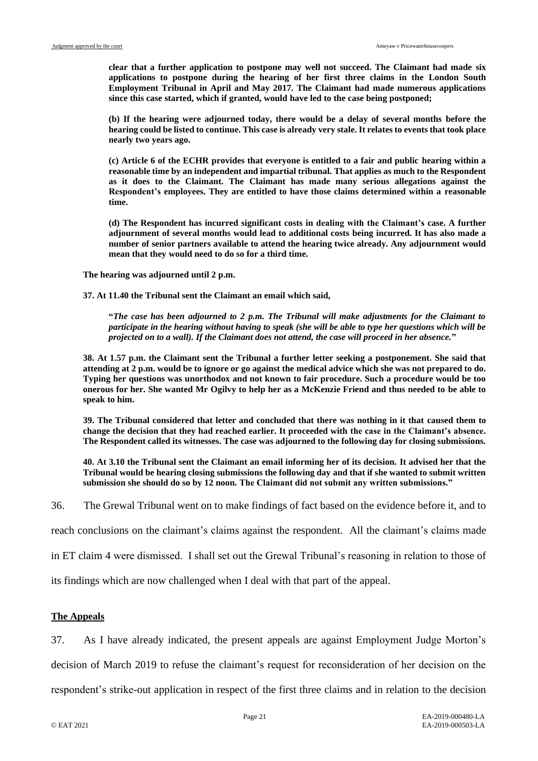**clear that a further application to postpone may well not succeed. The Claimant had made six applications to postpone during the hearing of her first three claims in the London South Employment Tribunal in April and May 2017. The Claimant had made numerous applications since this case started, which if granted, would have led to the case being postponed;**

**(b) If the hearing were adjourned today, there would be a delay of several months before the hearing could be listed to continue. This case is already very stale. It relates to events that took place nearly two years ago.**

**(c) Article 6 of the ECHR provides that everyone is entitled to a fair and public hearing within a reasonable time by an independent and impartial tribunal. That applies as much to the Respondent as it does to the Claimant. The Claimant has made many serious allegations against the Respondent's employees. They are entitled to have those claims determined within a reasonable time.**

**(d) The Respondent has incurred significant costs in dealing with the Claimant's case. A further adjournment of several months would lead to additional costs being incurred. It has also made a number of senior partners available to attend the hearing twice already. Any adjournment would mean that they would need to do so for a third time.**

**The hearing was adjourned until 2 p.m.**

**37. At 11.40 the Tribunal sent the Claimant an email which said,**

**"*The case has been adjourned to 2 p.m. The Tribunal will make adjustments for the Claimant to participate in the hearing without having to speak (she will be able to type her questions which will be projected on to a wall). If the Claimant does not attend, the case will proceed in her absence.*"**

**38. At 1.57 p.m. the Claimant sent the Tribunal a further letter seeking a postponement. She said that attending at 2 p.m. would be to ignore or go against the medical advice which she was not prepared to do. Typing her questions was unorthodox and not known to fair procedure. Such a procedure would be too onerous for her. She wanted Mr Ogilvy to help her as a McKenzie Friend and thus needed to be able to speak to him.**

**39. The Tribunal considered that letter and concluded that there was nothing in it that caused them to change the decision that they had reached earlier. It proceeded with the case in the Claimant's absence. The Respondent called its witnesses. The case was adjourned to the following day for closing submissions.**

**40. At 3.10 the Tribunal sent the Claimant an email informing her of its decision. It advised her that the Tribunal would be hearing closing submissions the following day and that if she wanted to submit written submission she should do so by 12 noon. The Claimant did not submit any written submissions."**

36. The Grewal Tribunal went on to make findings of fact based on the evidence before it, and to reach conclusions on the claimant's claims against the respondent. All the claimant's claims made in ET claim 4 were dismissed. I shall set out the Grewal Tribunal's reasoning in relation to those of its findings which are now challenged when I deal with that part of the appeal.

## The Appeals

37. As I have already indicated, the present appeals are against Employment Judge Morton's decision of March 2019 to refuse the claimant's request for reconsideration of her decision on the respondent's strike-out application in respect of the first three claims and in relation to the decision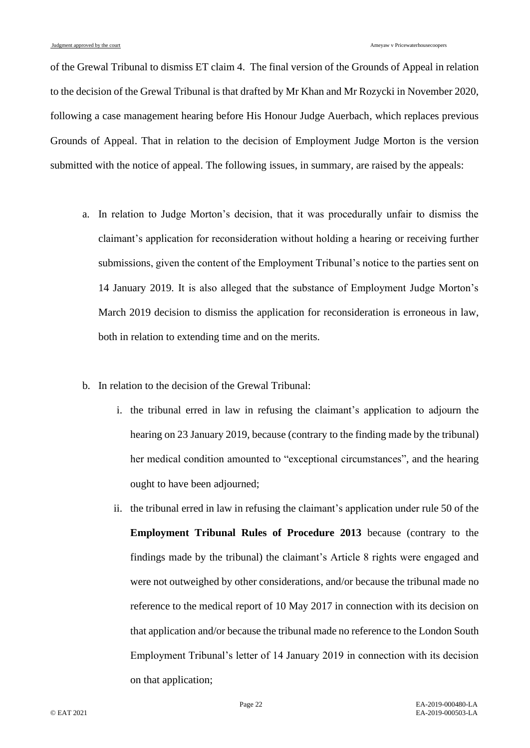of the Grewal Tribunal to dismiss ET claim 4. The final version of the Grounds of Appeal in relation to the decision of the Grewal Tribunal is that drafted by Mr Khan and Mr Rozycki in November 2020, following a case management hearing before His Honour Judge Auerbach, which replaces previous Grounds of Appeal. That in relation to the decision of Employment Judge Morton is the version submitted with the notice of appeal. The following issues, in summary, are raised by the appeals:

a. In relation to Judge Morton's decision, that it was procedurally unfair to dismiss the claimant's application for reconsideration without holding a hearing or receiving further submissions, given the content of the Employment Tribunal's notice to the parties sent on 14 January 2019. It is also alleged that the substance of Employment Judge Morton's March 2019 decision to dismiss the application for reconsideration is erroneous in law, both in relation to extending time and on the merits.

b. In relation to the decision of the Grewal Tribunal:

    i. the tribunal erred in law in refusing the claimant's application to adjourn the hearing on 23 January 2019, because (contrary to the finding made by the tribunal) her medical condition amounted to "exceptional circumstances", and the hearing ought to have been adjourned;

    ii. the tribunal erred in law in refusing the claimant's application under rule 50 of the **Employment Tribunal Rules of Procedure 2013** because (contrary to the findings made by the tribunal) the claimant's Article 8 rights were engaged and were not outweighed by other considerations, and/or because the tribunal made no reference to the medical report of 10 May 2017 in connection with its decision on that application and/or because the tribunal made no reference to the London South Employment Tribunal's letter of 14 January 2019 in connection with its decision on that application;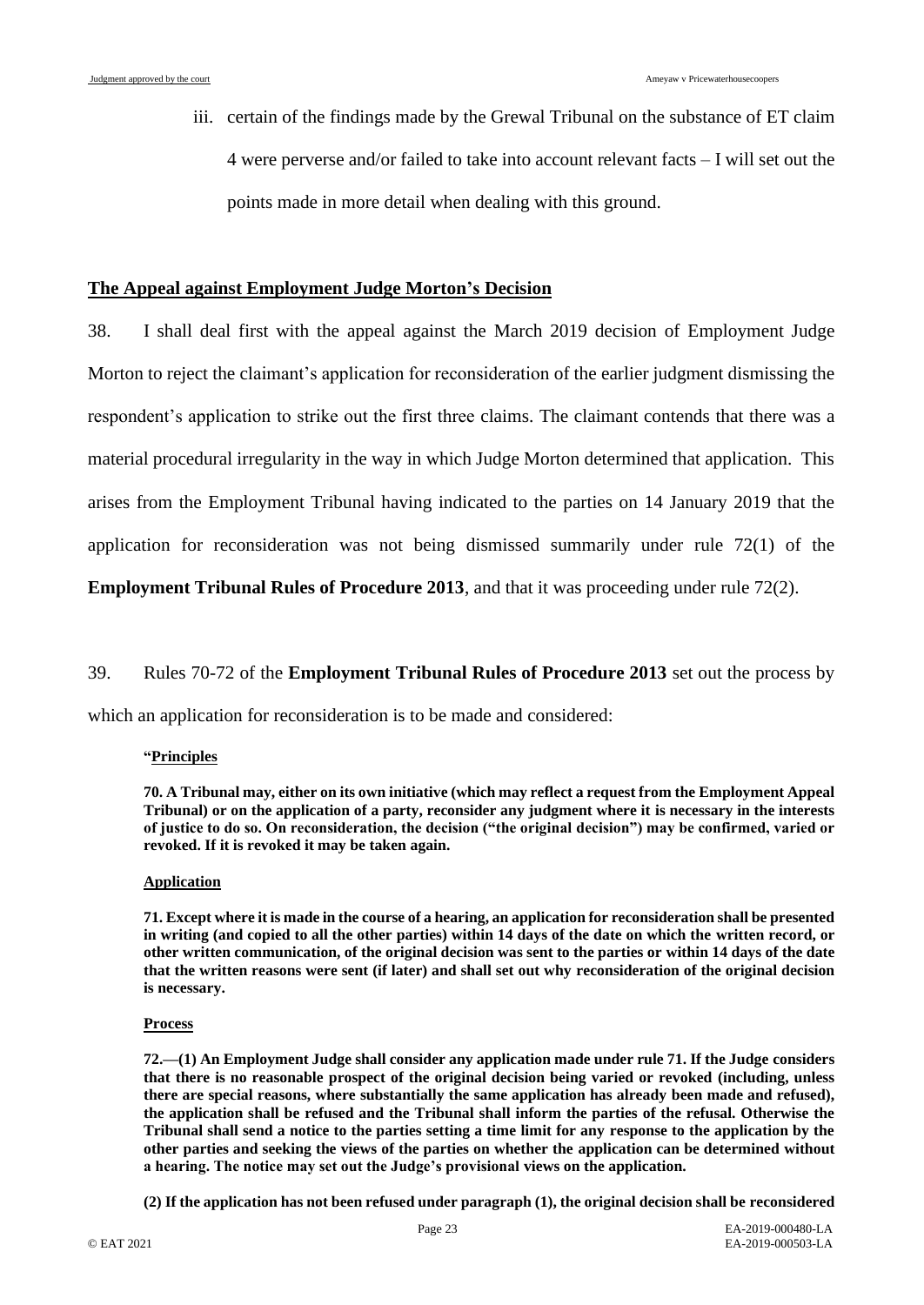iii. certain of the findings made by the Grewal Tribunal on the substance of ET claim 4 were perverse and/or failed to take into account relevant facts – I will set out the points made in more detail when dealing with this ground.

## The Appeal against Employment Judge Morton's Decision

38. I shall deal first with the appeal against the March 2019 decision of Employment Judge Morton to reject the claimant's application for reconsideration of the earlier judgment dismissing the respondent's application to strike out the first three claims. The claimant contends that there was a material procedural irregularity in the way in which Judge Morton determined that application. This arises from the Employment Tribunal having indicated to the parties on 14 January 2019 that the application for reconsideration was not being dismissed summarily under rule 72(1) of the **Employment Tribunal Rules of Procedure 2013**, and that it was proceeding under rule 72(2).

39. Rules 70-72 of the **Employment Tribunal Rules of Procedure 2013** set out the process by which an application for reconsideration is to be made and considered:

> **"Principles**
>
> **70. A Tribunal may, either on its own initiative (which may reflect a request from the Employment Appeal Tribunal) or on the application of a party, reconsider any judgment where it is necessary in the interests of justice to do so. On reconsideration, the decision ("the original decision") may be confirmed, varied or revoked. If it is revoked it may be taken again.**
>
> **Application**
>
> **71. Except where it is made in the course of a hearing, an application for reconsideration shall be presented in writing (and copied to all the other parties) within 14 days of the date on which the written record, or other written communication, of the original decision was sent to the parties or within 14 days of the date that the written reasons were sent (if later) and shall set out why reconsideration of the original decision is necessary.**
>
> **Process**
>
> **72.—(1) An Employment Judge shall consider any application made under rule 71. If the Judge considers that there is no reasonable prospect of the original decision being varied or revoked (including, unless there are special reasons, where substantially the same application has already been made and refused), the application shall be refused and the Tribunal shall inform the parties of the refusal. Otherwise the Tribunal shall send a notice to the parties setting a time limit for any response to the application by the other parties and seeking the views of the parties on whether the application can be determined without a hearing. The notice may set out the Judge's provisional views on the application.**
>
> **(2) If the application has not been refused under paragraph (1), the original decision shall be reconsidered**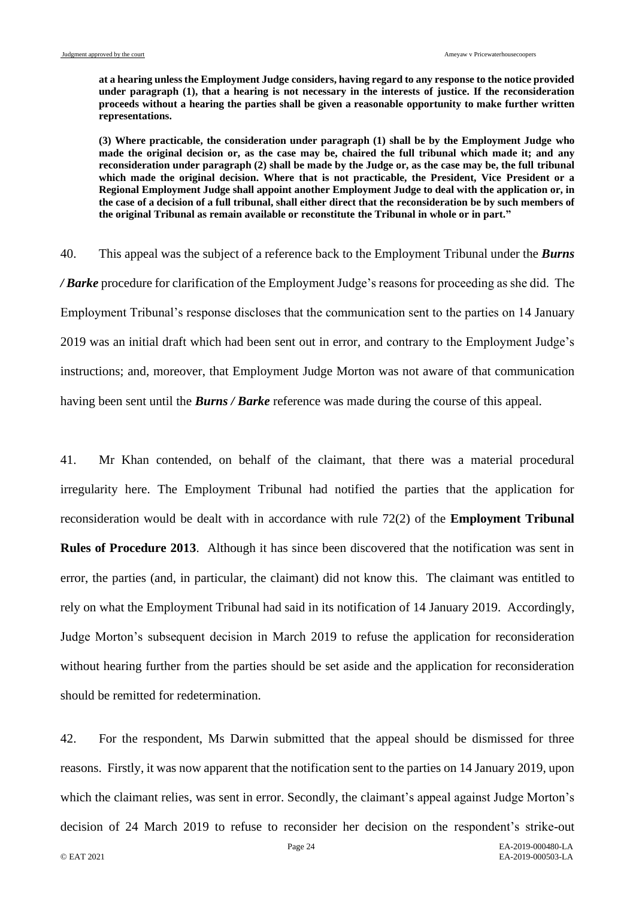**at a hearing unless the Employment Judge considers, having regard to any response to the notice provided under paragraph (1), that a hearing is not necessary in the interests of justice. If the reconsideration proceeds without a hearing the parties shall be given a reasonable opportunity to make further written representations.**

**(3) Where practicable, the consideration under paragraph (1) shall be by the Employment Judge who made the original decision or, as the case may be, chaired the full tribunal which made it; and any reconsideration under paragraph (2) shall be made by the Judge or, as the case may be, the full tribunal which made the original decision. Where that is not practicable, the President, Vice President or a Regional Employment Judge shall appoint another Employment Judge to deal with the application or, in the case of a decision of a full tribunal, shall either direct that the reconsideration be by such members of the original Tribunal as remain available or reconstitute the Tribunal in whole or in part."**

40. This appeal was the subject of a reference back to the Employment Tribunal under the ***Burns / Barke*** procedure for clarification of the Employment Judge's reasons for proceeding as she did. The Employment Tribunal's response discloses that the communication sent to the parties on 14 January 2019 was an initial draft which had been sent out in error, and contrary to the Employment Judge's instructions; and, moreover, that Employment Judge Morton was not aware of that communication having been sent until the ***Burns / Barke*** reference was made during the course of this appeal.

41. Mr Khan contended, on behalf of the claimant, that there was a material procedural irregularity here. The Employment Tribunal had notified the parties that the application for reconsideration would be dealt with in accordance with rule 72(2) of the **Employment Tribunal Rules of Procedure 2013**. Although it has since been discovered that the notification was sent in error, the parties (and, in particular, the claimant) did not know this. The claimant was entitled to rely on what the Employment Tribunal had said in its notification of 14 January 2019. Accordingly, Judge Morton's subsequent decision in March 2019 to refuse the application for reconsideration without hearing further from the parties should be set aside and the application for reconsideration should be remitted for redetermination.

42. For the respondent, Ms Darwin submitted that the appeal should be dismissed for three reasons. Firstly, it was now apparent that the notification sent to the parties on 14 January 2019, upon which the claimant relies, was sent in error. Secondly, the claimant's appeal against Judge Morton's decision of 24 March 2019 to refuse to reconsider her decision on the respondent's strike-out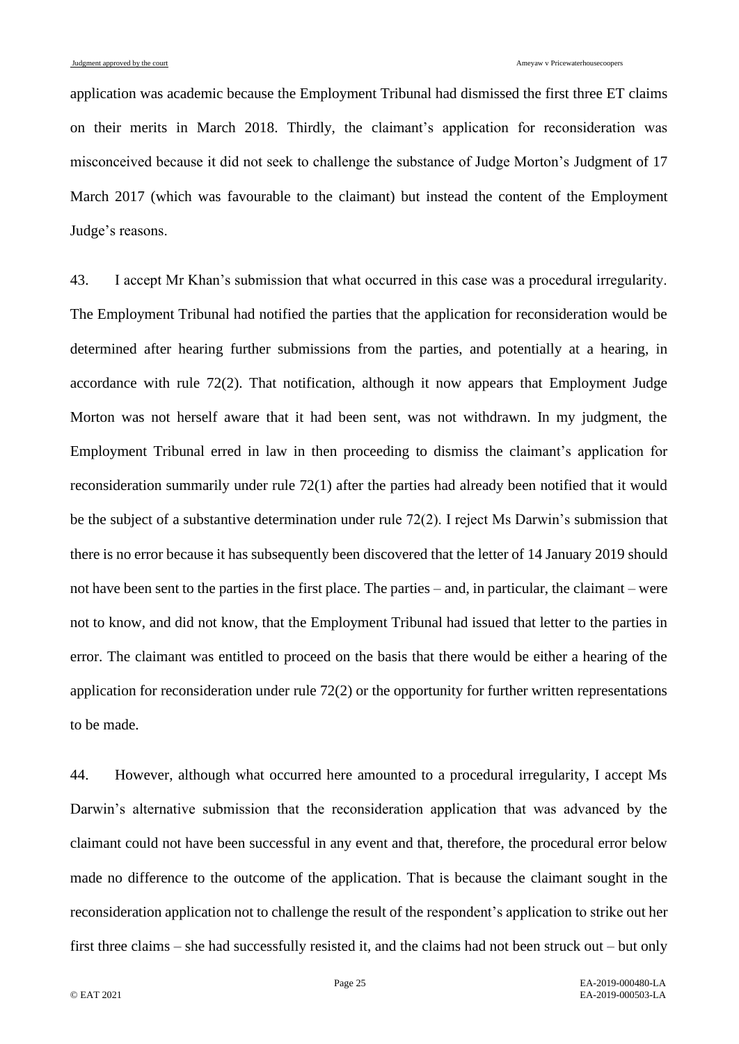application was academic because the Employment Tribunal had dismissed the first three ET claims on their merits in March 2018. Thirdly, the claimant's application for reconsideration was misconceived because it did not seek to challenge the substance of Judge Morton's Judgment of 17 March 2017 (which was favourable to the claimant) but instead the content of the Employment Judge's reasons.

43. I accept Mr Khan's submission that what occurred in this case was a procedural irregularity. The Employment Tribunal had notified the parties that the application for reconsideration would be determined after hearing further submissions from the parties, and potentially at a hearing, in accordance with rule 72(2). That notification, although it now appears that Employment Judge Morton was not herself aware that it had been sent, was not withdrawn. In my judgment, the Employment Tribunal erred in law in then proceeding to dismiss the claimant's application for reconsideration summarily under rule 72(1) after the parties had already been notified that it would be the subject of a substantive determination under rule 72(2). I reject Ms Darwin's submission that there is no error because it has subsequently been discovered that the letter of 14 January 2019 should not have been sent to the parties in the first place. The parties – and, in particular, the claimant – were not to know, and did not know, that the Employment Tribunal had issued that letter to the parties in error. The claimant was entitled to proceed on the basis that there would be either a hearing of the application for reconsideration under rule 72(2) or the opportunity for further written representations to be made.

44. However, although what occurred here amounted to a procedural irregularity, I accept Ms Darwin's alternative submission that the reconsideration application that was advanced by the claimant could not have been successful in any event and that, therefore, the procedural error below made no difference to the outcome of the application. That is because the claimant sought in the reconsideration application not to challenge the result of the respondent's application to strike out her first three claims – she had successfully resisted it, and the claims had not been struck out – but only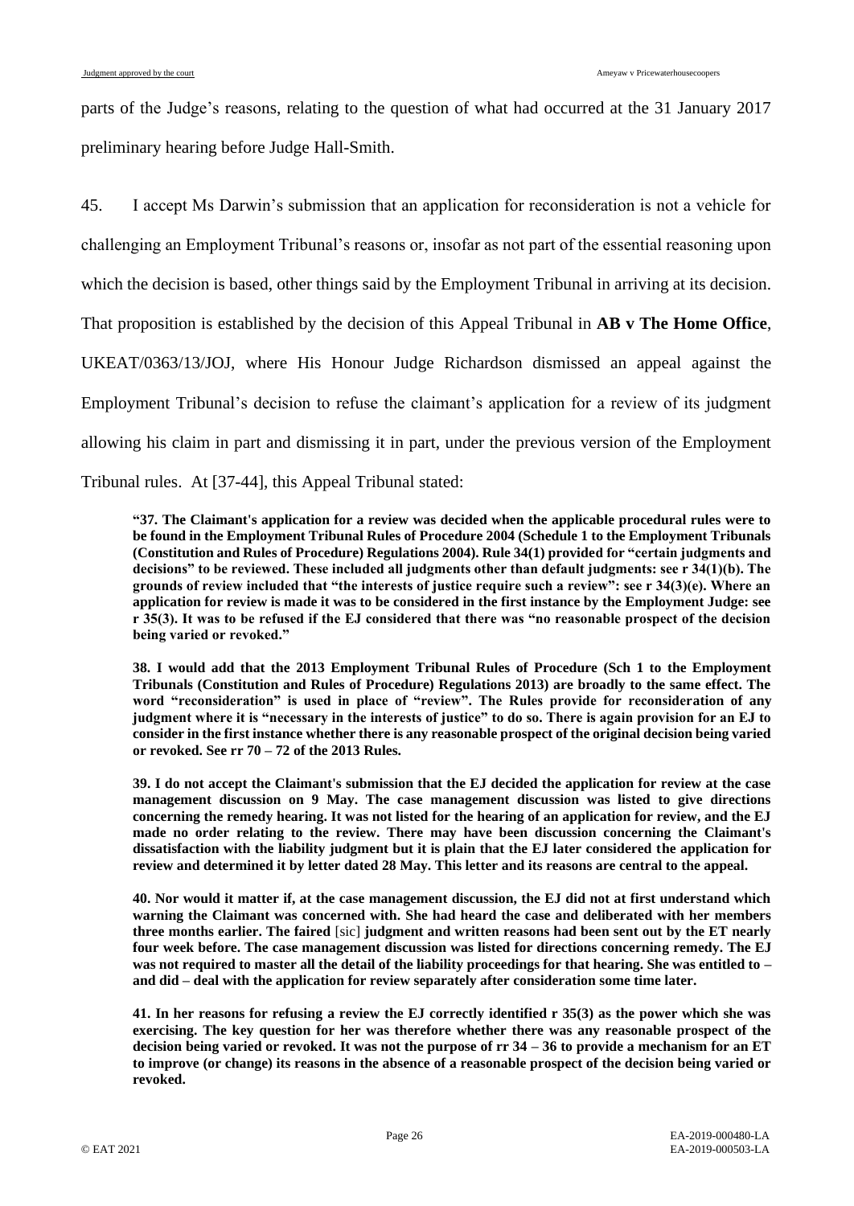parts of the Judge's reasons, relating to the question of what had occurred at the 31 January 2017 preliminary hearing before Judge Hall-Smith.

45. I accept Ms Darwin's submission that an application for reconsideration is not a vehicle for challenging an Employment Tribunal's reasons or, insofar as not part of the essential reasoning upon which the decision is based, other things said by the Employment Tribunal in arriving at its decision. That proposition is established by the decision of this Appeal Tribunal in **AB v The Home Office**, UKEAT/0363/13/JOJ, where His Honour Judge Richardson dismissed an appeal against the Employment Tribunal's decision to refuse the claimant's application for a review of its judgment allowing his claim in part and dismissing it in part, under the previous version of the Employment Tribunal rules. At [37-44], this Appeal Tribunal stated:

> **"37. The Claimant's application for a review was decided when the applicable procedural rules were to be found in the Employment Tribunal Rules of Procedure 2004 (Schedule 1 to the Employment Tribunals (Constitution and Rules of Procedure) Regulations 2004). Rule 34(1) provided for "certain judgments and decisions" to be reviewed. These included all judgments other than default judgments: see r 34(1)(b). The grounds of review included that "the interests of justice require such a review": see r 34(3)(e). Where an application for review is made it was to be considered in the first instance by the Employment Judge: see r 35(3). It was to be refused if the EJ considered that there was "no reasonable prospect of the decision being varied or revoked."**
>
> **38. I would add that the 2013 Employment Tribunal Rules of Procedure (Sch 1 to the Employment Tribunals (Constitution and Rules of Procedure) Regulations 2013) are broadly to the same effect. The word "reconsideration" is used in place of "review". The Rules provide for reconsideration of any judgment where it is "necessary in the interests of justice" to do so. There is again provision for an EJ to consider in the first instance whether there is any reasonable prospect of the original decision being varied or revoked. See rr 70 – 72 of the 2013 Rules.**
>
> **39. I do not accept the Claimant's submission that the EJ decided the application for review at the case management discussion on 9 May. The case management discussion was listed to give directions concerning the remedy hearing. It was not listed for the hearing of an application for review, and the EJ made no order relating to the review. There may have been discussion concerning the Claimant's dissatisfaction with the liability judgment but it is plain that the EJ later considered the application for review and determined it by letter dated 28 May. This letter and its reasons are central to the appeal.**
>
> **40. Nor would it matter if, at the case management discussion, the EJ did not at first understand which warning the Claimant was concerned with. She had heard the case and deliberated with her members three months earlier. The faired** [sic] **judgment and written reasons had been sent out by the ET nearly four week before. The case management discussion was listed for directions concerning remedy. The EJ was not required to master all the detail of the liability proceedings for that hearing. She was entitled to – and did – deal with the application for review separately after consideration some time later.**
>
> **41. In her reasons for refusing a review the EJ correctly identified r 35(3) as the power which she was exercising. The key question for her was therefore whether there was any reasonable prospect of the decision being varied or revoked. It was not the purpose of rr 34 – 36 to provide a mechanism for an ET to improve (or change) its reasons in the absence of a reasonable prospect of the decision being varied or revoked.**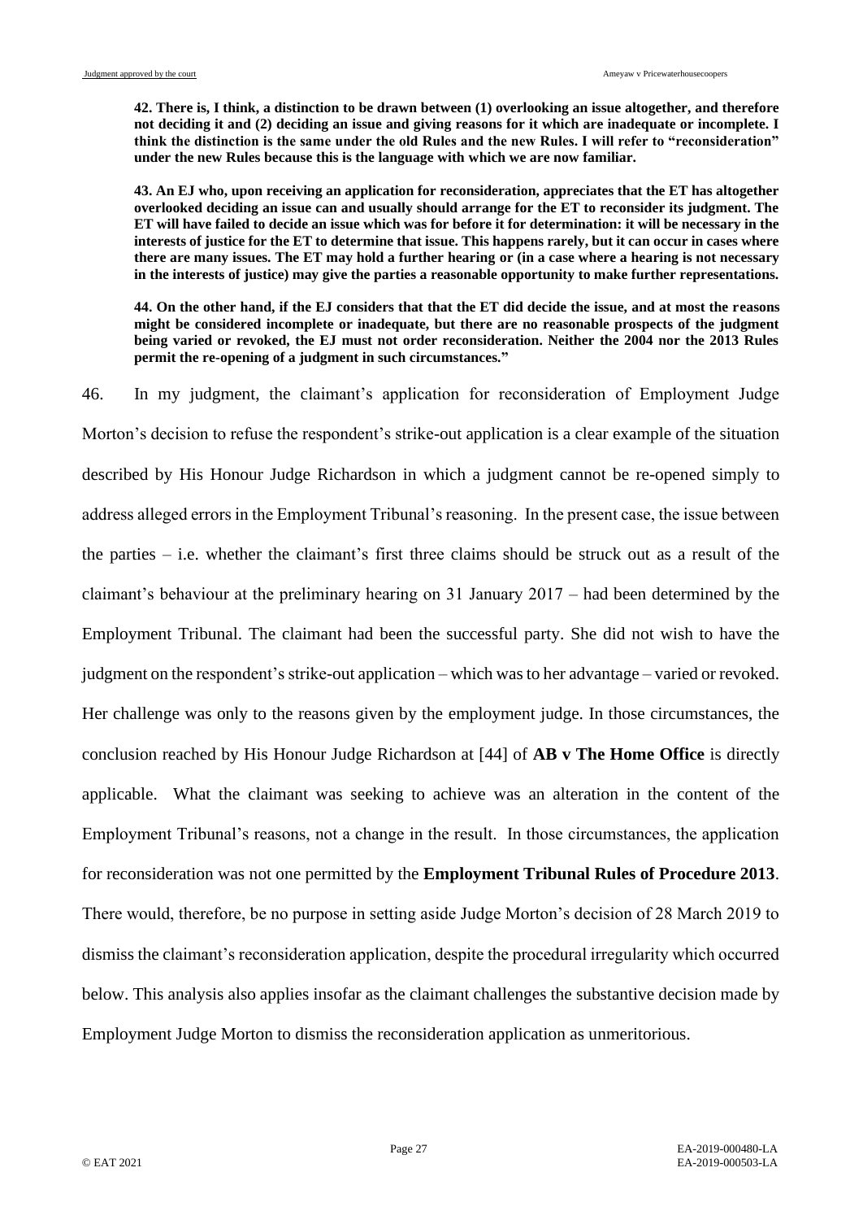**42. There is, I think, a distinction to be drawn between (1) overlooking an issue altogether, and therefore not deciding it and (2) deciding an issue and giving reasons for it which are inadequate or incomplete. I think the distinction is the same under the old Rules and the new Rules. I will refer to "reconsideration" under the new Rules because this is the language with which we are now familiar.**

**43. An EJ who, upon receiving an application for reconsideration, appreciates that the ET has altogether overlooked deciding an issue can and usually should arrange for the ET to reconsider its judgment. The ET will have failed to decide an issue which was for before it for determination: it will be necessary in the interests of justice for the ET to determine that issue. This happens rarely, but it can occur in cases where there are many issues. The ET may hold a further hearing or (in a case where a hearing is not necessary in the interests of justice) may give the parties a reasonable opportunity to make further representations.**

**44. On the other hand, if the EJ considers that that the ET did decide the issue, and at most the reasons might be considered incomplete or inadequate, but there are no reasonable prospects of the judgment being varied or revoked, the EJ must not order reconsideration. Neither the 2004 nor the 2013 Rules permit the re-opening of a judgment in such circumstances."**

46. In my judgment, the claimant's application for reconsideration of Employment Judge Morton's decision to refuse the respondent's strike-out application is a clear example of the situation described by His Honour Judge Richardson in which a judgment cannot be re-opened simply to address alleged errors in the Employment Tribunal's reasoning. In the present case, the issue between the parties – i.e. whether the claimant's first three claims should be struck out as a result of the claimant's behaviour at the preliminary hearing on 31 January 2017 – had been determined by the Employment Tribunal. The claimant had been the successful party. She did not wish to have the judgment on the respondent's strike-out application – which was to her advantage – varied or revoked. Her challenge was only to the reasons given by the employment judge. In those circumstances, the conclusion reached by His Honour Judge Richardson at [44] of **AB v The Home Office** is directly applicable. What the claimant was seeking to achieve was an alteration in the content of the Employment Tribunal's reasons, not a change in the result. In those circumstances, the application for reconsideration was not one permitted by the **Employment Tribunal Rules of Procedure 2013**. There would, therefore, be no purpose in setting aside Judge Morton's decision of 28 March 2019 to dismiss the claimant's reconsideration application, despite the procedural irregularity which occurred below. This analysis also applies insofar as the claimant challenges the substantive decision made by Employment Judge Morton to dismiss the reconsideration application as unmeritorious.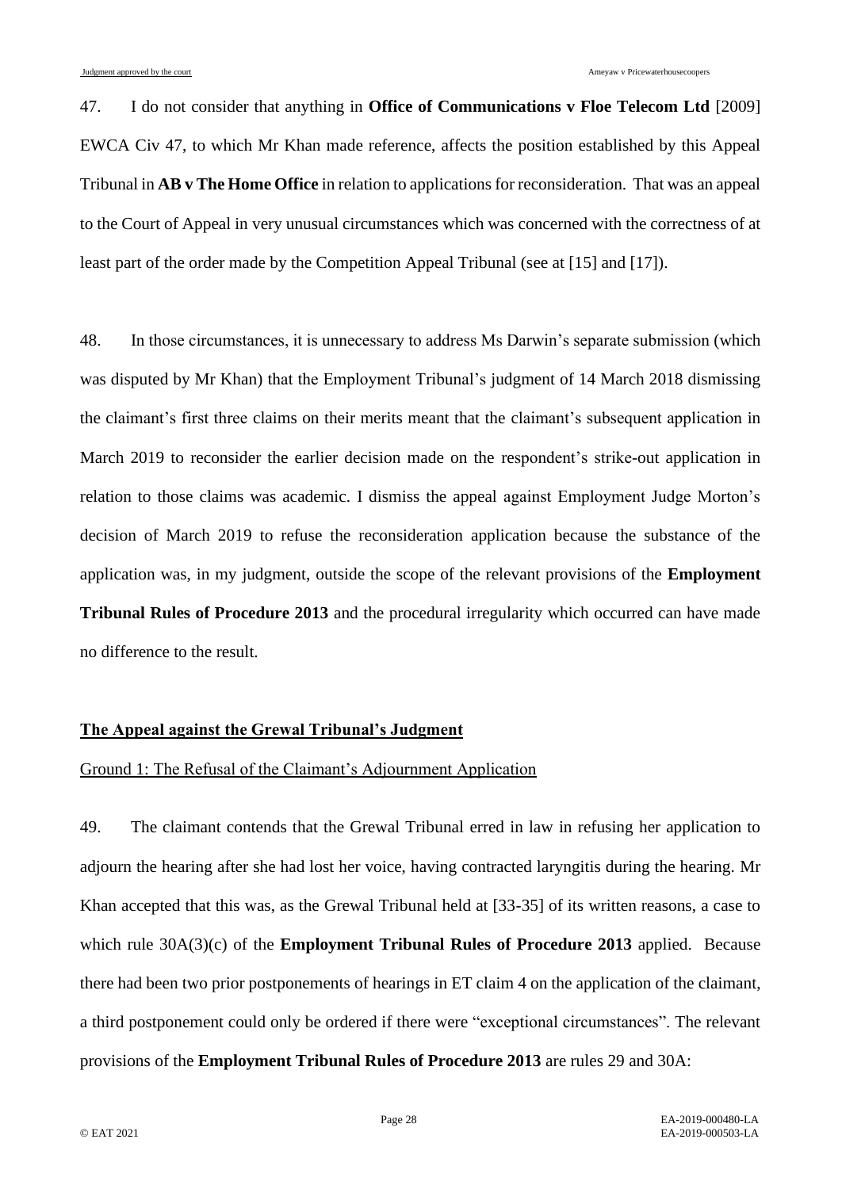47. I do not consider that anything in **Office of Communications v Floe Telecom Ltd** [2009] EWCA Civ 47, to which Mr Khan made reference, affects the position established by this Appeal Tribunal in **AB v The Home Office** in relation to applications for reconsideration. That was an appeal to the Court of Appeal in very unusual circumstances which was concerned with the correctness of at least part of the order made by the Competition Appeal Tribunal (see at [15] and [17]).

48. In those circumstances, it is unnecessary to address Ms Darwin's separate submission (which was disputed by Mr Khan) that the Employment Tribunal's judgment of 14 March 2018 dismissing the claimant's first three claims on their merits meant that the claimant's subsequent application in March 2019 to reconsider the earlier decision made on the respondent's strike-out application in relation to those claims was academic. I dismiss the appeal against Employment Judge Morton's decision of March 2019 to refuse the reconsideration application because the substance of the application was, in my judgment, outside the scope of the relevant provisions of the **Employment Tribunal Rules of Procedure 2013** and the procedural irregularity which occurred can have made no difference to the result.

## The Appeal against the Grewal Tribunal's Judgment

### Ground 1: The Refusal of the Claimant's Adjournment Application

49. The claimant contends that the Grewal Tribunal erred in law in refusing her application to adjourn the hearing after she had lost her voice, having contracted laryngitis during the hearing. Mr Khan accepted that this was, as the Grewal Tribunal held at [33-35] of its written reasons, a case to which rule 30A(3)(c) of the **Employment Tribunal Rules of Procedure 2013** applied. Because there had been two prior postponements of hearings in ET claim 4 on the application of the claimant, a third postponement could only be ordered if there were "exceptional circumstances". The relevant provisions of the **Employment Tribunal Rules of Procedure 2013** are rules 29 and 30A: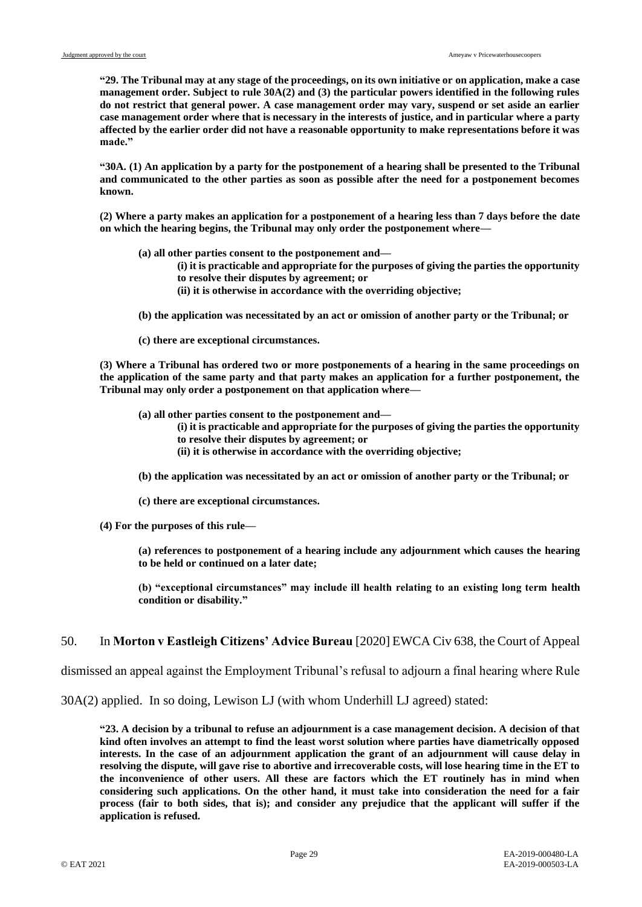**"29. The Tribunal may at any stage of the proceedings, on its own initiative or on application, make a case management order. Subject to rule 30A(2) and (3) the particular powers identified in the following rules do not restrict that general power. A case management order may vary, suspend or set aside an earlier case management order where that is necessary in the interests of justice, and in particular where a party affected by the earlier order did not have a reasonable opportunity to make representations before it was made."**

**"30A. (1) An application by a party for the postponement of a hearing shall be presented to the Tribunal and communicated to the other parties as soon as possible after the need for a postponement becomes known.**

**(2) Where a party makes an application for a postponement of a hearing less than 7 days before the date on which the hearing begins, the Tribunal may only order the postponement where—**

> **(a) all other parties consent to the postponement and—**
>
> > **(i) it is practicable and appropriate for the purposes of giving the parties the opportunity to resolve their disputes by agreement; or**
> >
> > **(ii) it is otherwise in accordance with the overriding objective;**
>
> **(b) the application was necessitated by an act or omission of another party or the Tribunal; or**
>
> **(c) there are exceptional circumstances.**

**(3) Where a Tribunal has ordered two or more postponements of a hearing in the same proceedings on the application of the same party and that party makes an application for a further postponement, the Tribunal may only order a postponement on that application where—**

> **(a) all other parties consent to the postponement and—**
>
> > **(i) it is practicable and appropriate for the purposes of giving the parties the opportunity to resolve their disputes by agreement; or**
> >
> > **(ii) it is otherwise in accordance with the overriding objective;**
>
> **(b) the application was necessitated by an act or omission of another party or the Tribunal; or**
>
> **(c) there are exceptional circumstances.**

**(4) For the purposes of this rule—**

> **(a) references to postponement of a hearing include any adjournment which causes the hearing to be held or continued on a later date;**
>
> **(b) "exceptional circumstances" may include ill health relating to an existing long term health condition or disability."**

50. In **Morton v Eastleigh Citizens' Advice Bureau** [2020] EWCA Civ 638, the Court of Appeal dismissed an appeal against the Employment Tribunal's refusal to adjourn a final hearing where Rule 30A(2) applied. In so doing, Lewison LJ (with whom Underhill LJ agreed) stated:

**"23. A decision by a tribunal to refuse an adjournment is a case management decision. A decision of that kind often involves an attempt to find the least worst solution where parties have diametrically opposed interests. In the case of an adjournment application the grant of an adjournment will cause delay in resolving the dispute, will gave rise to abortive and irrecoverable costs, will lose hearing time in the ET to the inconvenience of other users. All these are factors which the ET routinely has in mind when considering such applications. On the other hand, it must take into consideration the need for a fair process (fair to both sides, that is); and consider any prejudice that the applicant will suffer if the application is refused.**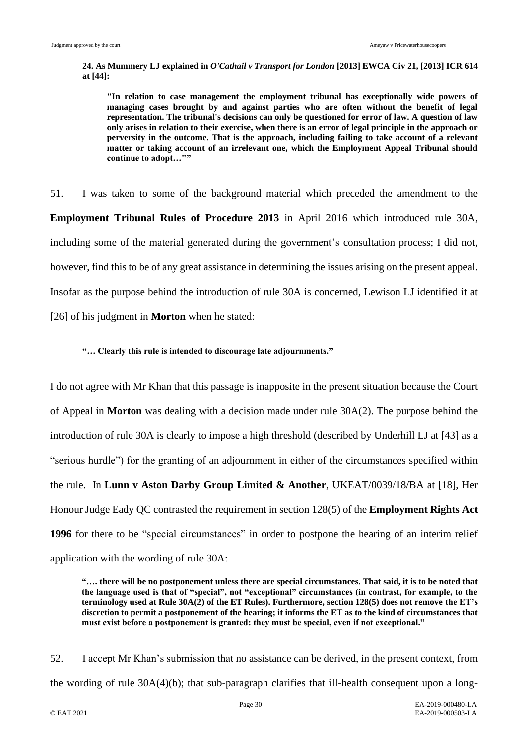**24. As Mummery LJ explained in *O'Cathail v Transport for London* [2013] EWCA Civ 21, [2013] ICR 614 at [44]:**

> **"In relation to case management the employment tribunal has exceptionally wide powers of managing cases brought by and against parties who are often without the benefit of legal representation. The tribunal's decisions can only be questioned for error of law. A question of law only arises in relation to their exercise, when there is an error of legal principle in the approach or perversity in the outcome. That is the approach, including failing to take account of a relevant matter or taking account of an irrelevant one, which the Employment Appeal Tribunal should continue to adopt…""**

51. I was taken to some of the background material which preceded the amendment to the **Employment Tribunal Rules of Procedure 2013** in April 2016 which introduced rule 30A, including some of the material generated during the government's consultation process; I did not, however, find this to be of any great assistance in determining the issues arising on the present appeal. Insofar as the purpose behind the introduction of rule 30A is concerned, Lewison LJ identified it at [26] of his judgment in **Morton** when he stated:

> **"… Clearly this rule is intended to discourage late adjournments."**

I do not agree with Mr Khan that this passage is inapposite in the present situation because the Court of Appeal in **Morton** was dealing with a decision made under rule 30A(2). The purpose behind the introduction of rule 30A is clearly to impose a high threshold (described by Underhill LJ at [43] as a "serious hurdle") for the granting of an adjournment in either of the circumstances specified within the rule. In **Lunn v Aston Darby Group Limited & Another**, UKEAT/0039/18/BA at [18], Her Honour Judge Eady QC contrasted the requirement in section 128(5) of the **Employment Rights Act 1996** for there to be "special circumstances" in order to postpone the hearing of an interim relief application with the wording of rule 30A:

> **"…. there will be no postponement unless there are special circumstances. That said, it is to be noted that the language used is that of "special", not "exceptional" circumstances (in contrast, for example, to the terminology used at Rule 30A(2) of the ET Rules). Furthermore, section 128(5) does not remove the ET's discretion to permit a postponement of the hearing; it informs the ET as to the kind of circumstances that must exist before a postponement is granted: they must be special, even if not exceptional."**

52. I accept Mr Khan's submission that no assistance can be derived, in the present context, from the wording of rule 30A(4)(b); that sub-paragraph clarifies that ill-health consequent upon a long-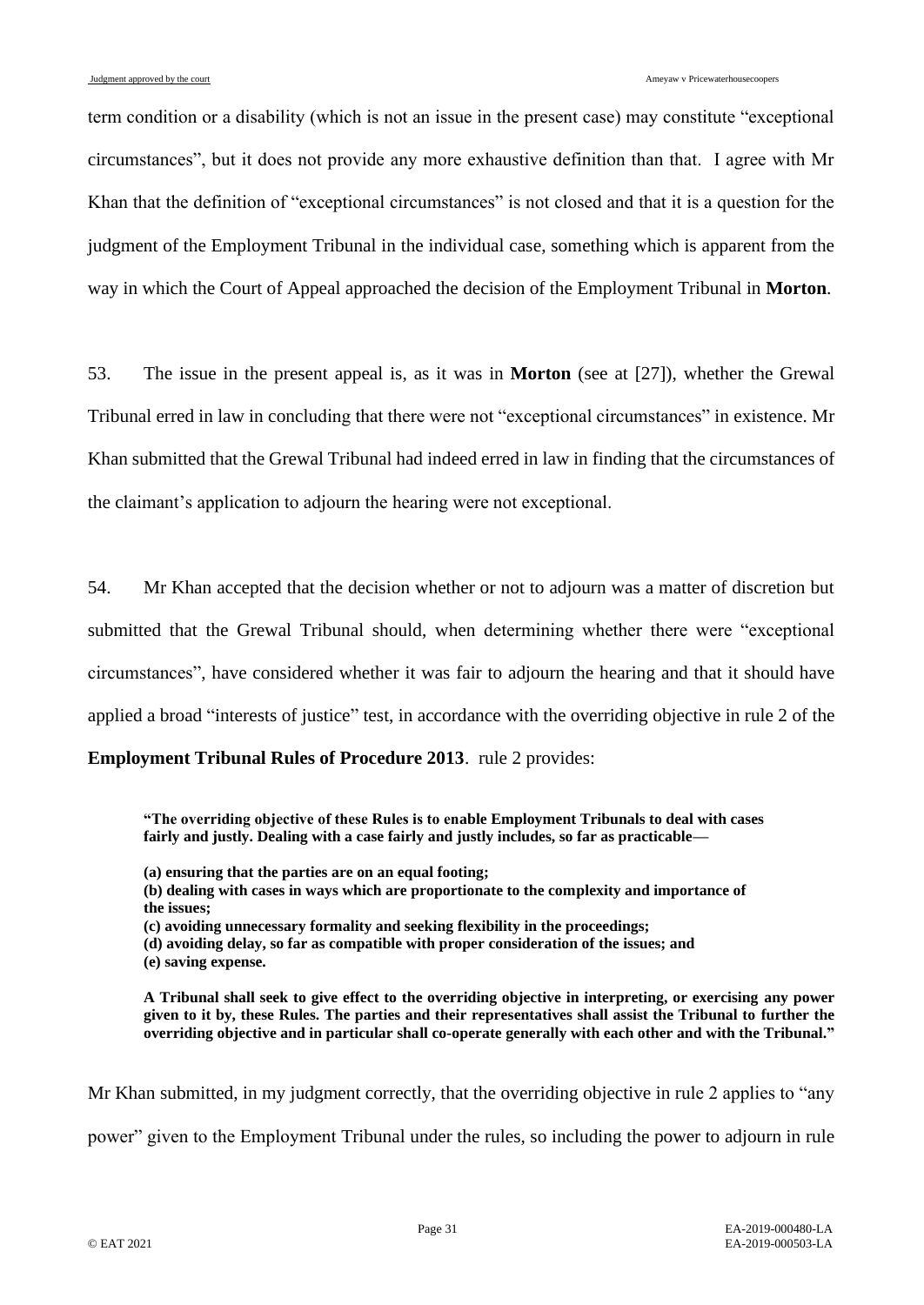term condition or a disability (which is not an issue in the present case) may constitute "exceptional circumstances", but it does not provide any more exhaustive definition than that. I agree with Mr Khan that the definition of "exceptional circumstances" is not closed and that it is a question for the judgment of the Employment Tribunal in the individual case, something which is apparent from the way in which the Court of Appeal approached the decision of the Employment Tribunal in **Morton**.

53. The issue in the present appeal is, as it was in **Morton** (see at [27]), whether the Grewal Tribunal erred in law in concluding that there were not "exceptional circumstances" in existence. Mr Khan submitted that the Grewal Tribunal had indeed erred in law in finding that the circumstances of the claimant's application to adjourn the hearing were not exceptional.

54. Mr Khan accepted that the decision whether or not to adjourn was a matter of discretion but submitted that the Grewal Tribunal should, when determining whether there were "exceptional circumstances", have considered whether it was fair to adjourn the hearing and that it should have applied a broad "interests of justice" test, in accordance with the overriding objective in rule 2 of the **Employment Tribunal Rules of Procedure 2013**. rule 2 provides:

> **"The overriding objective of these Rules is to enable Employment Tribunals to deal with cases fairly and justly. Dealing with a case fairly and justly includes, so far as practicable—**
>
> **(a) ensuring that the parties are on an equal footing;**
> **(b) dealing with cases in ways which are proportionate to the complexity and importance of the issues;**
> **(c) avoiding unnecessary formality and seeking flexibility in the proceedings;**
> **(d) avoiding delay, so far as compatible with proper consideration of the issues; and**
> **(e) saving expense.**
>
> **A Tribunal shall seek to give effect to the overriding objective in interpreting, or exercising any power given to it by, these Rules. The parties and their representatives shall assist the Tribunal to further the overriding objective and in particular shall co-operate generally with each other and with the Tribunal."**

Mr Khan submitted, in my judgment correctly, that the overriding objective in rule 2 applies to "any power" given to the Employment Tribunal under the rules, so including the power to adjourn in rule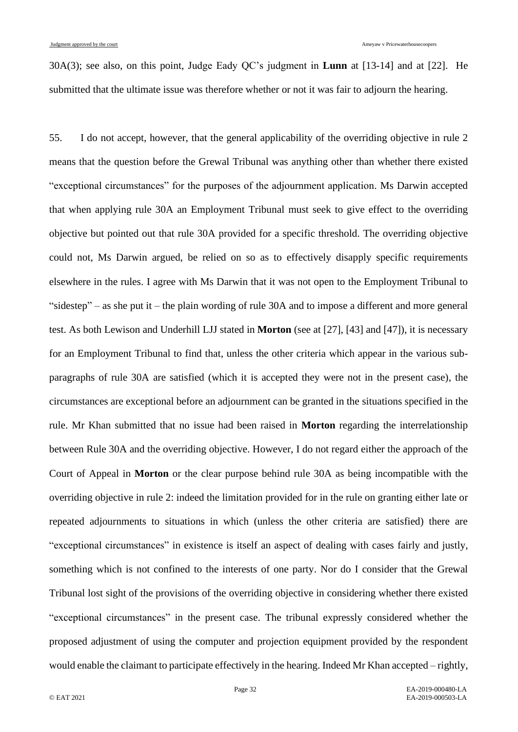30A(3); see also, on this point, Judge Eady QC's judgment in **Lunn** at [13-14] and at [22]. He submitted that the ultimate issue was therefore whether or not it was fair to adjourn the hearing.

55. I do not accept, however, that the general applicability of the overriding objective in rule 2 means that the question before the Grewal Tribunal was anything other than whether there existed "exceptional circumstances" for the purposes of the adjournment application. Ms Darwin accepted that when applying rule 30A an Employment Tribunal must seek to give effect to the overriding objective but pointed out that rule 30A provided for a specific threshold. The overriding objective could not, Ms Darwin argued, be relied on so as to effectively disapply specific requirements elsewhere in the rules. I agree with Ms Darwin that it was not open to the Employment Tribunal to "sidestep" – as she put it – the plain wording of rule 30A and to impose a different and more general test. As both Lewison and Underhill LJJ stated in **Morton** (see at [27], [43] and [47]), it is necessary for an Employment Tribunal to find that, unless the other criteria which appear in the various sub-paragraphs of rule 30A are satisfied (which it is accepted they were not in the present case), the circumstances are exceptional before an adjournment can be granted in the situations specified in the rule. Mr Khan submitted that no issue had been raised in **Morton** regarding the interrelationship between Rule 30A and the overriding objective. However, I do not regard either the approach of the Court of Appeal in **Morton** or the clear purpose behind rule 30A as being incompatible with the overriding objective in rule 2: indeed the limitation provided for in the rule on granting either late or repeated adjournments to situations in which (unless the other criteria are satisfied) there are "exceptional circumstances" in existence is itself an aspect of dealing with cases fairly and justly, something which is not confined to the interests of one party. Nor do I consider that the Grewal Tribunal lost sight of the provisions of the overriding objective in considering whether there existed "exceptional circumstances" in the present case. The tribunal expressly considered whether the proposed adjustment of using the computer and projection equipment provided by the respondent would enable the claimant to participate effectively in the hearing. Indeed Mr Khan accepted – rightly,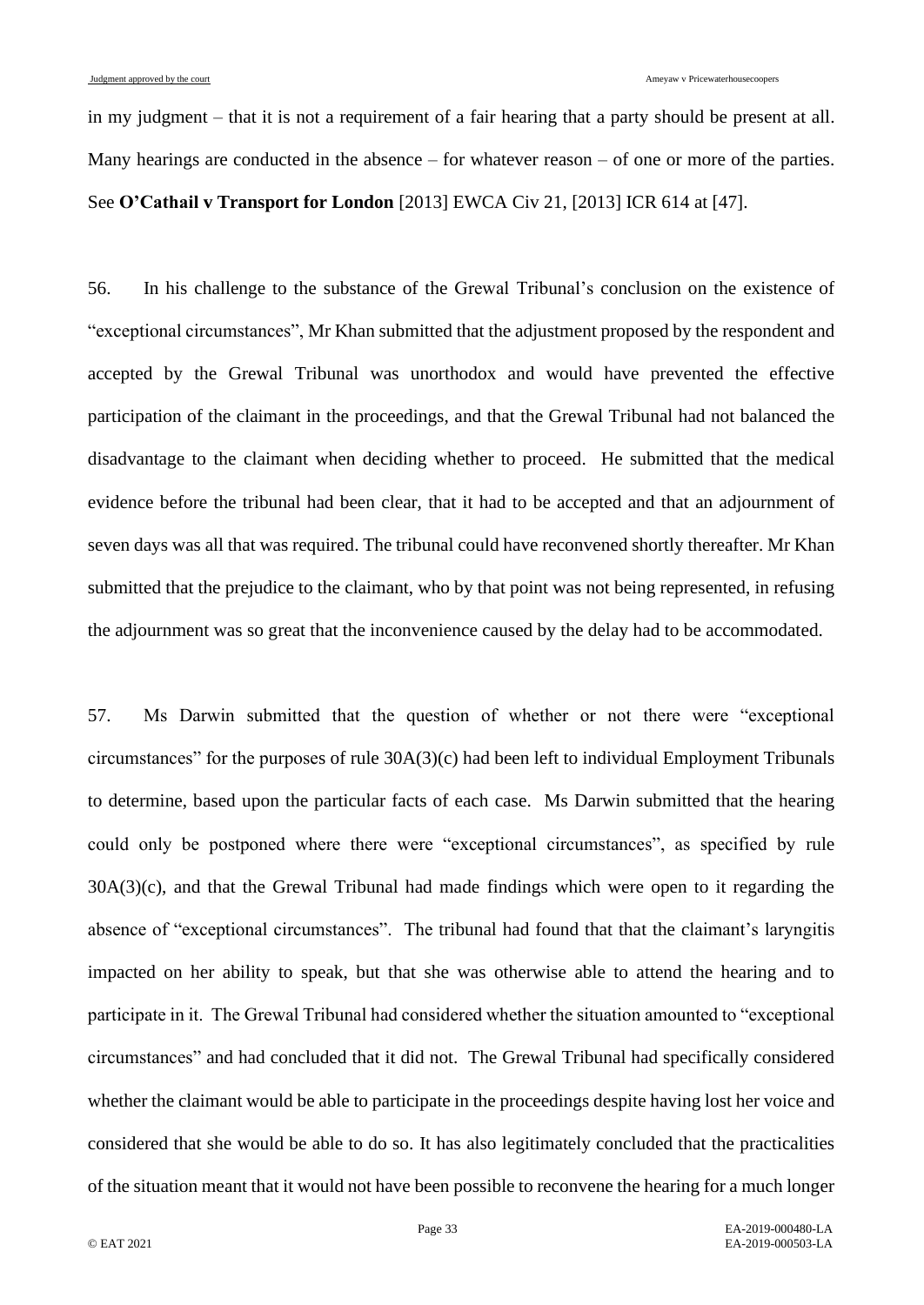in my judgment – that it is not a requirement of a fair hearing that a party should be present at all. Many hearings are conducted in the absence – for whatever reason – of one or more of the parties. See **O'Cathail v Transport for London** [2013] EWCA Civ 21, [2013] ICR 614 at [47].

56. In his challenge to the substance of the Grewal Tribunal's conclusion on the existence of "exceptional circumstances", Mr Khan submitted that the adjustment proposed by the respondent and accepted by the Grewal Tribunal was unorthodox and would have prevented the effective participation of the claimant in the proceedings, and that the Grewal Tribunal had not balanced the disadvantage to the claimant when deciding whether to proceed. He submitted that the medical evidence before the tribunal had been clear, that it had to be accepted and that an adjournment of seven days was all that was required. The tribunal could have reconvened shortly thereafter. Mr Khan submitted that the prejudice to the claimant, who by that point was not being represented, in refusing the adjournment was so great that the inconvenience caused by the delay had to be accommodated.

57. Ms Darwin submitted that the question of whether or not there were "exceptional circumstances" for the purposes of rule 30A(3)(c) had been left to individual Employment Tribunals to determine, based upon the particular facts of each case. Ms Darwin submitted that the hearing could only be postponed where there were "exceptional circumstances", as specified by rule 30A(3)(c), and that the Grewal Tribunal had made findings which were open to it regarding the absence of "exceptional circumstances". The tribunal had found that that the claimant's laryngitis impacted on her ability to speak, but that she was otherwise able to attend the hearing and to participate in it. The Grewal Tribunal had considered whether the situation amounted to "exceptional circumstances" and had concluded that it did not. The Grewal Tribunal had specifically considered whether the claimant would be able to participate in the proceedings despite having lost her voice and considered that she would be able to do so. It has also legitimately concluded that the practicalities of the situation meant that it would not have been possible to reconvene the hearing for a much longer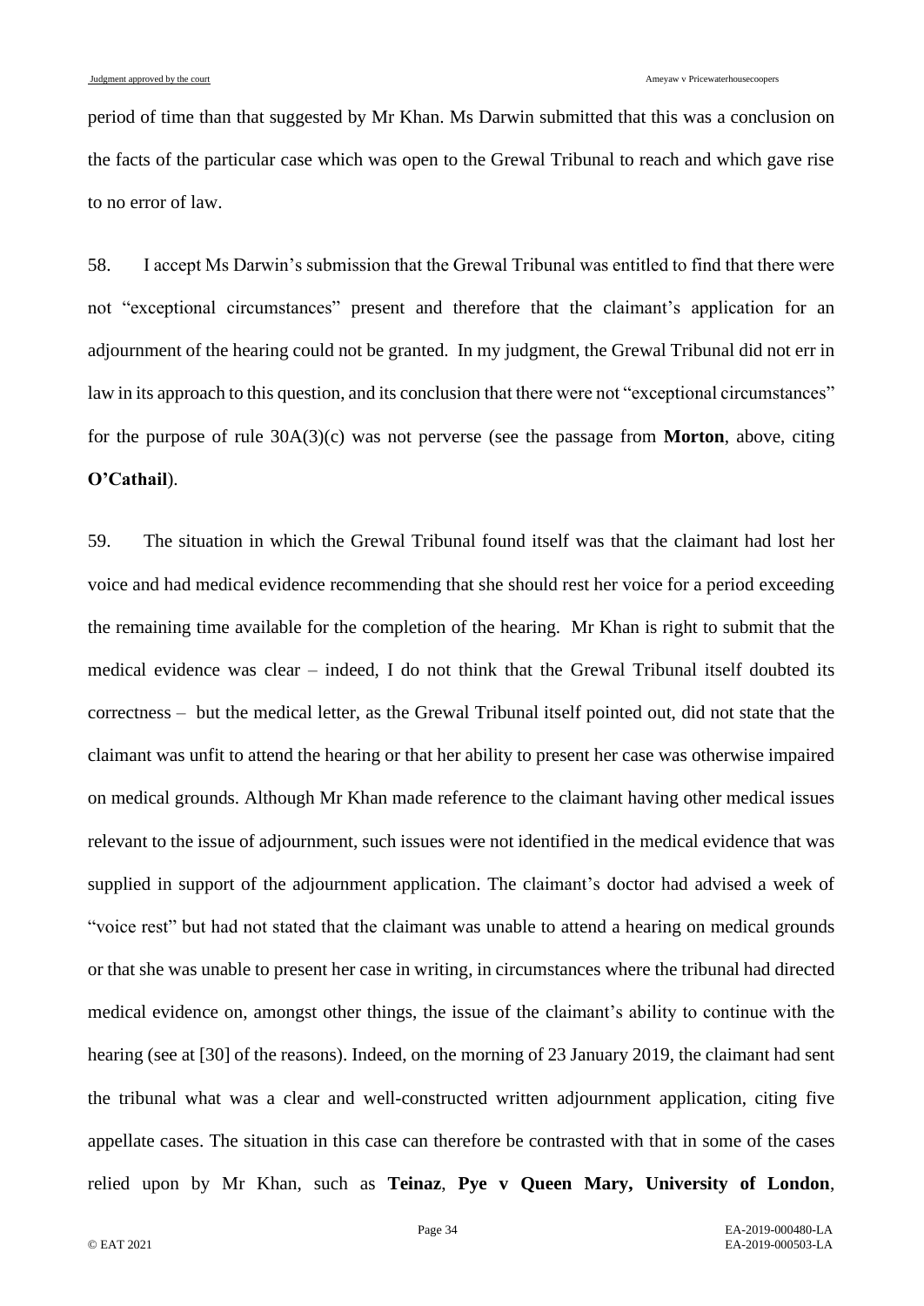period of time than that suggested by Mr Khan. Ms Darwin submitted that this was a conclusion on the facts of the particular case which was open to the Grewal Tribunal to reach and which gave rise to no error of law.

58. I accept Ms Darwin's submission that the Grewal Tribunal was entitled to find that there were not "exceptional circumstances" present and therefore that the claimant's application for an adjournment of the hearing could not be granted. In my judgment, the Grewal Tribunal did not err in law in its approach to this question, and its conclusion that there were not "exceptional circumstances" for the purpose of rule 30A(3)(c) was not perverse (see the passage from **Morton**, above, citing **O'Cathail**).

59. The situation in which the Grewal Tribunal found itself was that the claimant had lost her voice and had medical evidence recommending that she should rest her voice for a period exceeding the remaining time available for the completion of the hearing. Mr Khan is right to submit that the medical evidence was clear – indeed, I do not think that the Grewal Tribunal itself doubted its correctness – but the medical letter, as the Grewal Tribunal itself pointed out, did not state that the claimant was unfit to attend the hearing or that her ability to present her case was otherwise impaired on medical grounds. Although Mr Khan made reference to the claimant having other medical issues relevant to the issue of adjournment, such issues were not identified in the medical evidence that was supplied in support of the adjournment application. The claimant's doctor had advised a week of "voice rest" but had not stated that the claimant was unable to attend a hearing on medical grounds or that she was unable to present her case in writing, in circumstances where the tribunal had directed medical evidence on, amongst other things, the issue of the claimant's ability to continue with the hearing (see at [30] of the reasons). Indeed, on the morning of 23 January 2019, the claimant had sent the tribunal what was a clear and well-constructed written adjournment application, citing five appellate cases. The situation in this case can therefore be contrasted with that in some of the cases relied upon by Mr Khan, such as **Teinaz**, **Pye v Queen Mary, University of London**,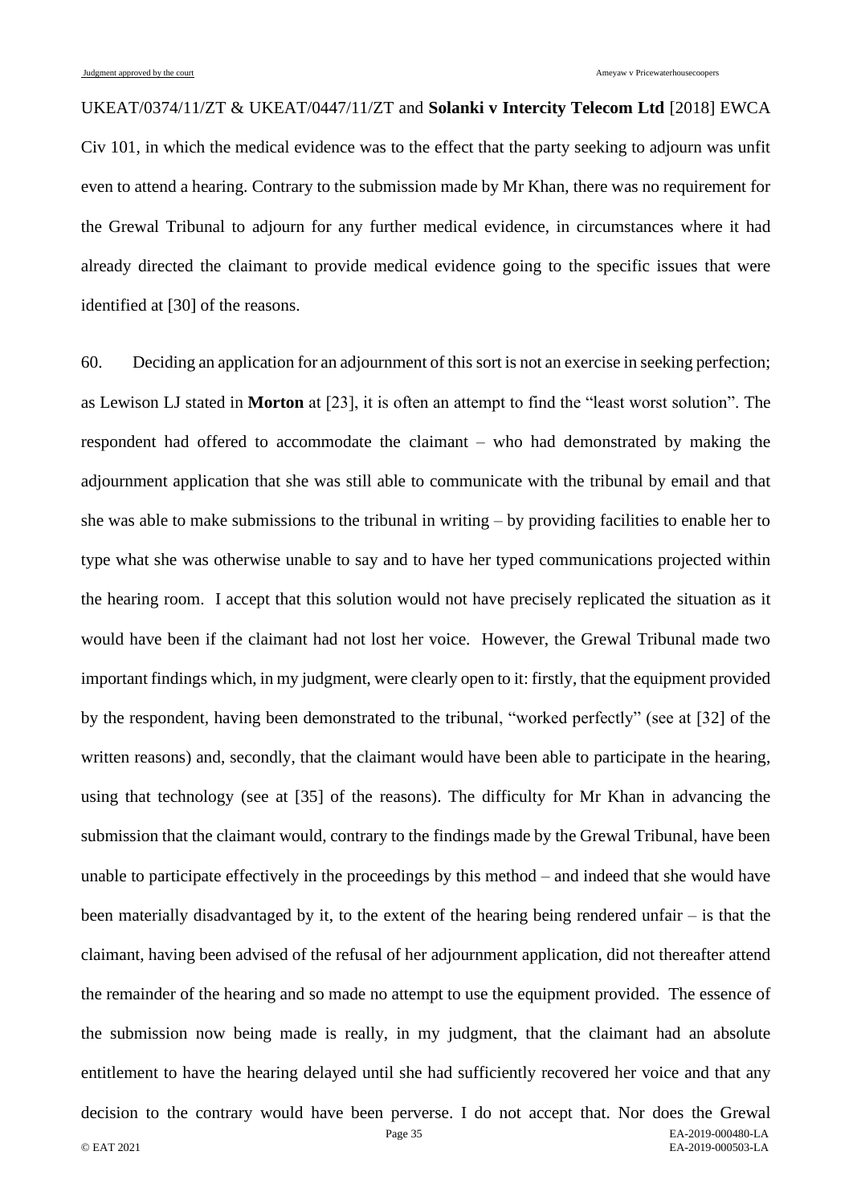UKEAT/0374/11/ZT & UKEAT/0447/11/ZT and **Solanki v Intercity Telecom Ltd** [2018] EWCA Civ 101, in which the medical evidence was to the effect that the party seeking to adjourn was unfit even to attend a hearing. Contrary to the submission made by Mr Khan, there was no requirement for the Grewal Tribunal to adjourn for any further medical evidence, in circumstances where it had already directed the claimant to provide medical evidence going to the specific issues that were identified at [30] of the reasons.

60. Deciding an application for an adjournment of this sort is not an exercise in seeking perfection; as Lewison LJ stated in **Morton** at [23], it is often an attempt to find the "least worst solution". The respondent had offered to accommodate the claimant – who had demonstrated by making the adjournment application that she was still able to communicate with the tribunal by email and that she was able to make submissions to the tribunal in writing – by providing facilities to enable her to type what she was otherwise unable to say and to have her typed communications projected within the hearing room. I accept that this solution would not have precisely replicated the situation as it would have been if the claimant had not lost her voice. However, the Grewal Tribunal made two important findings which, in my judgment, were clearly open to it: firstly, that the equipment provided by the respondent, having been demonstrated to the tribunal, "worked perfectly" (see at [32] of the written reasons) and, secondly, that the claimant would have been able to participate in the hearing, using that technology (see at [35] of the reasons). The difficulty for Mr Khan in advancing the submission that the claimant would, contrary to the findings made by the Grewal Tribunal, have been unable to participate effectively in the proceedings by this method – and indeed that she would have been materially disadvantaged by it, to the extent of the hearing being rendered unfair – is that the claimant, having been advised of the refusal of her adjournment application, did not thereafter attend the remainder of the hearing and so made no attempt to use the equipment provided. The essence of the submission now being made is really, in my judgment, that the claimant had an absolute entitlement to have the hearing delayed until she had sufficiently recovered her voice and that any decision to the contrary would have been perverse. I do not accept that. Nor does the Grewal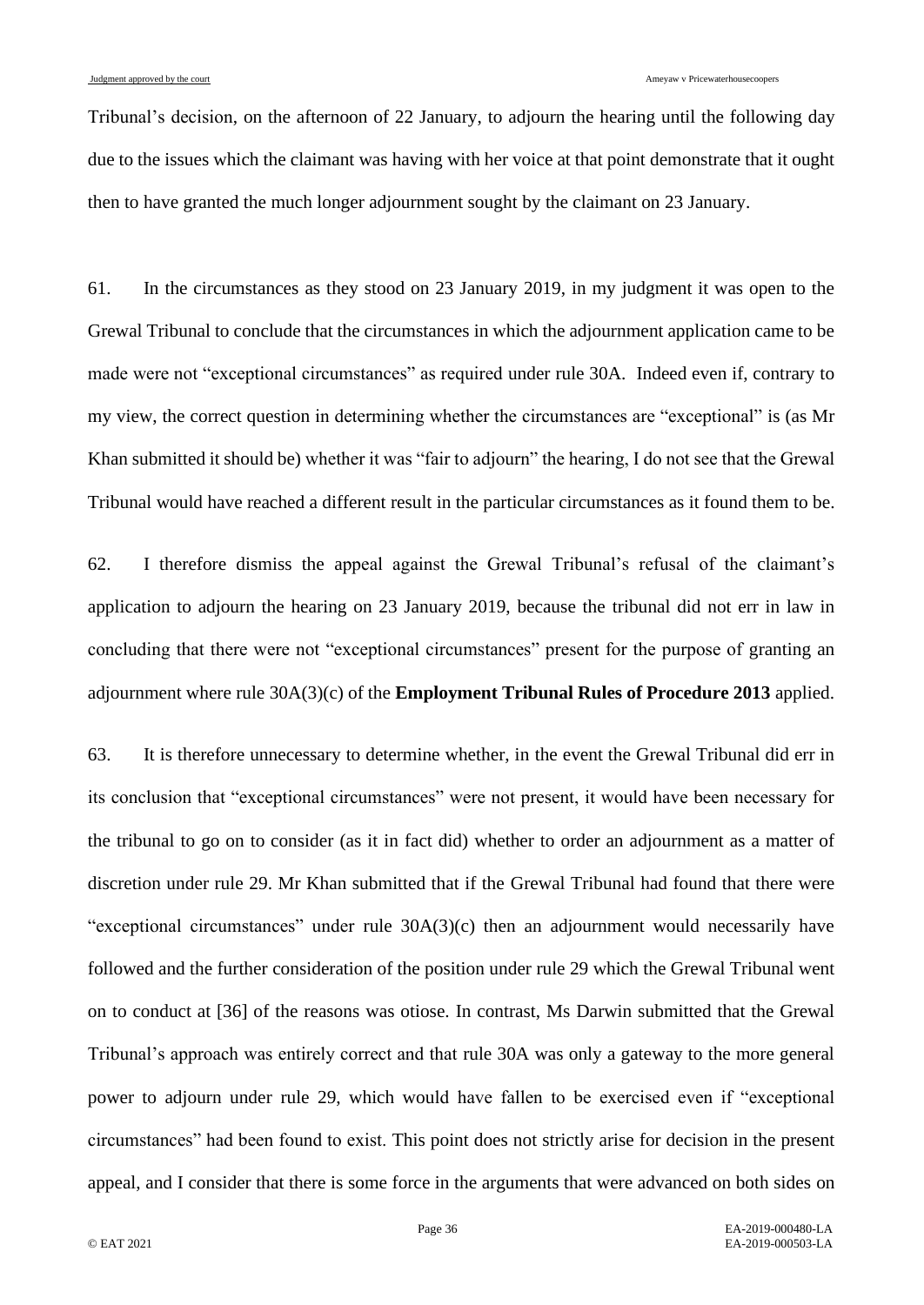Tribunal's decision, on the afternoon of 22 January, to adjourn the hearing until the following day due to the issues which the claimant was having with her voice at that point demonstrate that it ought then to have granted the much longer adjournment sought by the claimant on 23 January.

61. In the circumstances as they stood on 23 January 2019, in my judgment it was open to the Grewal Tribunal to conclude that the circumstances in which the adjournment application came to be made were not "exceptional circumstances" as required under rule 30A. Indeed even if, contrary to my view, the correct question in determining whether the circumstances are "exceptional" is (as Mr Khan submitted it should be) whether it was "fair to adjourn" the hearing, I do not see that the Grewal Tribunal would have reached a different result in the particular circumstances as it found them to be.

62. I therefore dismiss the appeal against the Grewal Tribunal's refusal of the claimant's application to adjourn the hearing on 23 January 2019, because the tribunal did not err in law in concluding that there were not "exceptional circumstances" present for the purpose of granting an adjournment where rule 30A(3)(c) of the **Employment Tribunal Rules of Procedure 2013** applied.

63. It is therefore unnecessary to determine whether, in the event the Grewal Tribunal did err in its conclusion that "exceptional circumstances" were not present, it would have been necessary for the tribunal to go on to consider (as it in fact did) whether to order an adjournment as a matter of discretion under rule 29. Mr Khan submitted that if the Grewal Tribunal had found that there were "exceptional circumstances" under rule 30A(3)(c) then an adjournment would necessarily have followed and the further consideration of the position under rule 29 which the Grewal Tribunal went on to conduct at [36] of the reasons was otiose. In contrast, Ms Darwin submitted that the Grewal Tribunal's approach was entirely correct and that rule 30A was only a gateway to the more general power to adjourn under rule 29, which would have fallen to be exercised even if "exceptional circumstances" had been found to exist. This point does not strictly arise for decision in the present appeal, and I consider that there is some force in the arguments that were advanced on both sides on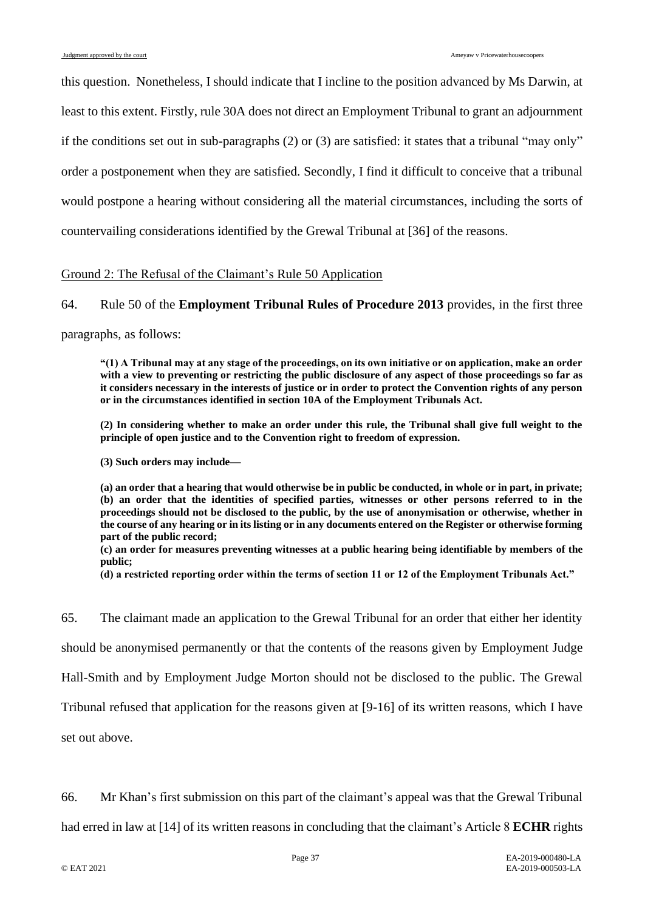this question. Nonetheless, I should indicate that I incline to the position advanced by Ms Darwin, at least to this extent. Firstly, rule 30A does not direct an Employment Tribunal to grant an adjournment if the conditions set out in sub-paragraphs (2) or (3) are satisfied: it states that a tribunal "may only" order a postponement when they are satisfied. Secondly, I find it difficult to conceive that a tribunal would postpone a hearing without considering all the material circumstances, including the sorts of countervailing considerations identified by the Grewal Tribunal at [36] of the reasons.

Ground 2: The Refusal of the Claimant's Rule 50 Application

64. Rule 50 of the **Employment Tribunal Rules of Procedure 2013** provides, in the first three paragraphs, as follows:

> **"(1) A Tribunal may at any stage of the proceedings, on its own initiative or on application, make an order with a view to preventing or restricting the public disclosure of any aspect of those proceedings so far as it considers necessary in the interests of justice or in order to protect the Convention rights of any person or in the circumstances identified in section 10A of the Employment Tribunals Act.**
>
> **(2) In considering whether to make an order under this rule, the Tribunal shall give full weight to the principle of open justice and to the Convention right to freedom of expression.**
>
> **(3) Such orders may include—**
>
> **(a) an order that a hearing that would otherwise be in public be conducted, in whole or in part, in private;**
> **(b) an order that the identities of specified parties, witnesses or other persons referred to in the proceedings should not be disclosed to the public, by the use of anonymisation or otherwise, whether in the course of any hearing or in its listing or in any documents entered on the Register or otherwise forming part of the public record;**
> **(c) an order for measures preventing witnesses at a public hearing being identifiable by members of the public;**
> **(d) a restricted reporting order within the terms of section 11 or 12 of the Employment Tribunals Act."**

65. The claimant made an application to the Grewal Tribunal for an order that either her identity should be anonymised permanently or that the contents of the reasons given by Employment Judge Hall-Smith and by Employment Judge Morton should not be disclosed to the public. The Grewal Tribunal refused that application for the reasons given at [9-16] of its written reasons, which I have set out above.

66. Mr Khan's first submission on this part of the claimant's appeal was that the Grewal Tribunal had erred in law at [14] of its written reasons in concluding that the claimant's Article 8 **ECHR** rights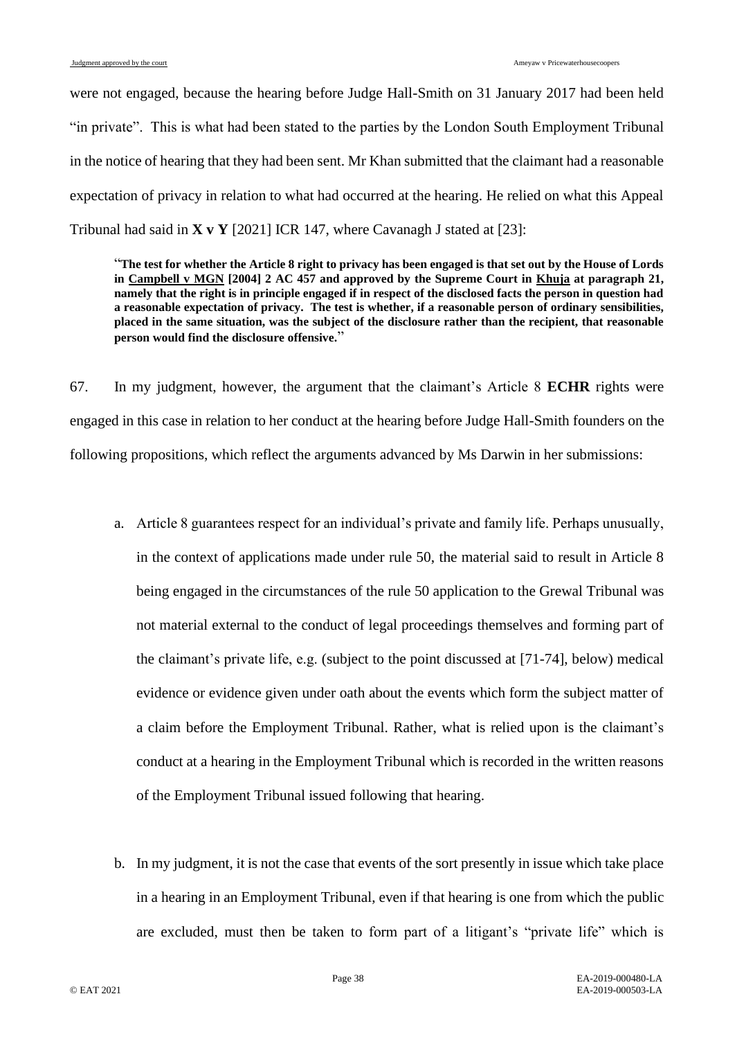were not engaged, because the hearing before Judge Hall-Smith on 31 January 2017 had been held "in private". This is what had been stated to the parties by the London South Employment Tribunal in the notice of hearing that they had been sent. Mr Khan submitted that the claimant had a reasonable expectation of privacy in relation to what had occurred at the hearing. He relied on what this Appeal Tribunal had said in **X v Y** [2021] ICR 147, where Cavanagh J stated at [23]:

> "**The test for whether the Article 8 right to privacy has been engaged is that set out by the House of Lords in Campbell v MGN [2004] 2 AC 457 and approved by the Supreme Court in Khuja at paragraph 21, namely that the right is in principle engaged if in respect of the disclosed facts the person in question had a reasonable expectation of privacy. The test is whether, if a reasonable person of ordinary sensibilities, placed in the same situation, was the subject of the disclosure rather than the recipient, that reasonable person would find the disclosure offensive.**"

67. In my judgment, however, the argument that the claimant's Article 8 **ECHR** rights were engaged in this case in relation to her conduct at the hearing before Judge Hall-Smith founders on the following propositions, which reflect the arguments advanced by Ms Darwin in her submissions:

a. Article 8 guarantees respect for an individual's private and family life. Perhaps unusually, in the context of applications made under rule 50, the material said to result in Article 8 being engaged in the circumstances of the rule 50 application to the Grewal Tribunal was not material external to the conduct of legal proceedings themselves and forming part of the claimant's private life, e.g. (subject to the point discussed at [71-74], below) medical evidence or evidence given under oath about the events which form the subject matter of a claim before the Employment Tribunal. Rather, what is relied upon is the claimant's conduct at a hearing in the Employment Tribunal which is recorded in the written reasons of the Employment Tribunal issued following that hearing.

b. In my judgment, it is not the case that events of the sort presently in issue which take place in a hearing in an Employment Tribunal, even if that hearing is one from which the public are excluded, must then be taken to form part of a litigant's "private life" which is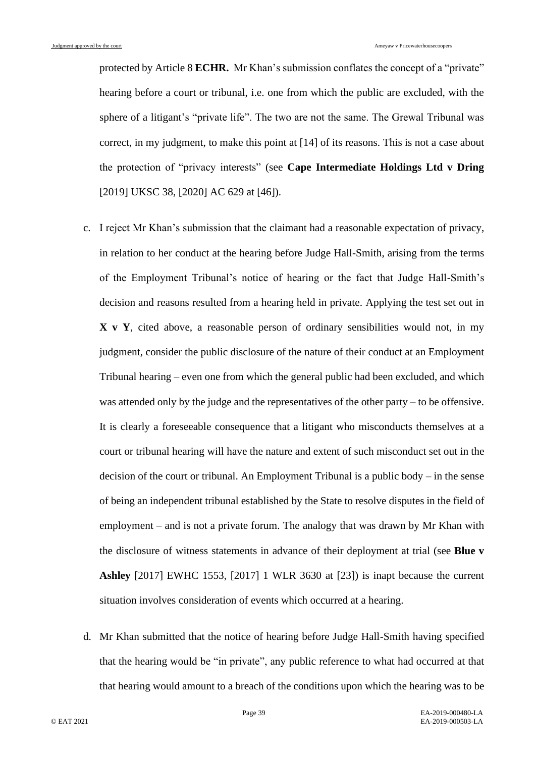protected by Article 8 **ECHR.** Mr Khan's submission conflates the concept of a "private" hearing before a court or tribunal, i.e. one from which the public are excluded, with the sphere of a litigant's "private life". The two are not the same. The Grewal Tribunal was correct, in my judgment, to make this point at [14] of its reasons. This is not a case about the protection of "privacy interests" (see **Cape Intermediate Holdings Ltd v Dring** [2019] UKSC 38, [2020] AC 629 at [46]).

c. I reject Mr Khan's submission that the claimant had a reasonable expectation of privacy, in relation to her conduct at the hearing before Judge Hall-Smith, arising from the terms of the Employment Tribunal's notice of hearing or the fact that Judge Hall-Smith's decision and reasons resulted from a hearing held in private. Applying the test set out in **X v Y**, cited above, a reasonable person of ordinary sensibilities would not, in my judgment, consider the public disclosure of the nature of their conduct at an Employment Tribunal hearing – even one from which the general public had been excluded, and which was attended only by the judge and the representatives of the other party – to be offensive. It is clearly a foreseeable consequence that a litigant who misconducts themselves at a court or tribunal hearing will have the nature and extent of such misconduct set out in the decision of the court or tribunal. An Employment Tribunal is a public body – in the sense of being an independent tribunal established by the State to resolve disputes in the field of employment – and is not a private forum. The analogy that was drawn by Mr Khan with the disclosure of witness statements in advance of their deployment at trial (see **Blue v Ashley** [2017] EWHC 1553, [2017] 1 WLR 3630 at [23]) is inapt because the current situation involves consideration of events which occurred at a hearing.

d. Mr Khan submitted that the notice of hearing before Judge Hall-Smith having specified that the hearing would be "in private", any public reference to what had occurred at that that hearing would amount to a breach of the conditions upon which the hearing was to be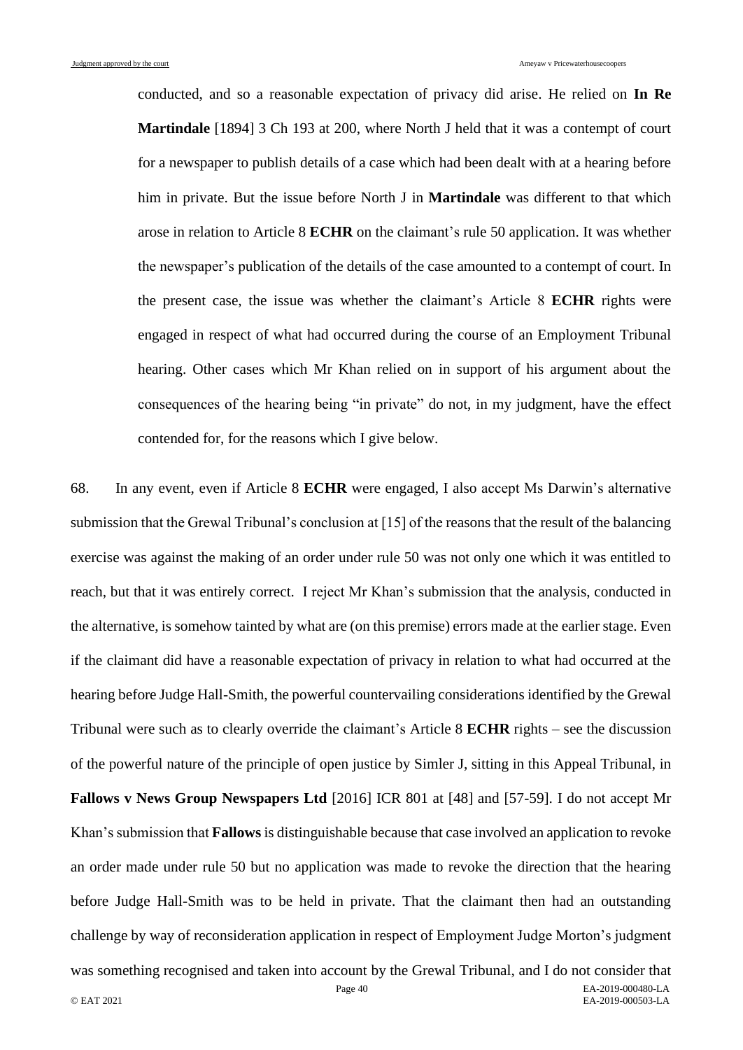conducted, and so a reasonable expectation of privacy did arise. He relied on **In Re Martindale** [1894] 3 Ch 193 at 200, where North J held that it was a contempt of court for a newspaper to publish details of a case which had been dealt with at a hearing before him in private. But the issue before North J in **Martindale** was different to that which arose in relation to Article 8 **ECHR** on the claimant's rule 50 application. It was whether the newspaper's publication of the details of the case amounted to a contempt of court. In the present case, the issue was whether the claimant's Article 8 **ECHR** rights were engaged in respect of what had occurred during the course of an Employment Tribunal hearing. Other cases which Mr Khan relied on in support of his argument about the consequences of the hearing being "in private" do not, in my judgment, have the effect contended for, for the reasons which I give below.

68. In any event, even if Article 8 **ECHR** were engaged, I also accept Ms Darwin's alternative submission that the Grewal Tribunal's conclusion at [15] of the reasons that the result of the balancing exercise was against the making of an order under rule 50 was not only one which it was entitled to reach, but that it was entirely correct. I reject Mr Khan's submission that the analysis, conducted in the alternative, is somehow tainted by what are (on this premise) errors made at the earlier stage. Even if the claimant did have a reasonable expectation of privacy in relation to what had occurred at the hearing before Judge Hall-Smith, the powerful countervailing considerations identified by the Grewal Tribunal were such as to clearly override the claimant's Article 8 **ECHR** rights – see the discussion of the powerful nature of the principle of open justice by Simler J, sitting in this Appeal Tribunal, in **Fallows v News Group Newspapers Ltd** [2016] ICR 801 at [48] and [57-59]. I do not accept Mr Khan's submission that **Fallows** is distinguishable because that case involved an application to revoke an order made under rule 50 but no application was made to revoke the direction that the hearing before Judge Hall-Smith was to be held in private. That the claimant then had an outstanding challenge by way of reconsideration application in respect of Employment Judge Morton's judgment was something recognised and taken into account by the Grewal Tribunal, and I do not consider that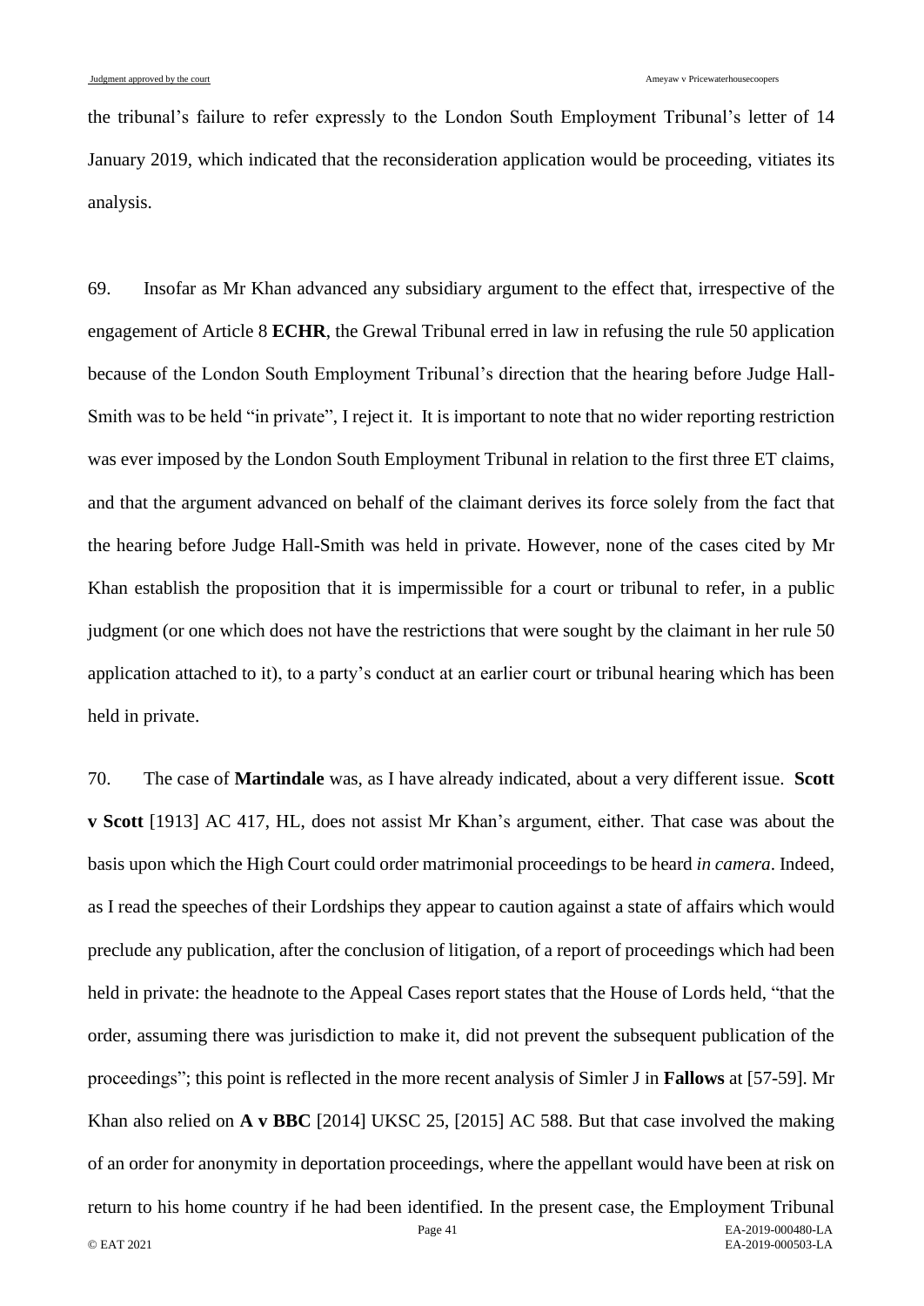the tribunal's failure to refer expressly to the London South Employment Tribunal's letter of 14 January 2019, which indicated that the reconsideration application would be proceeding, vitiates its analysis.

69. Insofar as Mr Khan advanced any subsidiary argument to the effect that, irrespective of the engagement of Article 8 **ECHR**, the Grewal Tribunal erred in law in refusing the rule 50 application because of the London South Employment Tribunal's direction that the hearing before Judge Hall-Smith was to be held "in private", I reject it. It is important to note that no wider reporting restriction was ever imposed by the London South Employment Tribunal in relation to the first three ET claims, and that the argument advanced on behalf of the claimant derives its force solely from the fact that the hearing before Judge Hall-Smith was held in private. However, none of the cases cited by Mr Khan establish the proposition that it is impermissible for a court or tribunal to refer, in a public judgment (or one which does not have the restrictions that were sought by the claimant in her rule 50 application attached to it), to a party's conduct at an earlier court or tribunal hearing which has been held in private.

70. The case of **Martindale** was, as I have already indicated, about a very different issue. **Scott v Scott** [1913] AC 417, HL, does not assist Mr Khan's argument, either. That case was about the basis upon which the High Court could order matrimonial proceedings to be heard *in camera*. Indeed, as I read the speeches of their Lordships they appear to caution against a state of affairs which would preclude any publication, after the conclusion of litigation, of a report of proceedings which had been held in private: the headnote to the Appeal Cases report states that the House of Lords held, "that the order, assuming there was jurisdiction to make it, did not prevent the subsequent publication of the proceedings"; this point is reflected in the more recent analysis of Simler J in **Fallows** at [57-59]. Mr Khan also relied on **A v BBC** [2014] UKSC 25, [2015] AC 588. But that case involved the making of an order for anonymity in deportation proceedings, where the appellant would have been at risk on return to his home country if he had been identified. In the present case, the Employment Tribunal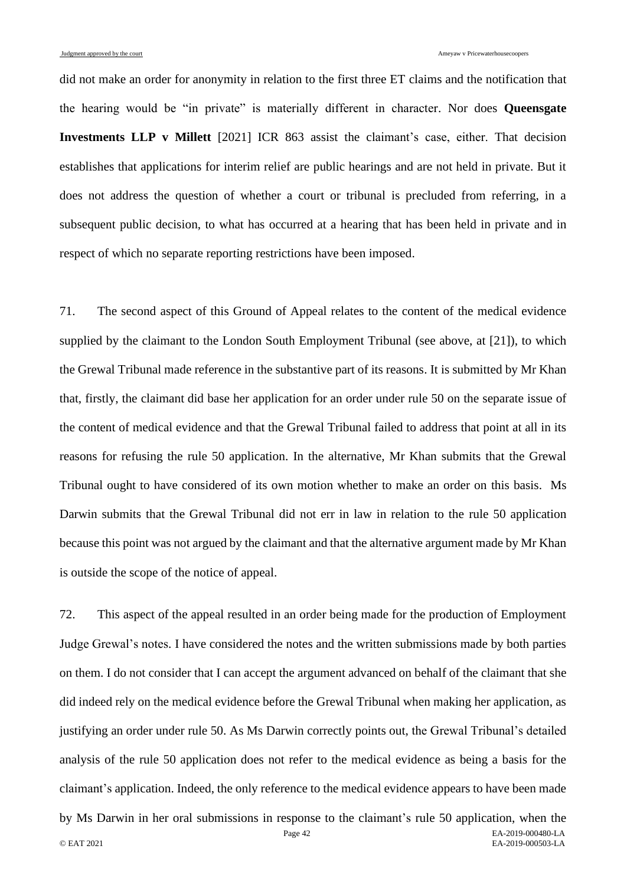did not make an order for anonymity in relation to the first three ET claims and the notification that the hearing would be "in private" is materially different in character. Nor does **Queensgate Investments LLP v Millett** [2021] ICR 863 assist the claimant's case, either. That decision establishes that applications for interim relief are public hearings and are not held in private. But it does not address the question of whether a court or tribunal is precluded from referring, in a subsequent public decision, to what has occurred at a hearing that has been held in private and in respect of which no separate reporting restrictions have been imposed.

71. The second aspect of this Ground of Appeal relates to the content of the medical evidence supplied by the claimant to the London South Employment Tribunal (see above, at [21]), to which the Grewal Tribunal made reference in the substantive part of its reasons. It is submitted by Mr Khan that, firstly, the claimant did base her application for an order under rule 50 on the separate issue of the content of medical evidence and that the Grewal Tribunal failed to address that point at all in its reasons for refusing the rule 50 application. In the alternative, Mr Khan submits that the Grewal Tribunal ought to have considered of its own motion whether to make an order on this basis. Ms Darwin submits that the Grewal Tribunal did not err in law in relation to the rule 50 application because this point was not argued by the claimant and that the alternative argument made by Mr Khan is outside the scope of the notice of appeal.

72. This aspect of the appeal resulted in an order being made for the production of Employment Judge Grewal's notes. I have considered the notes and the written submissions made by both parties on them. I do not consider that I can accept the argument advanced on behalf of the claimant that she did indeed rely on the medical evidence before the Grewal Tribunal when making her application, as justifying an order under rule 50. As Ms Darwin correctly points out, the Grewal Tribunal's detailed analysis of the rule 50 application does not refer to the medical evidence as being a basis for the claimant's application. Indeed, the only reference to the medical evidence appears to have been made by Ms Darwin in her oral submissions in response to the claimant's rule 50 application, when the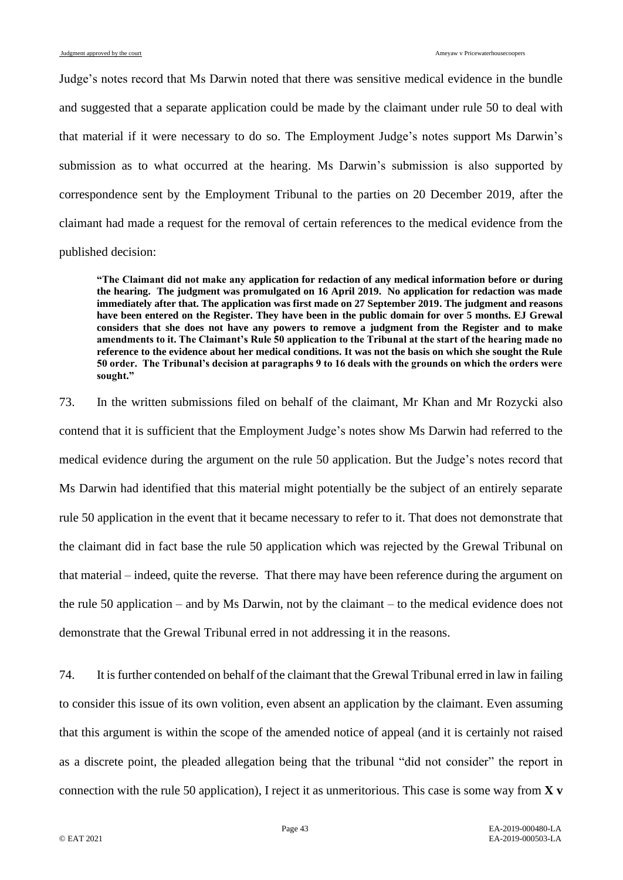Judge's notes record that Ms Darwin noted that there was sensitive medical evidence in the bundle and suggested that a separate application could be made by the claimant under rule 50 to deal with that material if it were necessary to do so. The Employment Judge's notes support Ms Darwin's submission as to what occurred at the hearing. Ms Darwin's submission is also supported by correspondence sent by the Employment Tribunal to the parties on 20 December 2019, after the claimant had made a request for the removal of certain references to the medical evidence from the published decision:

> **"The Claimant did not make any application for redaction of any medical information before or during the hearing. The judgment was promulgated on 16 April 2019. No application for redaction was made immediately after that. The application was first made on 27 September 2019. The judgment and reasons have been entered on the Register. They have been in the public domain for over 5 months. EJ Grewal considers that she does not have any powers to remove a judgment from the Register and to make amendments to it. The Claimant's Rule 50 application to the Tribunal at the start of the hearing made no reference to the evidence about her medical conditions. It was not the basis on which she sought the Rule 50 order. The Tribunal's decision at paragraphs 9 to 16 deals with the grounds on which the orders were sought."**

73. In the written submissions filed on behalf of the claimant, Mr Khan and Mr Rozycki also contend that it is sufficient that the Employment Judge's notes show Ms Darwin had referred to the medical evidence during the argument on the rule 50 application. But the Judge's notes record that Ms Darwin had identified that this material might potentially be the subject of an entirely separate rule 50 application in the event that it became necessary to refer to it. That does not demonstrate that the claimant did in fact base the rule 50 application which was rejected by the Grewal Tribunal on that material – indeed, quite the reverse. That there may have been reference during the argument on the rule 50 application – and by Ms Darwin, not by the claimant – to the medical evidence does not demonstrate that the Grewal Tribunal erred in not addressing it in the reasons.

74. It is further contended on behalf of the claimant that the Grewal Tribunal erred in law in failing to consider this issue of its own volition, even absent an application by the claimant. Even assuming that this argument is within the scope of the amended notice of appeal (and it is certainly not raised as a discrete point, the pleaded allegation being that the tribunal "did not consider" the report in connection with the rule 50 application), I reject it as unmeritorious. This case is some way from **X v**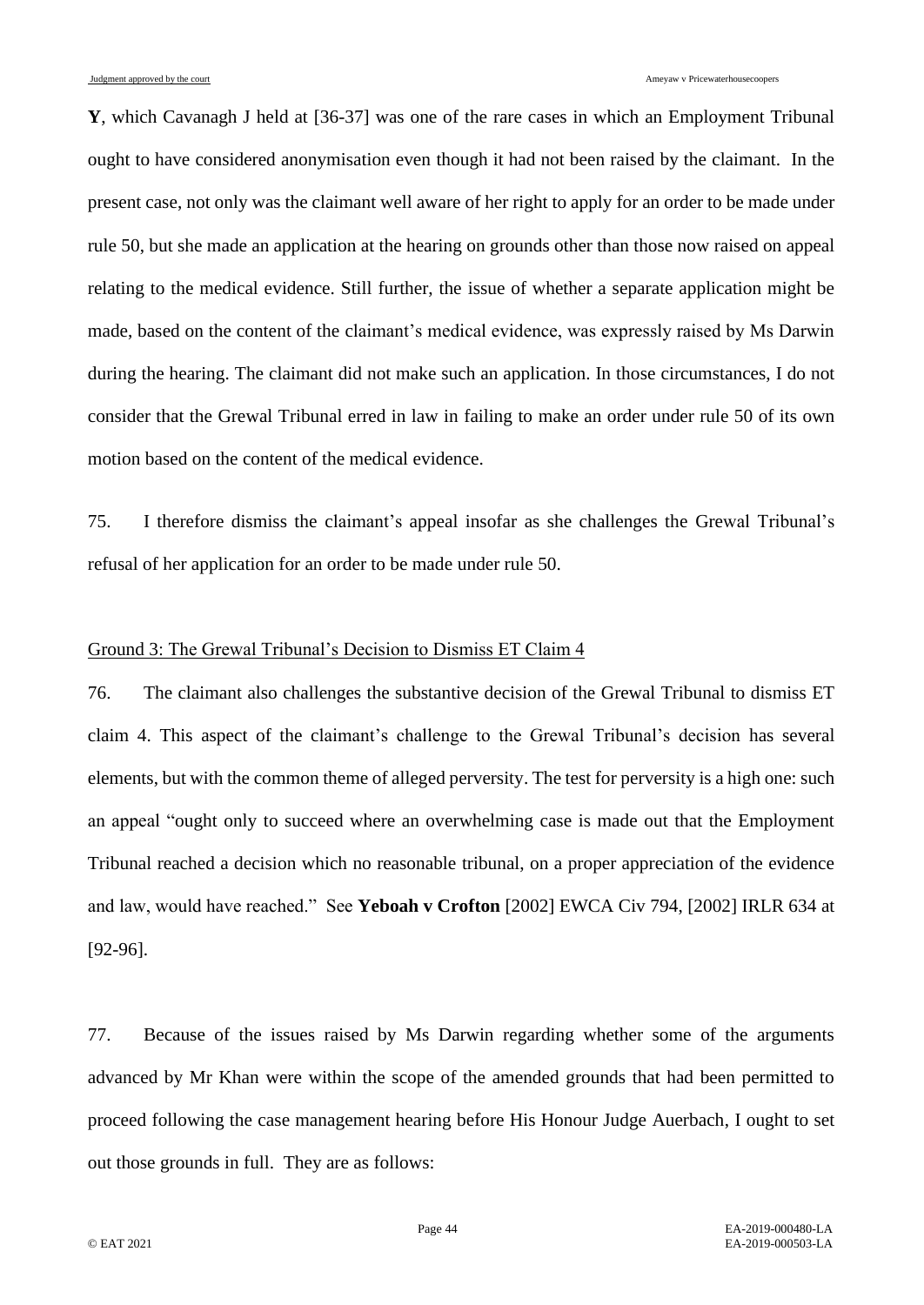**Y**, which Cavanagh J held at [36-37] was one of the rare cases in which an Employment Tribunal ought to have considered anonymisation even though it had not been raised by the claimant. In the present case, not only was the claimant well aware of her right to apply for an order to be made under rule 50, but she made an application at the hearing on grounds other than those now raised on appeal relating to the medical evidence. Still further, the issue of whether a separate application might be made, based on the content of the claimant's medical evidence, was expressly raised by Ms Darwin during the hearing. The claimant did not make such an application. In those circumstances, I do not consider that the Grewal Tribunal erred in law in failing to make an order under rule 50 of its own motion based on the content of the medical evidence.

75. I therefore dismiss the claimant's appeal insofar as she challenges the Grewal Tribunal's refusal of her application for an order to be made under rule 50.

<u>Ground 3: The Grewal Tribunal's Decision to Dismiss ET Claim 4</u>

76. The claimant also challenges the substantive decision of the Grewal Tribunal to dismiss ET claim 4. This aspect of the claimant's challenge to the Grewal Tribunal's decision has several elements, but with the common theme of alleged perversity. The test for perversity is a high one: such an appeal "ought only to succeed where an overwhelming case is made out that the Employment Tribunal reached a decision which no reasonable tribunal, on a proper appreciation of the evidence and law, would have reached." See **Yeboah v Crofton** [2002] EWCA Civ 794, [2002] IRLR 634 at [92-96].

77. Because of the issues raised by Ms Darwin regarding whether some of the arguments advanced by Mr Khan were within the scope of the amended grounds that had been permitted to proceed following the case management hearing before His Honour Judge Auerbach, I ought to set out those grounds in full. They are as follows: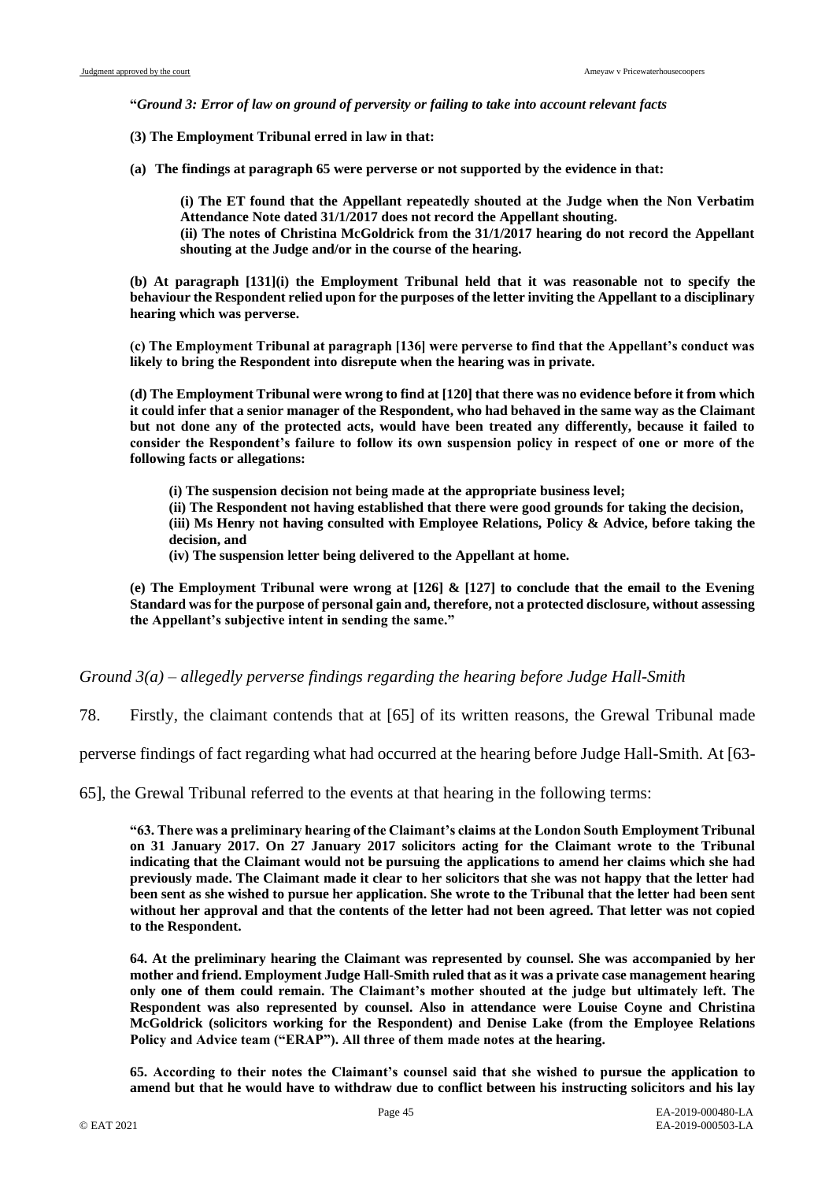**"*Ground 3: Error of law on ground of perversity or failing to take into account relevant facts***

**(3) The Employment Tribunal erred in law in that:**

**(a) The findings at paragraph 65 were perverse or not supported by the evidence in that:**

> **(i) The ET found that the Appellant repeatedly shouted at the Judge when the Non Verbatim Attendance Note dated 31/1/2017 does not record the Appellant shouting.**
> **(ii) The notes of Christina McGoldrick from the 31/1/2017 hearing do not record the Appellant shouting at the Judge and/or in the course of the hearing.**

**(b) At paragraph [131](i) the Employment Tribunal held that it was reasonable not to specify the behaviour the Respondent relied upon for the purposes of the letter inviting the Appellant to a disciplinary hearing which was perverse.**

**(c) The Employment Tribunal at paragraph [136] were perverse to find that the Appellant's conduct was likely to bring the Respondent into disrepute when the hearing was in private.**

**(d) The Employment Tribunal were wrong to find at [120] that there was no evidence before it from which it could infer that a senior manager of the Respondent, who had behaved in the same way as the Claimant but not done any of the protected acts, would have been treated any differently, because it failed to consider the Respondent's failure to follow its own suspension policy in respect of one or more of the following facts or allegations:**

> **(i) The suspension decision not being made at the appropriate business level;**
> **(ii) The Respondent not having established that there were good grounds for taking the decision,**
> **(iii) Ms Henry not having consulted with Employee Relations, Policy & Advice, before taking the decision, and**
> **(iv) The suspension letter being delivered to the Appellant at home.**

**(e) The Employment Tribunal were wrong at [126] & [127] to conclude that the email to the Evening Standard was for the purpose of personal gain and, therefore, not a protected disclosure, without assessing the Appellant's subjective intent in sending the same."**

*Ground 3(a) – allegedly perverse findings regarding the hearing before Judge Hall-Smith*

78. Firstly, the claimant contends that at [65] of its written reasons, the Grewal Tribunal made perverse findings of fact regarding what had occurred at the hearing before Judge Hall-Smith. At [63-65], the Grewal Tribunal referred to the events at that hearing in the following terms:

> **"63. There was a preliminary hearing of the Claimant's claims at the London South Employment Tribunal on 31 January 2017. On 27 January 2017 solicitors acting for the Claimant wrote to the Tribunal indicating that the Claimant would not be pursuing the applications to amend her claims which she had previously made. The Claimant made it clear to her solicitors that she was not happy that the letter had been sent as she wished to pursue her application. She wrote to the Tribunal that the letter had been sent without her approval and that the contents of the letter had not been agreed. That letter was not copied to the Respondent.**
>
> **64. At the preliminary hearing the Claimant was represented by counsel. She was accompanied by her mother and friend. Employment Judge Hall-Smith ruled that as it was a private case management hearing only one of them could remain. The Claimant's mother shouted at the judge but ultimately left. The Respondent was also represented by counsel. Also in attendance were Louise Coyne and Christina McGoldrick (solicitors working for the Respondent) and Denise Lake (from the Employee Relations Policy and Advice team ("ERAP"). All three of them made notes at the hearing.**
>
> **65. According to their notes the Claimant's counsel said that she wished to pursue the application to amend but that he would have to withdraw due to conflict between his instructing solicitors and his lay**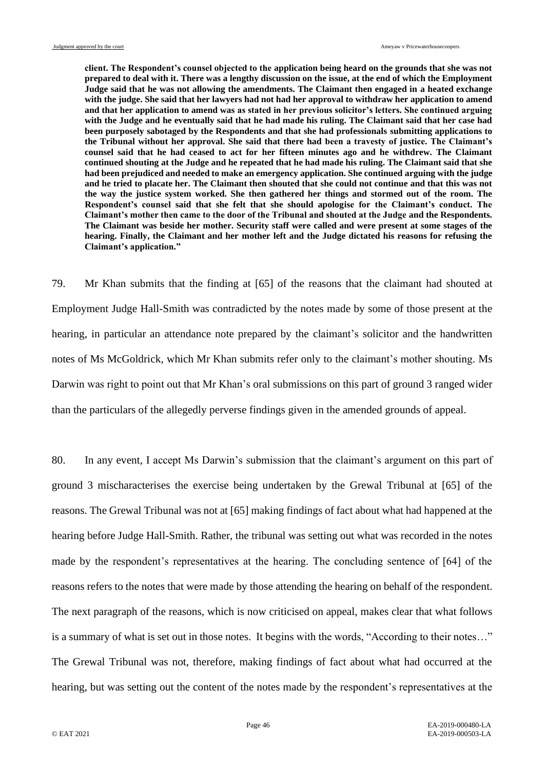**client. The Respondent's counsel objected to the application being heard on the grounds that she was not prepared to deal with it. There was a lengthy discussion on the issue, at the end of which the Employment Judge said that he was not allowing the amendments. The Claimant then engaged in a heated exchange with the judge. She said that her lawyers had not had her approval to withdraw her application to amend and that her application to amend was as stated in her previous solicitor's letters. She continued arguing with the Judge and he eventually said that he had made his ruling. The Claimant said that her case had been purposely sabotaged by the Respondents and that she had professionals submitting applications to the Tribunal without her approval. She said that there had been a travesty of justice. The Claimant's counsel said that he had ceased to act for her fifteen minutes ago and he withdrew. The Claimant continued shouting at the Judge and he repeated that he had made his ruling. The Claimant said that she had been prejudiced and needed to make an emergency application. She continued arguing with the judge and he tried to placate her. The Claimant then shouted that she could not continue and that this was not the way the justice system worked. She then gathered her things and stormed out of the room. The Respondent's counsel said that she felt that she should apologise for the Claimant's conduct. The Claimant's mother then came to the door of the Tribunal and shouted at the Judge and the Respondents. The Claimant was beside her mother. Security staff were called and were present at some stages of the hearing. Finally, the Claimant and her mother left and the Judge dictated his reasons for refusing the Claimant's application."**

79. Mr Khan submits that the finding at [65] of the reasons that the claimant had shouted at Employment Judge Hall-Smith was contradicted by the notes made by some of those present at the hearing, in particular an attendance note prepared by the claimant's solicitor and the handwritten notes of Ms McGoldrick, which Mr Khan submits refer only to the claimant's mother shouting. Ms Darwin was right to point out that Mr Khan's oral submissions on this part of ground 3 ranged wider than the particulars of the allegedly perverse findings given in the amended grounds of appeal.

80. In any event, I accept Ms Darwin's submission that the claimant's argument on this part of ground 3 mischaracterises the exercise being undertaken by the Grewal Tribunal at [65] of the reasons. The Grewal Tribunal was not at [65] making findings of fact about what had happened at the hearing before Judge Hall-Smith. Rather, the tribunal was setting out what was recorded in the notes made by the respondent's representatives at the hearing. The concluding sentence of [64] of the reasons refers to the notes that were made by those attending the hearing on behalf of the respondent. The next paragraph of the reasons, which is now criticised on appeal, makes clear that what follows is a summary of what is set out in those notes. It begins with the words, "According to their notes…" The Grewal Tribunal was not, therefore, making findings of fact about what had occurred at the hearing, but was setting out the content of the notes made by the respondent's representatives at the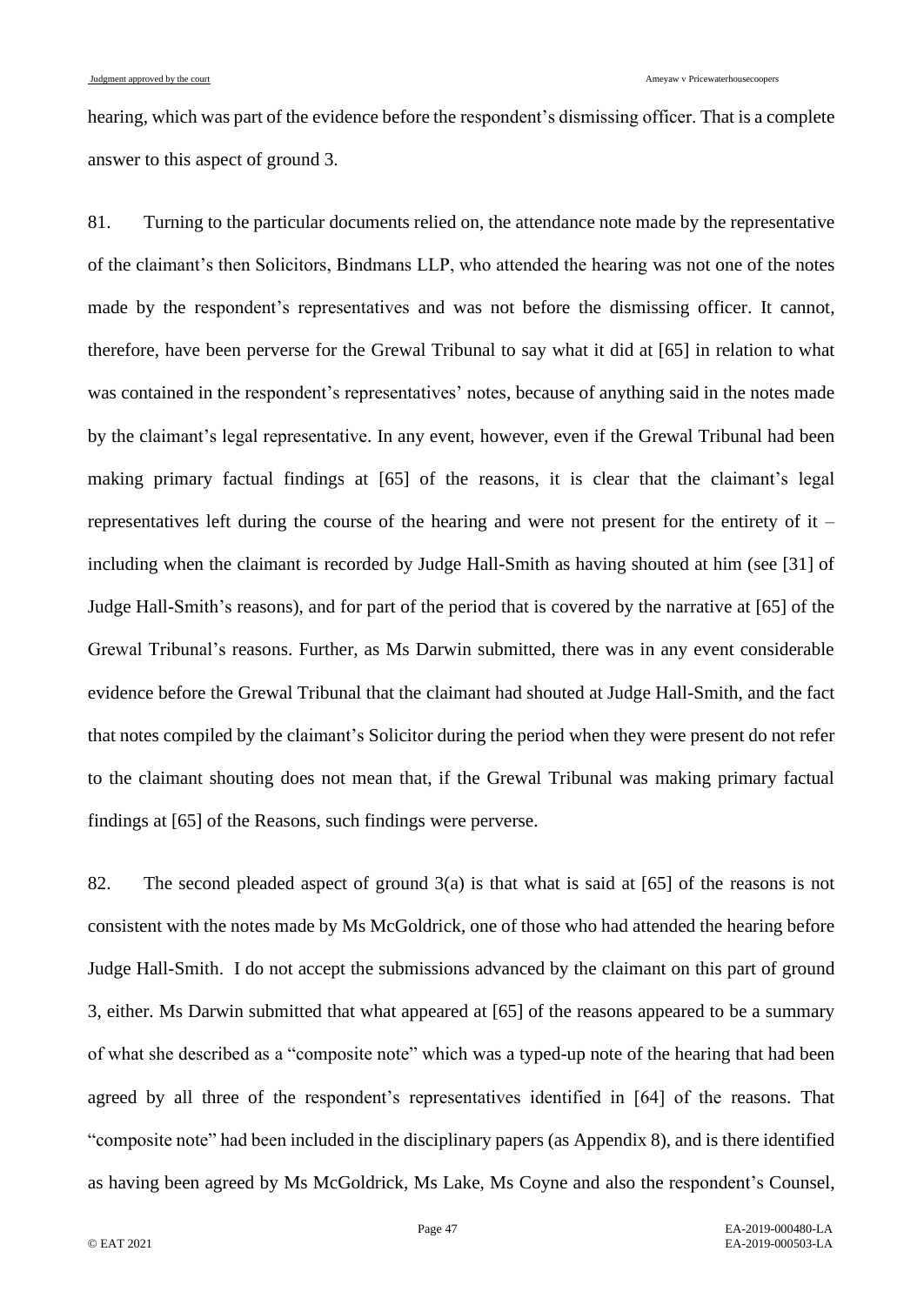hearing, which was part of the evidence before the respondent's dismissing officer. That is a complete answer to this aspect of ground 3.

81. Turning to the particular documents relied on, the attendance note made by the representative of the claimant's then Solicitors, Bindmans LLP, who attended the hearing was not one of the notes made by the respondent's representatives and was not before the dismissing officer. It cannot, therefore, have been perverse for the Grewal Tribunal to say what it did at [65] in relation to what was contained in the respondent's representatives' notes, because of anything said in the notes made by the claimant's legal representative. In any event, however, even if the Grewal Tribunal had been making primary factual findings at [65] of the reasons, it is clear that the claimant's legal representatives left during the course of the hearing and were not present for the entirety of it – including when the claimant is recorded by Judge Hall-Smith as having shouted at him (see [31] of Judge Hall-Smith's reasons), and for part of the period that is covered by the narrative at [65] of the Grewal Tribunal's reasons. Further, as Ms Darwin submitted, there was in any event considerable evidence before the Grewal Tribunal that the claimant had shouted at Judge Hall-Smith, and the fact that notes compiled by the claimant's Solicitor during the period when they were present do not refer to the claimant shouting does not mean that, if the Grewal Tribunal was making primary factual findings at [65] of the Reasons, such findings were perverse.

82. The second pleaded aspect of ground 3(a) is that what is said at [65] of the reasons is not consistent with the notes made by Ms McGoldrick, one of those who had attended the hearing before Judge Hall-Smith. I do not accept the submissions advanced by the claimant on this part of ground 3, either. Ms Darwin submitted that what appeared at [65] of the reasons appeared to be a summary of what she described as a "composite note" which was a typed-up note of the hearing that had been agreed by all three of the respondent's representatives identified in [64] of the reasons. That "composite note" had been included in the disciplinary papers (as Appendix 8), and is there identified as having been agreed by Ms McGoldrick, Ms Lake, Ms Coyne and also the respondent's Counsel,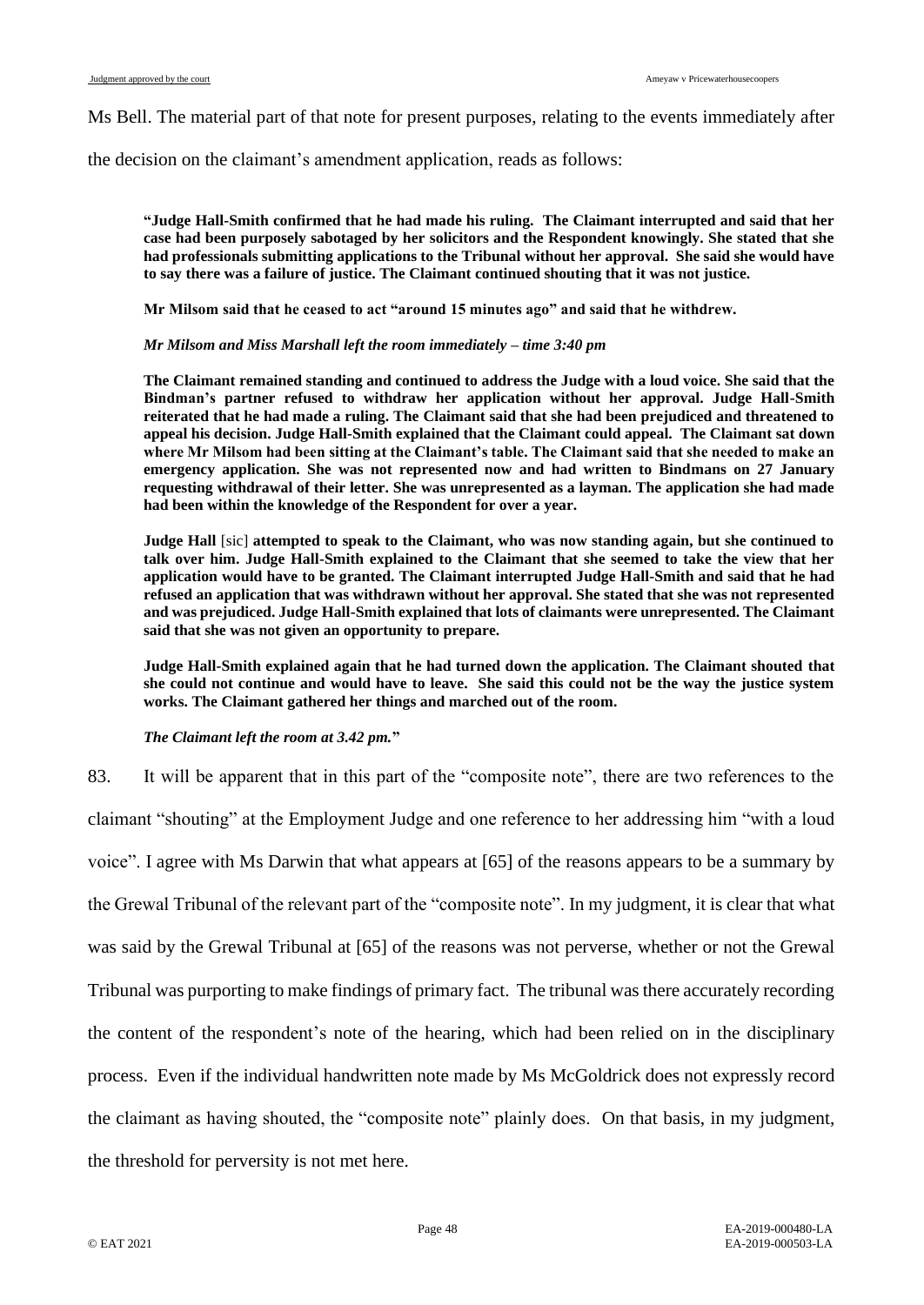Ms Bell. The material part of that note for present purposes, relating to the events immediately after the decision on the claimant's amendment application, reads as follows:

> **"Judge Hall-Smith confirmed that he had made his ruling. The Claimant interrupted and said that her case had been purposely sabotaged by her solicitors and the Respondent knowingly. She stated that she had professionals submitting applications to the Tribunal without her approval. She said she would have to say there was a failure of justice. The Claimant continued shouting that it was not justice.**
>
> **Mr Milsom said that he ceased to act "around 15 minutes ago" and said that he withdrew.**
>
> ***Mr Milsom and Miss Marshall left the room immediately – time 3:40 pm***
>
> **The Claimant remained standing and continued to address the Judge with a loud voice. She said that the Bindman's partner refused to withdraw her application without her approval. Judge Hall-Smith reiterated that he had made a ruling. The Claimant said that she had been prejudiced and threatened to appeal his decision. Judge Hall-Smith explained that the Claimant could appeal. The Claimant sat down where Mr Milsom had been sitting at the Claimant's table. The Claimant said that she needed to make an emergency application. She was not represented now and had written to Bindmans on 27 January requesting withdrawal of their letter. She was unrepresented as a layman. The application she had made had been within the knowledge of the Respondent for over a year.**
>
> **Judge Hall** [sic] **attempted to speak to the Claimant, who was now standing again, but she continued to talk over him. Judge Hall-Smith explained to the Claimant that she seemed to take the view that her application would have to be granted. The Claimant interrupted Judge Hall-Smith and said that he had refused an application that was withdrawn without her approval. She stated that she was not represented and was prejudiced. Judge Hall-Smith explained that lots of claimants were unrepresented. The Claimant said that she was not given an opportunity to prepare.**
>
> **Judge Hall-Smith explained again that he had turned down the application. The Claimant shouted that she could not continue and would have to leave. She said this could not be the way the justice system works. The Claimant gathered her things and marched out of the room.**
>
> ***The Claimant left the room at 3.42 pm.*"**

83. It will be apparent that in this part of the "composite note", there are two references to the claimant "shouting" at the Employment Judge and one reference to her addressing him "with a loud voice". I agree with Ms Darwin that what appears at [65] of the reasons appears to be a summary by the Grewal Tribunal of the relevant part of the "composite note". In my judgment, it is clear that what was said by the Grewal Tribunal at [65] of the reasons was not perverse, whether or not the Grewal Tribunal was purporting to make findings of primary fact. The tribunal was there accurately recording the content of the respondent's note of the hearing, which had been relied on in the disciplinary process. Even if the individual handwritten note made by Ms McGoldrick does not expressly record the claimant as having shouted, the "composite note" plainly does. On that basis, in my judgment, the threshold for perversity is not met here.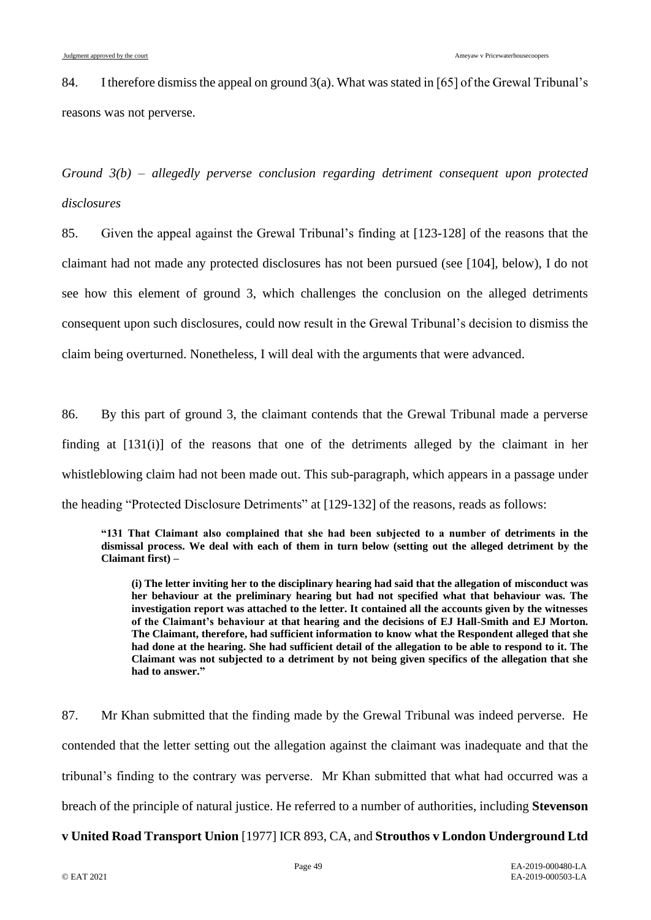84. I therefore dismiss the appeal on ground 3(a). What was stated in [65] of the Grewal Tribunal's reasons was not perverse.

*Ground 3(b) – allegedly perverse conclusion regarding detriment consequent upon protected disclosures*

85. Given the appeal against the Grewal Tribunal's finding at [123-128] of the reasons that the claimant had not made any protected disclosures has not been pursued (see [104], below), I do not see how this element of ground 3, which challenges the conclusion on the alleged detriments consequent upon such disclosures, could now result in the Grewal Tribunal's decision to dismiss the claim being overturned. Nonetheless, I will deal with the arguments that were advanced.

86. By this part of ground 3, the claimant contends that the Grewal Tribunal made a perverse finding at [131(i)] of the reasons that one of the detriments alleged by the claimant in her whistleblowing claim had not been made out. This sub-paragraph, which appears in a passage under the heading "Protected Disclosure Detriments" at [129-132] of the reasons, reads as follows:

> **"131 That Claimant also complained that she had been subjected to a number of detriments in the dismissal process. We deal with each of them in turn below (setting out the alleged detriment by the Claimant first) –**
>
> > **(i) The letter inviting her to the disciplinary hearing had said that the allegation of misconduct was her behaviour at the preliminary hearing but had not specified what that behaviour was. The investigation report was attached to the letter. It contained all the accounts given by the witnesses of the Claimant's behaviour at that hearing and the decisions of EJ Hall-Smith and EJ Morton. The Claimant, therefore, had sufficient information to know what the Respondent alleged that she had done at the hearing. She had sufficient detail of the allegation to be able to respond to it. The Claimant was not subjected to a detriment by not being given specifics of the allegation that she had to answer."**

87. Mr Khan submitted that the finding made by the Grewal Tribunal was indeed perverse. He contended that the letter setting out the allegation against the claimant was inadequate and that the tribunal's finding to the contrary was perverse. Mr Khan submitted that what had occurred was a breach of the principle of natural justice. He referred to a number of authorities, including **Stevenson v United Road Transport Union** [1977] ICR 893, CA, and **Strouthos v London Underground Ltd**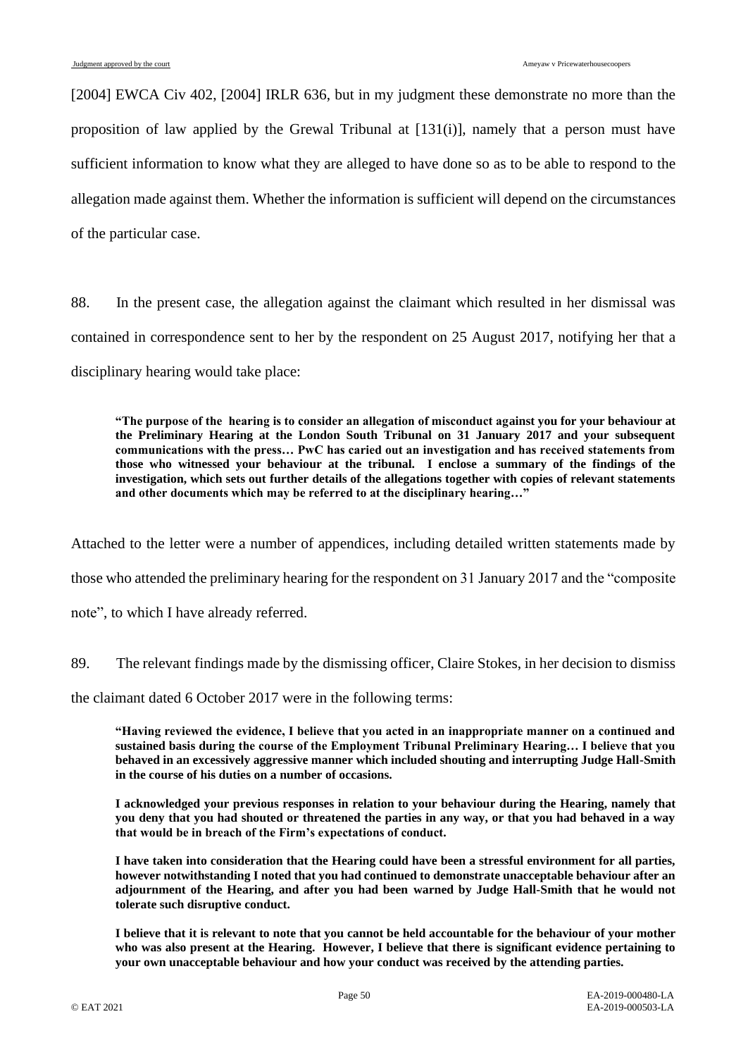[2004] EWCA Civ 402, [2004] IRLR 636, but in my judgment these demonstrate no more than the proposition of law applied by the Grewal Tribunal at [131(i)], namely that a person must have sufficient information to know what they are alleged to have done so as to be able to respond to the allegation made against them. Whether the information is sufficient will depend on the circumstances of the particular case.

88. In the present case, the allegation against the claimant which resulted in her dismissal was contained in correspondence sent to her by the respondent on 25 August 2017, notifying her that a disciplinary hearing would take place:

> **"The purpose of the hearing is to consider an allegation of misconduct against you for your behaviour at the Preliminary Hearing at the London South Tribunal on 31 January 2017 and your subsequent communications with the press… PwC has caried out an investigation and has received statements from those who witnessed your behaviour at the tribunal. I enclose a summary of the findings of the investigation, which sets out further details of the allegations together with copies of relevant statements and other documents which may be referred to at the disciplinary hearing…"**

Attached to the letter were a number of appendices, including detailed written statements made by those who attended the preliminary hearing for the respondent on 31 January 2017 and the "composite note", to which I have already referred.

89. The relevant findings made by the dismissing officer, Claire Stokes, in her decision to dismiss the claimant dated 6 October 2017 were in the following terms:

> **"Having reviewed the evidence, I believe that you acted in an inappropriate manner on a continued and sustained basis during the course of the Employment Tribunal Preliminary Hearing… I believe that you behaved in an excessively aggressive manner which included shouting and interrupting Judge Hall-Smith in the course of his duties on a number of occasions.**
>
> **I acknowledged your previous responses in relation to your behaviour during the Hearing, namely that you deny that you had shouted or threatened the parties in any way, or that you had behaved in a way that would be in breach of the Firm's expectations of conduct.**
>
> **I have taken into consideration that the Hearing could have been a stressful environment for all parties, however notwithstanding I noted that you had continued to demonstrate unacceptable behaviour after an adjournment of the Hearing, and after you had been warned by Judge Hall-Smith that he would not tolerate such disruptive conduct.**
>
> **I believe that it is relevant to note that you cannot be held accountable for the behaviour of your mother who was also present at the Hearing. However, I believe that there is significant evidence pertaining to your own unacceptable behaviour and how your conduct was received by the attending parties.**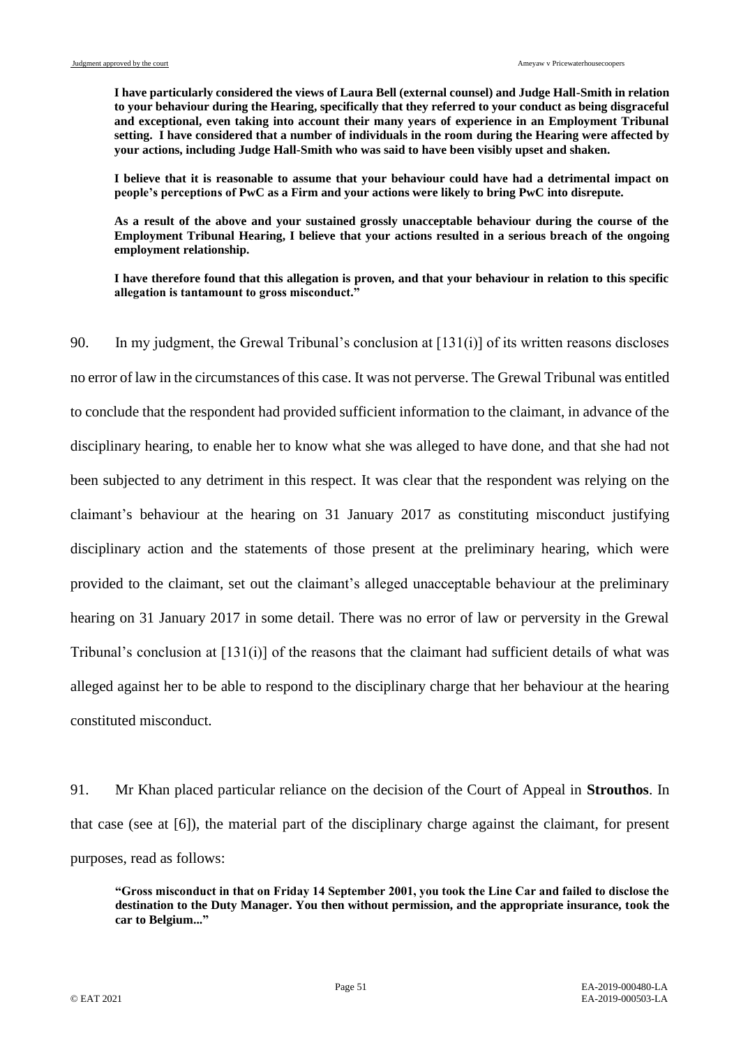> **I have particularly considered the views of Laura Bell (external counsel) and Judge Hall-Smith in relation to your behaviour during the Hearing, specifically that they referred to your conduct as being disgraceful and exceptional, even taking into account their many years of experience in an Employment Tribunal setting. I have considered that a number of individuals in the room during the Hearing were affected by your actions, including Judge Hall-Smith who was said to have been visibly upset and shaken.**
>
> **I believe that it is reasonable to assume that your behaviour could have had a detrimental impact on people's perceptions of PwC as a Firm and your actions were likely to bring PwC into disrepute.**
>
> **As a result of the above and your sustained grossly unacceptable behaviour during the course of the Employment Tribunal Hearing, I believe that your actions resulted in a serious breach of the ongoing employment relationship.**
>
> **I have therefore found that this allegation is proven, and that your behaviour in relation to this specific allegation is tantamount to gross misconduct."**

90. In my judgment, the Grewal Tribunal's conclusion at [131(i)] of its written reasons discloses no error of law in the circumstances of this case. It was not perverse. The Grewal Tribunal was entitled to conclude that the respondent had provided sufficient information to the claimant, in advance of the disciplinary hearing, to enable her to know what she was alleged to have done, and that she had not been subjected to any detriment in this respect. It was clear that the respondent was relying on the claimant's behaviour at the hearing on 31 January 2017 as constituting misconduct justifying disciplinary action and the statements of those present at the preliminary hearing, which were provided to the claimant, set out the claimant's alleged unacceptable behaviour at the preliminary hearing on 31 January 2017 in some detail. There was no error of law or perversity in the Grewal Tribunal's conclusion at [131(i)] of the reasons that the claimant had sufficient details of what was alleged against her to be able to respond to the disciplinary charge that her behaviour at the hearing constituted misconduct.

91. Mr Khan placed particular reliance on the decision of the Court of Appeal in **Strouthos**. In that case (see at [6]), the material part of the disciplinary charge against the claimant, for present purposes, read as follows:

> **"Gross misconduct in that on Friday 14 September 2001, you took the Line Car and failed to disclose the destination to the Duty Manager. You then without permission, and the appropriate insurance, took the car to Belgium..."**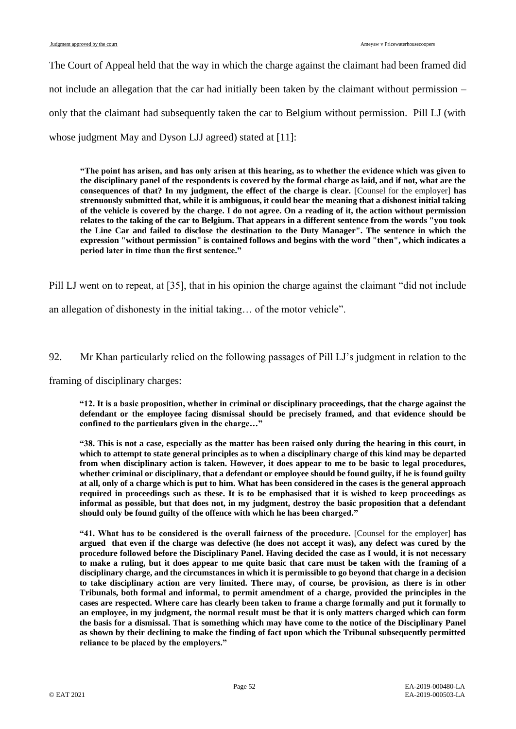The Court of Appeal held that the way in which the charge against the claimant had been framed did not include an allegation that the car had initially been taken by the claimant without permission – only that the claimant had subsequently taken the car to Belgium without permission. Pill LJ (with whose judgment May and Dyson LJJ agreed) stated at [11]:

> **"The point has arisen, and has only arisen at this hearing, as to whether the evidence which was given to the disciplinary panel of the respondents is covered by the formal charge as laid, and if not, what are the consequences of that? In my judgment, the effect of the charge is clear.** [Counsel for the employer] **has strenuously submitted that, while it is ambiguous, it could bear the meaning that a dishonest initial taking of the vehicle is covered by the charge. I do not agree. On a reading of it, the action without permission relates to the taking of the car to Belgium. That appears in a different sentence from the words "you took the Line Car and failed to disclose the destination to the Duty Manager". The sentence in which the expression "without permission" is contained follows and begins with the word "then", which indicates a period later in time than the first sentence."**

Pill LJ went on to repeat, at [35], that in his opinion the charge against the claimant "did not include an allegation of dishonesty in the initial taking… of the motor vehicle".

92. Mr Khan particularly relied on the following passages of Pill LJ's judgment in relation to the framing of disciplinary charges:

> **"12. It is a basic proposition, whether in criminal or disciplinary proceedings, that the charge against the defendant or the employee facing dismissal should be precisely framed, and that evidence should be confined to the particulars given in the charge…"**
>
> **"38. This is not a case, especially as the matter has been raised only during the hearing in this court, in which to attempt to state general principles as to when a disciplinary charge of this kind may be departed from when disciplinary action is taken. However, it does appear to me to be basic to legal procedures, whether criminal or disciplinary, that a defendant or employee should be found guilty, if he is found guilty at all, only of a charge which is put to him. What has been considered in the cases is the general approach required in proceedings such as these. It is to be emphasised that it is wished to keep proceedings as informal as possible, but that does not, in my judgment, destroy the basic proposition that a defendant should only be found guilty of the offence with which he has been charged."**
>
> **"41. What has to be considered is the overall fairness of the procedure.** [Counsel for the employer] **has argued that even if the charge was defective (he does not accept it was), any defect was cured by the procedure followed before the Disciplinary Panel. Having decided the case as I would, it is not necessary to make a ruling, but it does appear to me quite basic that care must be taken with the framing of a disciplinary charge, and the circumstances in which it is permissible to go beyond that charge in a decision to take disciplinary action are very limited. There may, of course, be provision, as there is in other Tribunals, both formal and informal, to permit amendment of a charge, provided the principles in the cases are respected. Where care has clearly been taken to frame a charge formally and put it formally to an employee, in my judgment, the normal result must be that it is only matters charged which can form the basis for a dismissal. That is something which may have come to the notice of the Disciplinary Panel as shown by their declining to make the finding of fact upon which the Tribunal subsequently permitted reliance to be placed by the employers."**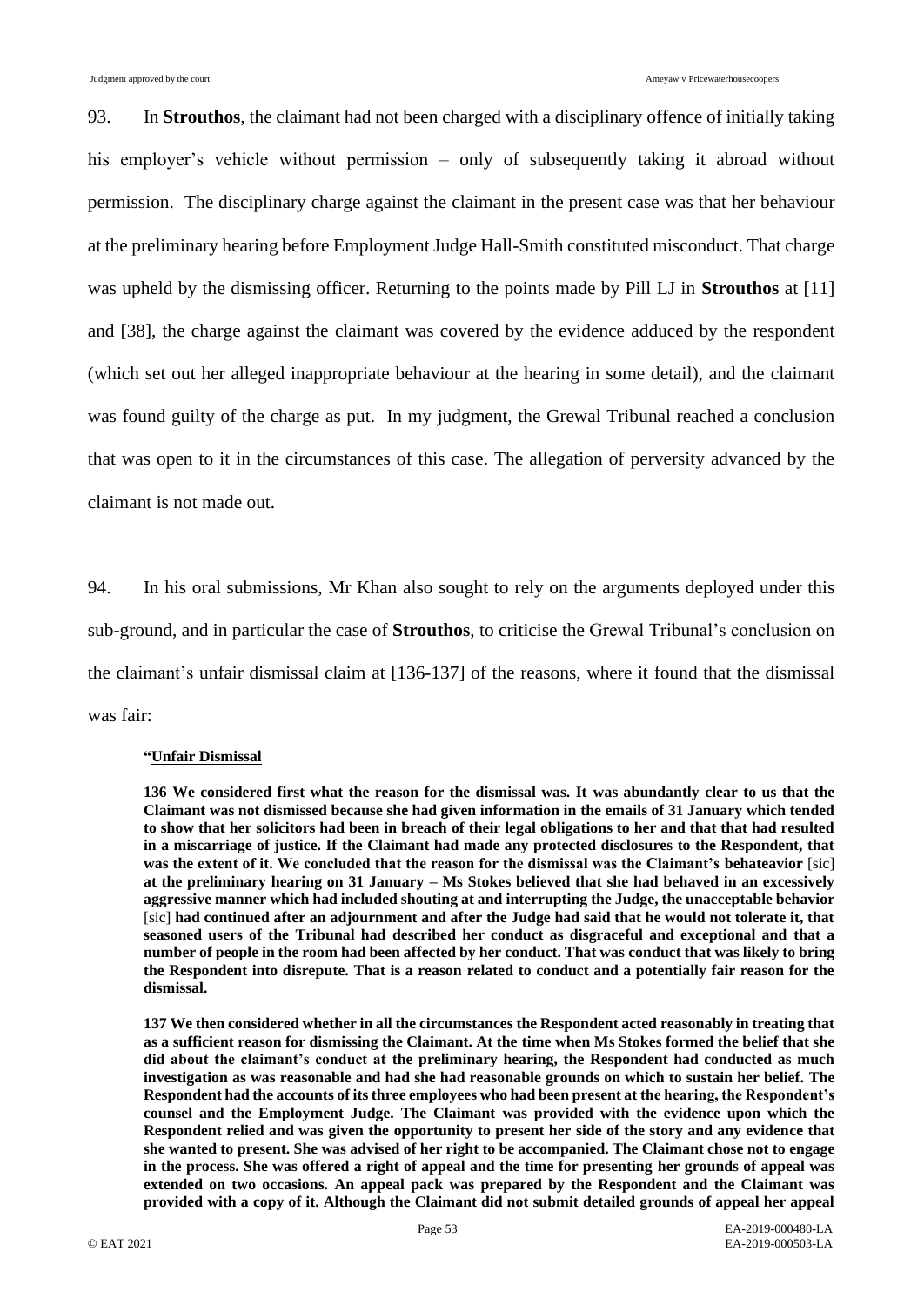93. In **Strouthos**, the claimant had not been charged with a disciplinary offence of initially taking his employer's vehicle without permission – only of subsequently taking it abroad without permission. The disciplinary charge against the claimant in the present case was that her behaviour at the preliminary hearing before Employment Judge Hall-Smith constituted misconduct. That charge was upheld by the dismissing officer. Returning to the points made by Pill LJ in **Strouthos** at [11] and [38], the charge against the claimant was covered by the evidence adduced by the respondent (which set out her alleged inappropriate behaviour at the hearing in some detail), and the claimant was found guilty of the charge as put. In my judgment, the Grewal Tribunal reached a conclusion that was open to it in the circumstances of this case. The allegation of perversity advanced by the claimant is not made out.

94. In his oral submissions, Mr Khan also sought to rely on the arguments deployed under this sub-ground, and in particular the case of **Strouthos**, to criticise the Grewal Tribunal's conclusion on the claimant's unfair dismissal claim at [136-137] of the reasons, where it found that the dismissal was fair:

> **"<u>Unfair Dismissal</u>**
>
> **136 We considered first what the reason for the dismissal was. It was abundantly clear to us that the Claimant was not dismissed because she had given information in the emails of 31 January which tended to show that her solicitors had been in breach of their legal obligations to her and that that had resulted in a miscarriage of justice. If the Claimant had made any protected disclosures to the Respondent, that was the extent of it. We concluded that the reason for the dismissal was the Claimant's behateavior** [sic] **at the preliminary hearing on 31 January – Ms Stokes believed that she had behaved in an excessively aggressive manner which had included shouting at and interrupting the Judge, the unacceptable behavior** [sic] **had continued after an adjournment and after the Judge had said that he would not tolerate it, that seasoned users of the Tribunal had described her conduct as disgraceful and exceptional and that a number of people in the room had been affected by her conduct. That was conduct that was likely to bring the Respondent into disrepute. That is a reason related to conduct and a potentially fair reason for the dismissal.**
>
> **137 We then considered whether in all the circumstances the Respondent acted reasonably in treating that as a sufficient reason for dismissing the Claimant. At the time when Ms Stokes formed the belief that she did about the claimant's conduct at the preliminary hearing, the Respondent had conducted as much investigation as was reasonable and had she had reasonable grounds on which to sustain her belief. The Respondent had the accounts of its three employees who had been present at the hearing, the Respondent's counsel and the Employment Judge. The Claimant was provided with the evidence upon which the Respondent relied and was given the opportunity to present her side of the story and any evidence that she wanted to present. She was advised of her right to be accompanied. The Claimant chose not to engage in the process. She was offered a right of appeal and the time for presenting her grounds of appeal was extended on two occasions. An appeal pack was prepared by the Respondent and the Claimant was provided with a copy of it. Although the Claimant did not submit detailed grounds of appeal her appeal**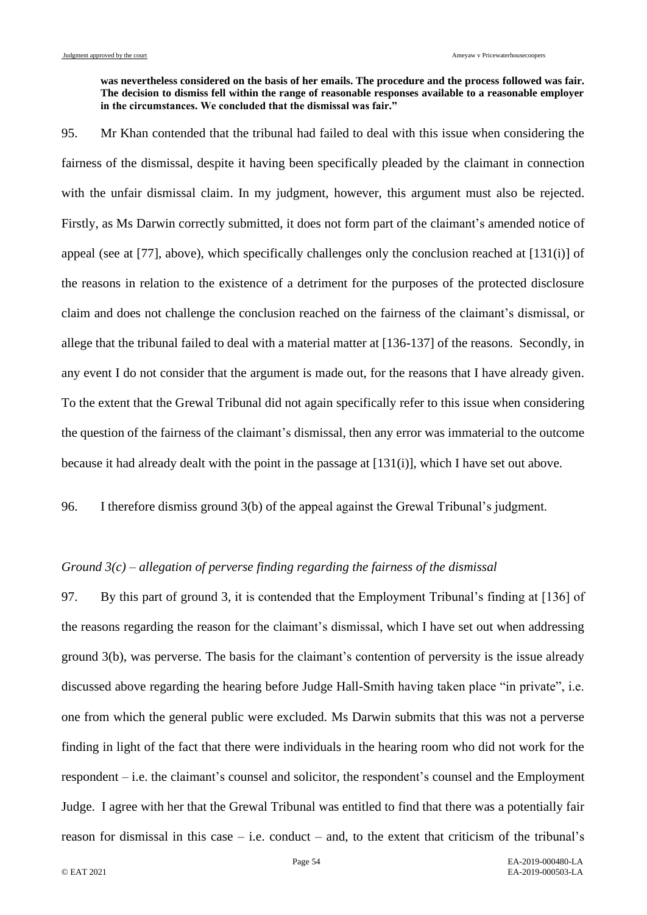**was nevertheless considered on the basis of her emails. The procedure and the process followed was fair. The decision to dismiss fell within the range of reasonable responses available to a reasonable employer in the circumstances. We concluded that the dismissal was fair."**

95. Mr Khan contended that the tribunal had failed to deal with this issue when considering the fairness of the dismissal, despite it having been specifically pleaded by the claimant in connection with the unfair dismissal claim. In my judgment, however, this argument must also be rejected. Firstly, as Ms Darwin correctly submitted, it does not form part of the claimant's amended notice of appeal (see at [77], above), which specifically challenges only the conclusion reached at [131(i)] of the reasons in relation to the existence of a detriment for the purposes of the protected disclosure claim and does not challenge the conclusion reached on the fairness of the claimant's dismissal, or allege that the tribunal failed to deal with a material matter at [136-137] of the reasons. Secondly, in any event I do not consider that the argument is made out, for the reasons that I have already given. To the extent that the Grewal Tribunal did not again specifically refer to this issue when considering the question of the fairness of the claimant's dismissal, then any error was immaterial to the outcome because it had already dealt with the point in the passage at [131(i)], which I have set out above.

96. I therefore dismiss ground 3(b) of the appeal against the Grewal Tribunal's judgment.

*Ground 3(c) – allegation of perverse finding regarding the fairness of the dismissal*

97. By this part of ground 3, it is contended that the Employment Tribunal's finding at [136] of the reasons regarding the reason for the claimant's dismissal, which I have set out when addressing ground 3(b), was perverse. The basis for the claimant's contention of perversity is the issue already discussed above regarding the hearing before Judge Hall-Smith having taken place "in private", i.e. one from which the general public were excluded. Ms Darwin submits that this was not a perverse finding in light of the fact that there were individuals in the hearing room who did not work for the respondent – i.e. the claimant's counsel and solicitor, the respondent's counsel and the Employment Judge. I agree with her that the Grewal Tribunal was entitled to find that there was a potentially fair reason for dismissal in this case – i.e. conduct – and, to the extent that criticism of the tribunal's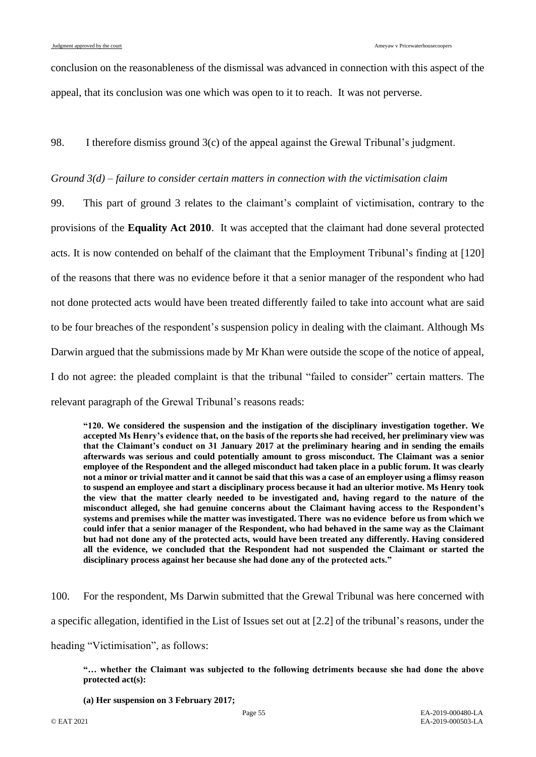conclusion on the reasonableness of the dismissal was advanced in connection with this aspect of the appeal, that its conclusion was one which was open to it to reach. It was not perverse.

98. I therefore dismiss ground 3(c) of the appeal against the Grewal Tribunal's judgment.

*Ground 3(d) – failure to consider certain matters in connection with the victimisation claim*

99. This part of ground 3 relates to the claimant's complaint of victimisation, contrary to the provisions of the **Equality Act 2010**. It was accepted that the claimant had done several protected acts. It is now contended on behalf of the claimant that the Employment Tribunal's finding at [120] of the reasons that there was no evidence before it that a senior manager of the respondent who had not done protected acts would have been treated differently failed to take into account what are said to be four breaches of the respondent's suspension policy in dealing with the claimant. Although Ms Darwin argued that the submissions made by Mr Khan were outside the scope of the notice of appeal, I do not agree: the pleaded complaint is that the tribunal "failed to consider" certain matters. The relevant paragraph of the Grewal Tribunal's reasons reads:

> **"120. We considered the suspension and the instigation of the disciplinary investigation together. We accepted Ms Henry's evidence that, on the basis of the reports she had received, her preliminary view was that the Claimant's conduct on 31 January 2017 at the preliminary hearing and in sending the emails afterwards was serious and could potentially amount to gross misconduct. The Claimant was a senior employee of the Respondent and the alleged misconduct had taken place in a public forum. It was clearly not a minor or trivial matter and it cannot be said that this was a case of an employer using a flimsy reason to suspend an employee and start a disciplinary process because it had an ulterior motive. Ms Henry took the view that the matter clearly needed to be investigated and, having regard to the nature of the misconduct alleged, she had genuine concerns about the Claimant having access to the Respondent's systems and premises while the matter was investigated. There was no evidence before us from which we could infer that a senior manager of the Respondent, who had behaved in the same way as the Claimant but had not done any of the protected acts, would have been treated any differently. Having considered all the evidence, we concluded that the Respondent had not suspended the Claimant or started the disciplinary process against her because she had done any of the protected acts."**

100. For the respondent, Ms Darwin submitted that the Grewal Tribunal was here concerned with a specific allegation, identified in the List of Issues set out at [2.2] of the tribunal's reasons, under the heading "Victimisation", as follows:

> **"… whether the Claimant was subjected to the following detriments because she had done the above protected act(s):**
>
> **(a) Her suspension on 3 February 2017;**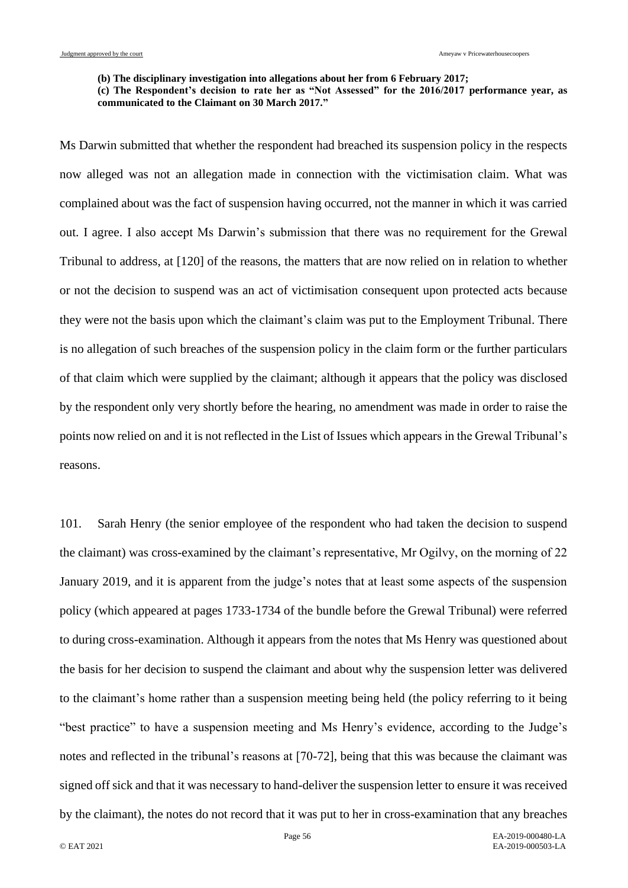**(b) The disciplinary investigation into allegations about her from 6 February 2017;**
**(c) The Respondent's decision to rate her as "Not Assessed" for the 2016/2017 performance year, as communicated to the Claimant on 30 March 2017."**

Ms Darwin submitted that whether the respondent had breached its suspension policy in the respects now alleged was not an allegation made in connection with the victimisation claim. What was complained about was the fact of suspension having occurred, not the manner in which it was carried out. I agree. I also accept Ms Darwin's submission that there was no requirement for the Grewal Tribunal to address, at [120] of the reasons, the matters that are now relied on in relation to whether or not the decision to suspend was an act of victimisation consequent upon protected acts because they were not the basis upon which the claimant's claim was put to the Employment Tribunal. There is no allegation of such breaches of the suspension policy in the claim form or the further particulars of that claim which were supplied by the claimant; although it appears that the policy was disclosed by the respondent only very shortly before the hearing, no amendment was made in order to raise the points now relied on and it is not reflected in the List of Issues which appears in the Grewal Tribunal's reasons.

101. Sarah Henry (the senior employee of the respondent who had taken the decision to suspend the claimant) was cross-examined by the claimant's representative, Mr Ogilvy, on the morning of 22 January 2019, and it is apparent from the judge's notes that at least some aspects of the suspension policy (which appeared at pages 1733-1734 of the bundle before the Grewal Tribunal) were referred to during cross-examination. Although it appears from the notes that Ms Henry was questioned about the basis for her decision to suspend the claimant and about why the suspension letter was delivered to the claimant's home rather than a suspension meeting being held (the policy referring to it being "best practice" to have a suspension meeting and Ms Henry's evidence, according to the Judge's notes and reflected in the tribunal's reasons at [70-72], being that this was because the claimant was signed off sick and that it was necessary to hand-deliver the suspension letter to ensure it was received by the claimant), the notes do not record that it was put to her in cross-examination that any breaches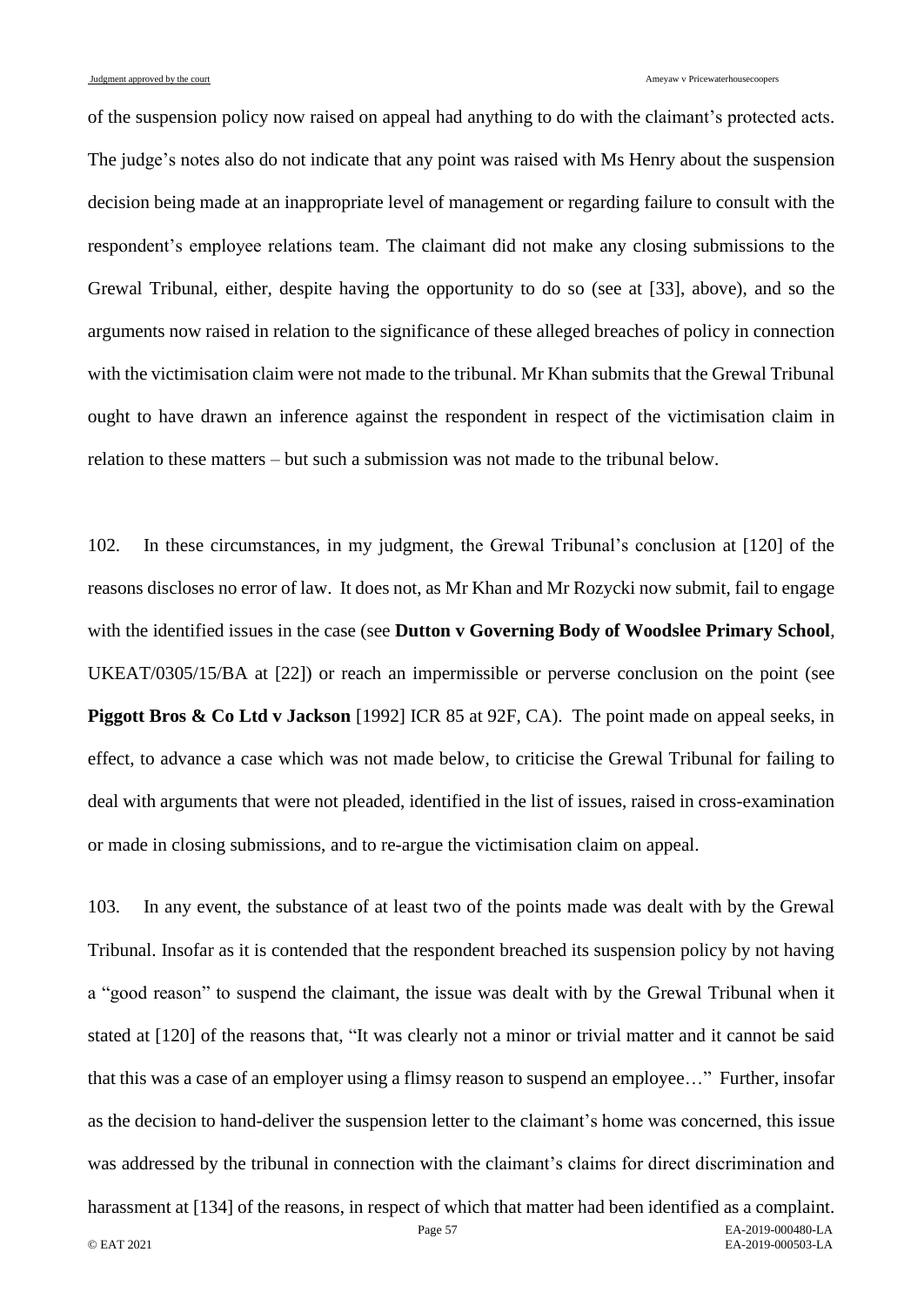of the suspension policy now raised on appeal had anything to do with the claimant's protected acts. The judge's notes also do not indicate that any point was raised with Ms Henry about the suspension decision being made at an inappropriate level of management or regarding failure to consult with the respondent's employee relations team. The claimant did not make any closing submissions to the Grewal Tribunal, either, despite having the opportunity to do so (see at [33], above), and so the arguments now raised in relation to the significance of these alleged breaches of policy in connection with the victimisation claim were not made to the tribunal. Mr Khan submits that the Grewal Tribunal ought to have drawn an inference against the respondent in respect of the victimisation claim in relation to these matters – but such a submission was not made to the tribunal below.

102. In these circumstances, in my judgment, the Grewal Tribunal's conclusion at [120] of the reasons discloses no error of law. It does not, as Mr Khan and Mr Rozycki now submit, fail to engage with the identified issues in the case (see **Dutton v Governing Body of Woodslee Primary School**, UKEAT/0305/15/BA at [22]) or reach an impermissible or perverse conclusion on the point (see **Piggott Bros & Co Ltd v Jackson** [1992] ICR 85 at 92F, CA). The point made on appeal seeks, in effect, to advance a case which was not made below, to criticise the Grewal Tribunal for failing to deal with arguments that were not pleaded, identified in the list of issues, raised in cross-examination or made in closing submissions, and to re-argue the victimisation claim on appeal.

103. In any event, the substance of at least two of the points made was dealt with by the Grewal Tribunal. Insofar as it is contended that the respondent breached its suspension policy by not having a "good reason" to suspend the claimant, the issue was dealt with by the Grewal Tribunal when it stated at [120] of the reasons that, "It was clearly not a minor or trivial matter and it cannot be said that this was a case of an employer using a flimsy reason to suspend an employee…" Further, insofar as the decision to hand-deliver the suspension letter to the claimant's home was concerned, this issue was addressed by the tribunal in connection with the claimant's claims for direct discrimination and harassment at [134] of the reasons, in respect of which that matter had been identified as a complaint.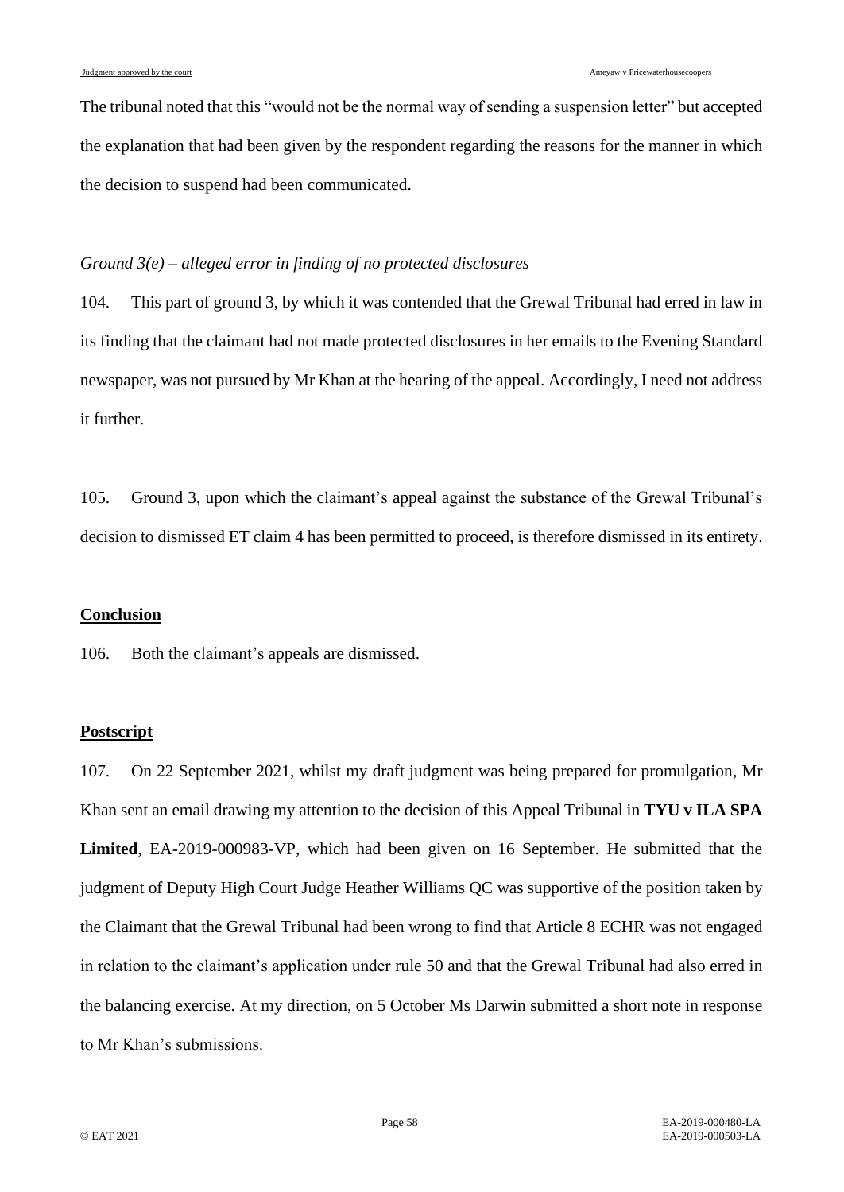The tribunal noted that this "would not be the normal way of sending a suspension letter" but accepted the explanation that had been given by the respondent regarding the reasons for the manner in which the decision to suspend had been communicated.

*Ground 3(e) – alleged error in finding of no protected disclosures*

104. This part of ground 3, by which it was contended that the Grewal Tribunal had erred in law in its finding that the claimant had not made protected disclosures in her emails to the Evening Standard newspaper, was not pursued by Mr Khan at the hearing of the appeal. Accordingly, I need not address it further.

105. Ground 3, upon which the claimant's appeal against the substance of the Grewal Tribunal's decision to dismissed ET claim 4 has been permitted to proceed, is therefore dismissed in its entirety.

## Conclusion

106. Both the claimant's appeals are dismissed.

## Postscript

107. On 22 September 2021, whilst my draft judgment was being prepared for promulgation, Mr Khan sent an email drawing my attention to the decision of this Appeal Tribunal in **TYU v ILA SPA Limited**, EA-2019-000983-VP, which had been given on 16 September. He submitted that the judgment of Deputy High Court Judge Heather Williams QC was supportive of the position taken by the Claimant that the Grewal Tribunal had been wrong to find that Article 8 ECHR was not engaged in relation to the claimant's application under rule 50 and that the Grewal Tribunal had also erred in the balancing exercise. At my direction, on 5 October Ms Darwin submitted a short note in response to Mr Khan's submissions.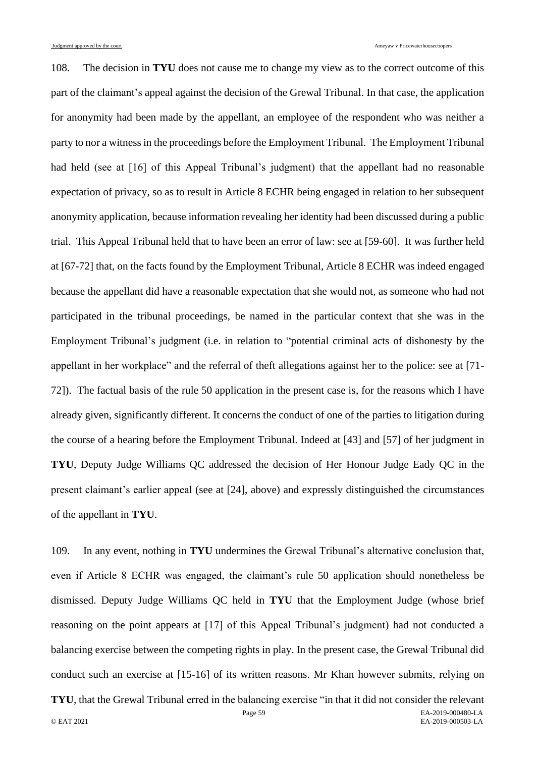108. The decision in **TYU** does not cause me to change my view as to the correct outcome of this part of the claimant's appeal against the decision of the Grewal Tribunal. In that case, the application for anonymity had been made by the appellant, an employee of the respondent who was neither a party to nor a witness in the proceedings before the Employment Tribunal. The Employment Tribunal had held (see at [16] of this Appeal Tribunal's judgment) that the appellant had no reasonable expectation of privacy, so as to result in Article 8 ECHR being engaged in relation to her subsequent anonymity application, because information revealing her identity had been discussed during a public trial. This Appeal Tribunal held that to have been an error of law: see at [59-60]. It was further held at [67-72] that, on the facts found by the Employment Tribunal, Article 8 ECHR was indeed engaged because the appellant did have a reasonable expectation that she would not, as someone who had not participated in the tribunal proceedings, be named in the particular context that she was in the Employment Tribunal's judgment (i.e. in relation to "potential criminal acts of dishonesty by the appellant in her workplace" and the referral of theft allegations against her to the police: see at [71-72]). The factual basis of the rule 50 application in the present case is, for the reasons which I have already given, significantly different. It concerns the conduct of one of the parties to litigation during the course of a hearing before the Employment Tribunal. Indeed at [43] and [57] of her judgment in **TYU**, Deputy Judge Williams QC addressed the decision of Her Honour Judge Eady QC in the present claimant's earlier appeal (see at [24], above) and expressly distinguished the circumstances of the appellant in **TYU**.

109. In any event, nothing in **TYU** undermines the Grewal Tribunal's alternative conclusion that, even if Article 8 ECHR was engaged, the claimant's rule 50 application should nonetheless be dismissed. Deputy Judge Williams QC held in **TYU** that the Employment Judge (whose brief reasoning on the point appears at [17] of this Appeal Tribunal's judgment) had not conducted a balancing exercise between the competing rights in play. In the present case, the Grewal Tribunal did conduct such an exercise at [15-16] of its written reasons. Mr Khan however submits, relying on **TYU**, that the Grewal Tribunal erred in the balancing exercise "in that it did not consider the relevant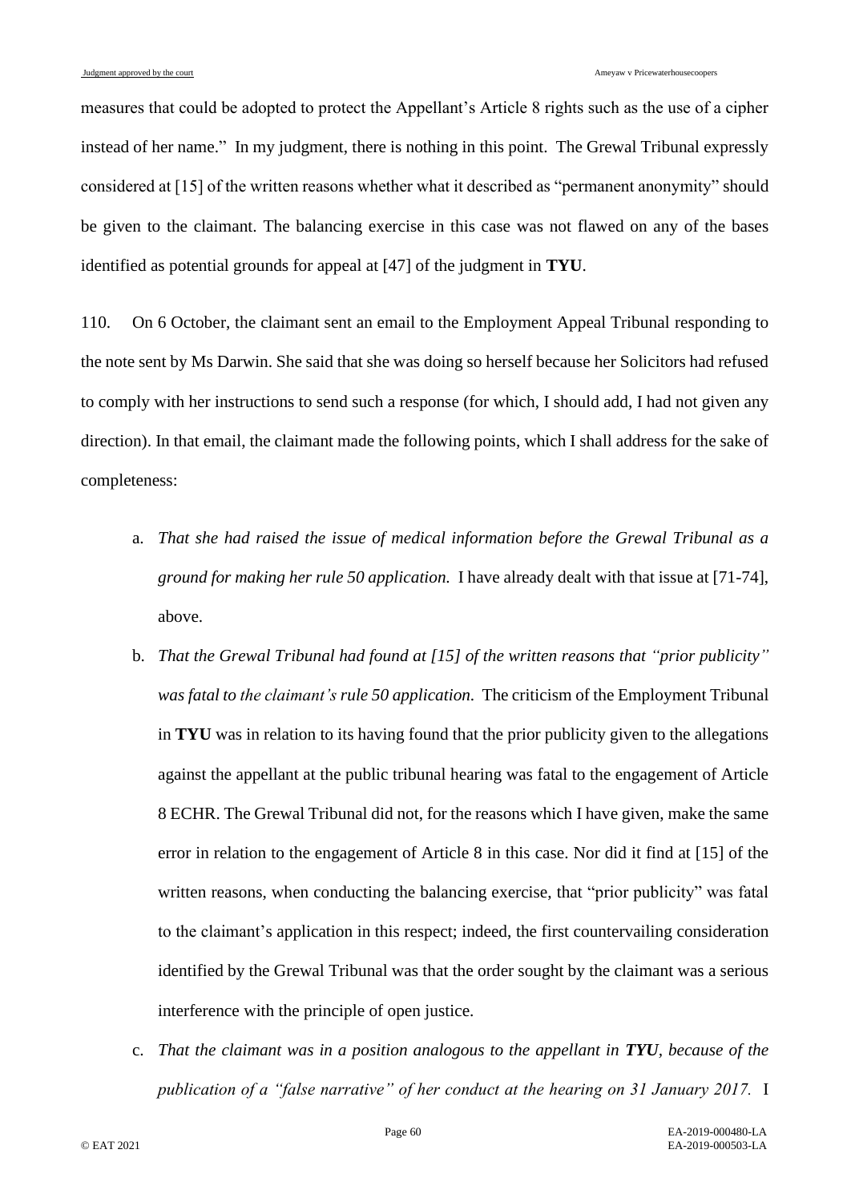measures that could be adopted to protect the Appellant's Article 8 rights such as the use of a cipher instead of her name." In my judgment, there is nothing in this point. The Grewal Tribunal expressly considered at [15] of the written reasons whether what it described as "permanent anonymity" should be given to the claimant. The balancing exercise in this case was not flawed on any of the bases identified as potential grounds for appeal at [47] of the judgment in **TYU**.

110. On 6 October, the claimant sent an email to the Employment Appeal Tribunal responding to the note sent by Ms Darwin. She said that she was doing so herself because her Solicitors had refused to comply with her instructions to send such a response (for which, I should add, I had not given any direction). In that email, the claimant made the following points, which I shall address for the sake of completeness:

a. *That she had raised the issue of medical information before the Grewal Tribunal as a ground for making her rule 50 application.* I have already dealt with that issue at [71-74], above.

b. *That the Grewal Tribunal had found at [15] of the written reasons that "prior publicity" was fatal to the claimant's rule 50 application.* The criticism of the Employment Tribunal in **TYU** was in relation to its having found that the prior publicity given to the allegations against the appellant at the public tribunal hearing was fatal to the engagement of Article 8 ECHR. The Grewal Tribunal did not, for the reasons which I have given, make the same error in relation to the engagement of Article 8 in this case. Nor did it find at [15] of the written reasons, when conducting the balancing exercise, that "prior publicity" was fatal to the claimant's application in this respect; indeed, the first countervailing consideration identified by the Grewal Tribunal was that the order sought by the claimant was a serious interference with the principle of open justice.

c. *That the claimant was in a position analogous to the appellant in **TYU**, because of the publication of a "false narrative" of her conduct at the hearing on 31 January 2017.* I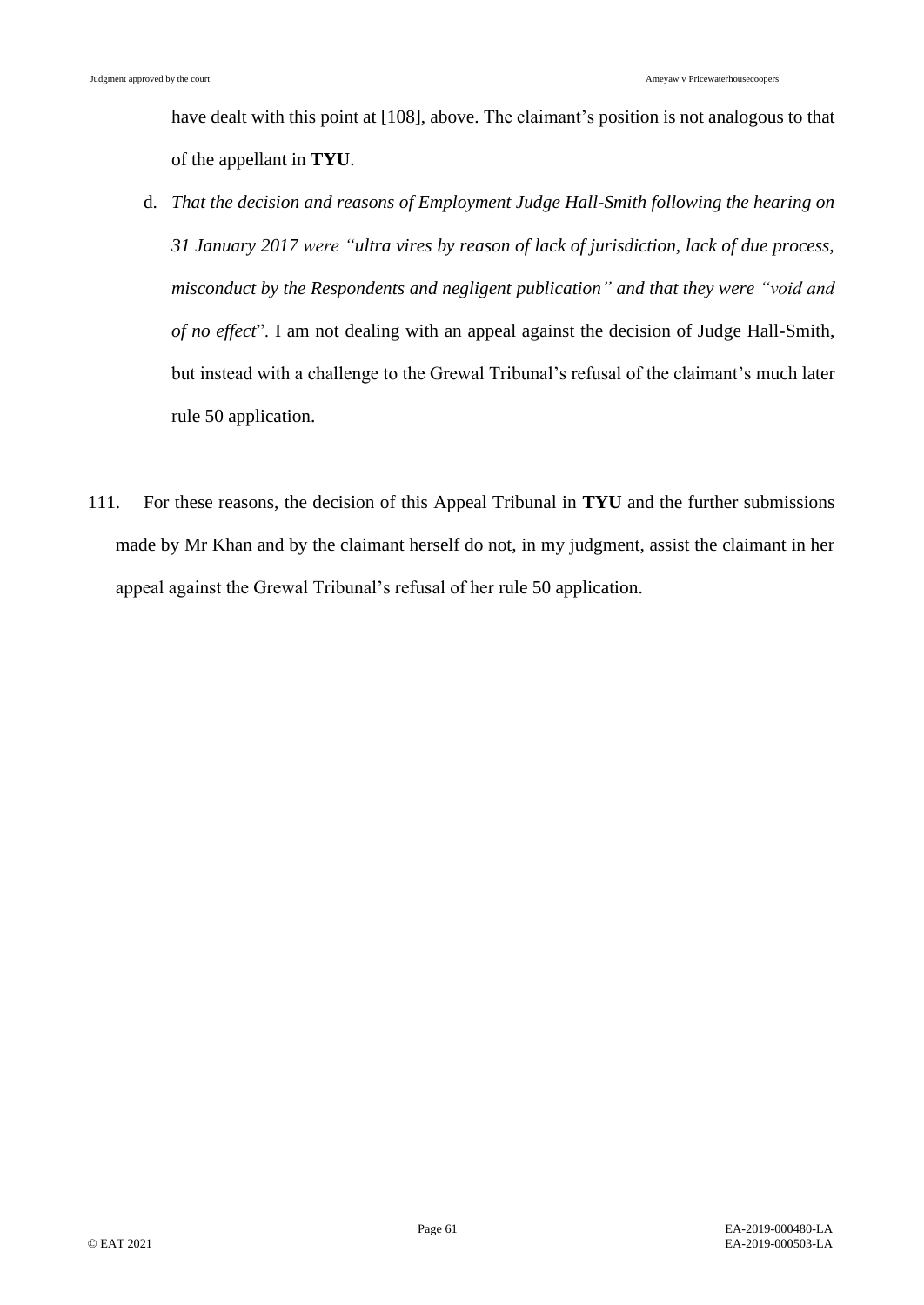have dealt with this point at [108], above. The claimant's position is not analogous to that of the appellant in **TYU**.

d. *That the decision and reasons of Employment Judge Hall-Smith following the hearing on 31 January 2017 were "ultra vires by reason of lack of jurisdiction, lack of due process, misconduct by the Respondents and negligent publication" and that they were "void and of no effect*". I am not dealing with an appeal against the decision of Judge Hall-Smith, but instead with a challenge to the Grewal Tribunal's refusal of the claimant's much later rule 50 application.

111. For these reasons, the decision of this Appeal Tribunal in **TYU** and the further submissions made by Mr Khan and by the claimant herself do not, in my judgment, assist the claimant in her appeal against the Grewal Tribunal's refusal of her rule 50 application.